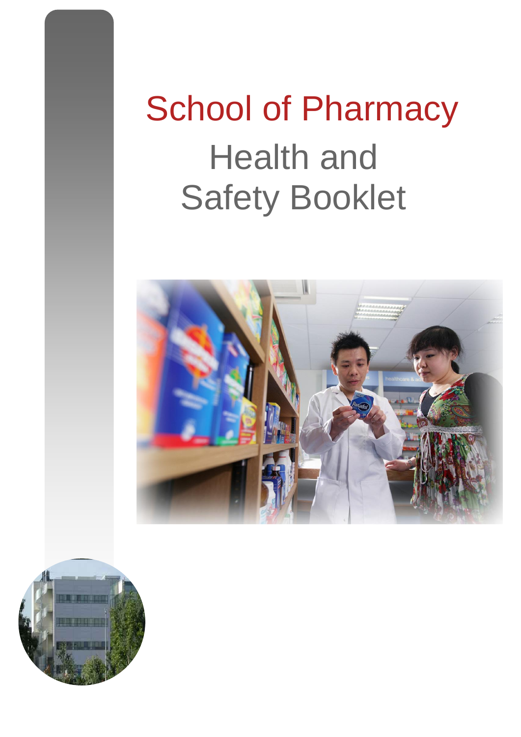# School of Pharmacy

## Health and Safety Booklet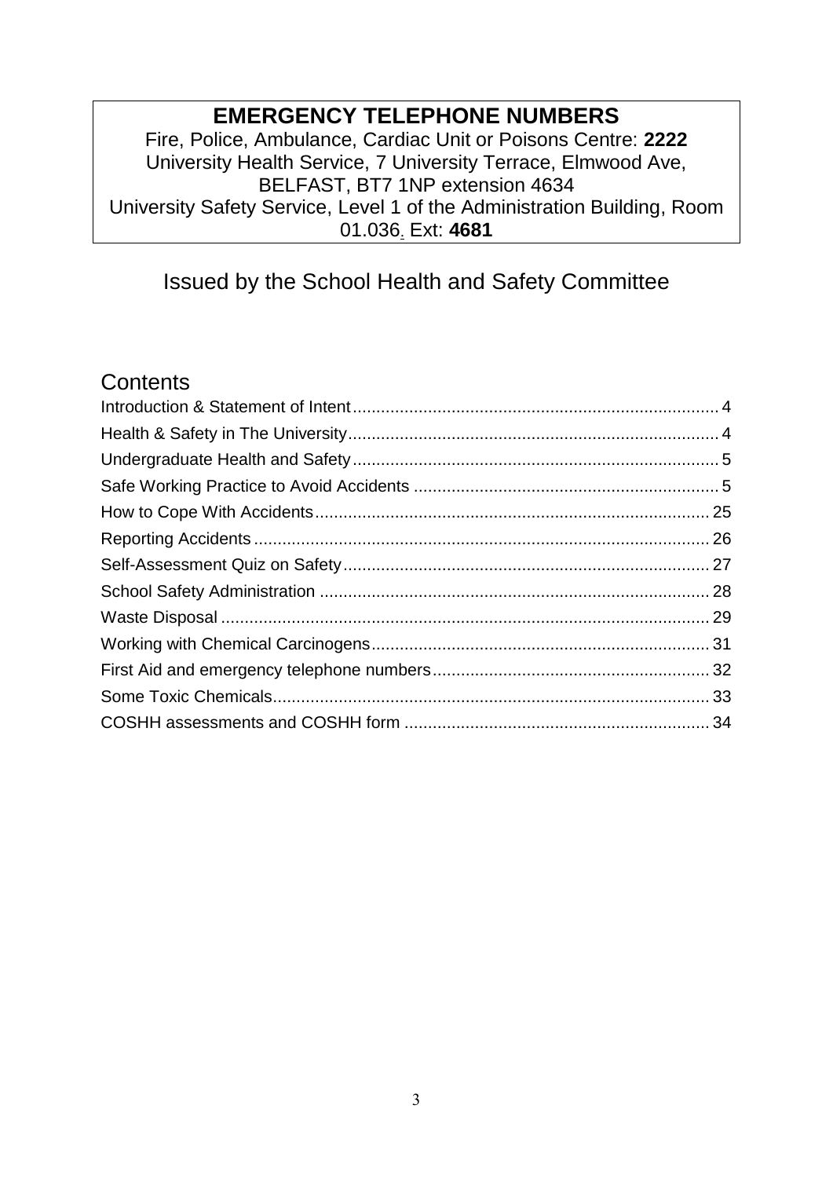## EMERGENCY TELEPHONE NUMBERS

Fire, Police, Ambulance, Cardiac Unit or Poisons Centre: **2222**
University Health Service, 7 University Terrace, Elmwood Ave, BELFAST, BT7 1NP extension 4634
University Safety Service, Level 1 of the Administration Building, Room 01.036. Ext: **4681**

Issued by the School Health and Safety Committee

## Contents

- Introduction & Statement of Intent .......... 4
- Health & Safety in The University .......... 4
- Undergraduate Health and Safety .......... 5
- Safe Working Practice to Avoid Accidents .......... 5
- How to Cope With Accidents .......... 25
- Reporting Accidents .......... 26
- Self-Assessment Quiz on Safety .......... 27
- School Safety Administration .......... 28
- Waste Disposal .......... 29
- Working with Chemical Carcinogens .......... 31
- First Aid and emergency telephone numbers .......... 32
- Some Toxic Chemicals .......... 33
- COSHH assessments and COSHH form .......... 34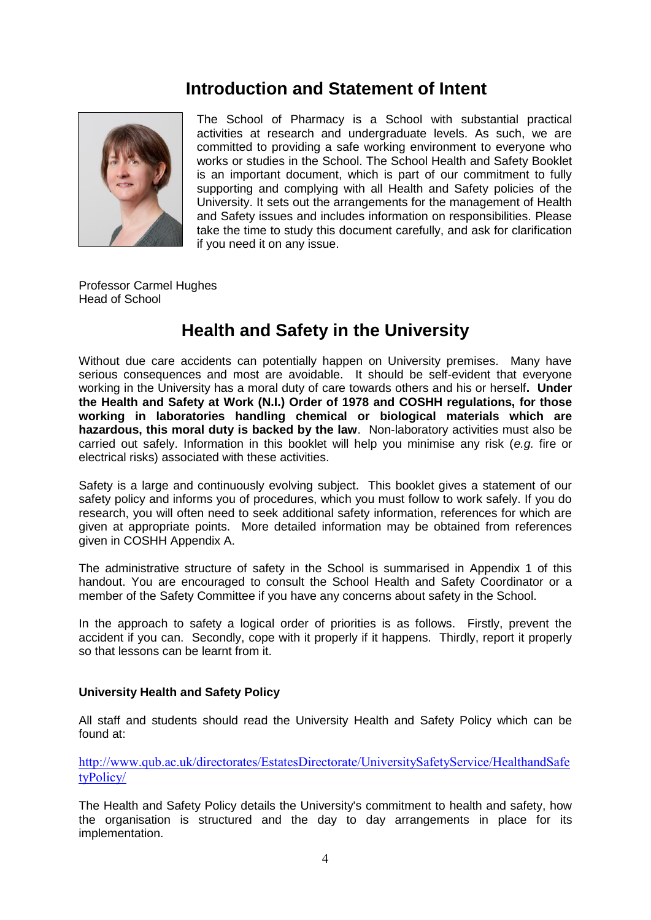## Introduction and Statement of Intent

The School of Pharmacy is a School with substantial practical activities at research and undergraduate levels. As such, we are committed to providing a safe working environment to everyone who works or studies in the School. The School Health and Safety Booklet is an important document, which is part of our commitment to fully supporting and complying with all Health and Safety policies of the University. It sets out the arrangements for the management of Health and Safety issues and includes information on responsibilities. Please take the time to study this document carefully, and ask for clarification if you need it on any issue.

Professor Carmel Hughes
Head of School

## Health and Safety in the University

Without due care accidents can potentially happen on University premises. Many have serious consequences and most are avoidable. It should be self-evident that everyone working in the University has a moral duty of care towards others and his or herself**. Under the Health and Safety at Work (N.I.) Order of 1978 and COSHH regulations, for those working in laboratories handling chemical or biological materials which are hazardous, this moral duty is backed by the law**. Non-laboratory activities must also be carried out safely. Information in this booklet will help you minimise any risk (*e.g.* fire or electrical risks) associated with these activities.

Safety is a large and continuously evolving subject. This booklet gives a statement of our safety policy and informs you of procedures, which you must follow to work safely. If you do research, you will often need to seek additional safety information, references for which are given at appropriate points. More detailed information may be obtained from references given in COSHH Appendix A.

The administrative structure of safety in the School is summarised in Appendix 1 of this handout. You are encouraged to consult the School Health and Safety Coordinator or a member of the Safety Committee if you have any concerns about safety in the School.

In the approach to safety a logical order of priorities is as follows. Firstly, prevent the accident if you can. Secondly, cope with it properly if it happens. Thirdly, report it properly so that lessons can be learnt from it.

### University Health and Safety Policy

All staff and students should read the University Health and Safety Policy which can be found at:

http://www.qub.ac.uk/directorates/EstatesDirectorate/UniversitySafetyService/HealthandSafetyPolicy/

The Health and Safety Policy details the University's commitment to health and safety, how the organisation is structured and the day to day arrangements in place for its implementation.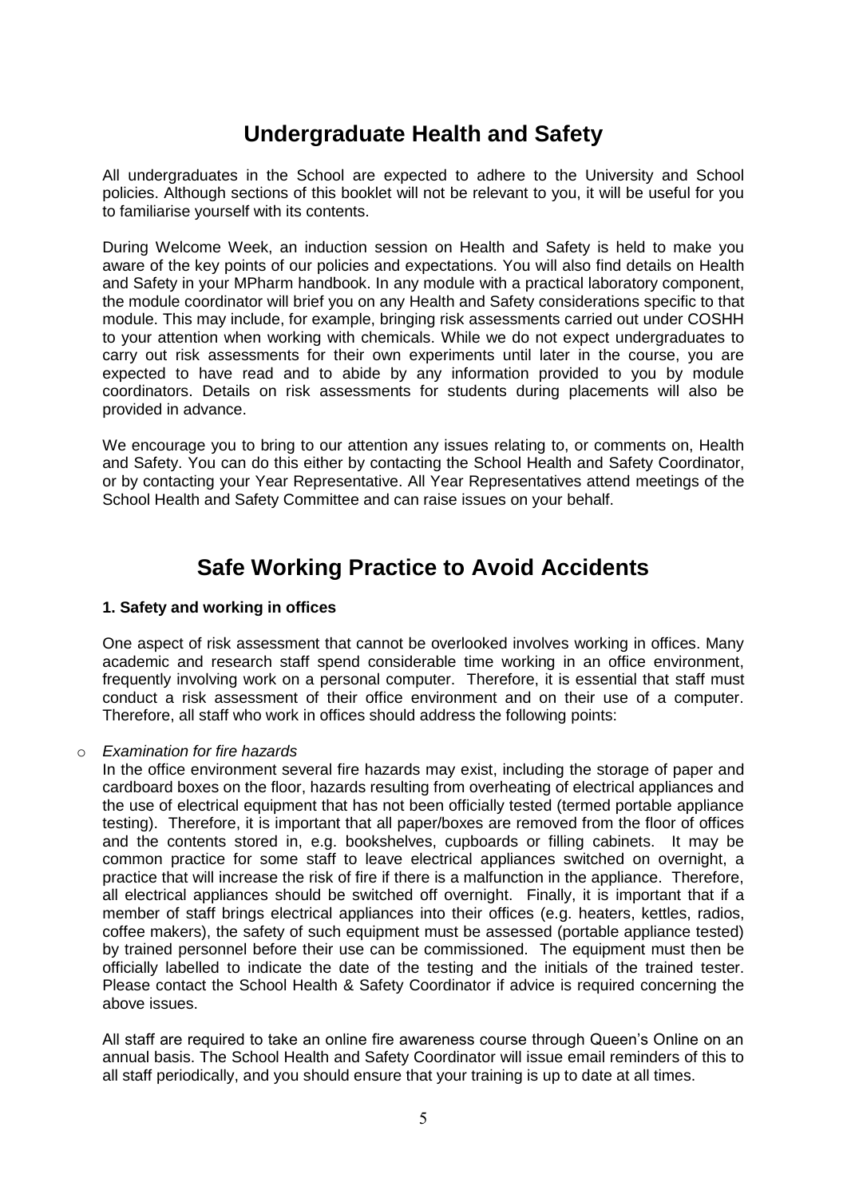# Undergraduate Health and Safety

All undergraduates in the School are expected to adhere to the University and School policies. Although sections of this booklet will not be relevant to you, it will be useful for you to familiarise yourself with its contents.

During Welcome Week, an induction session on Health and Safety is held to make you aware of the key points of our policies and expectations. You will also find details on Health and Safety in your MPharm handbook. In any module with a practical laboratory component, the module coordinator will brief you on any Health and Safety considerations specific to that module. This may include, for example, bringing risk assessments carried out under COSHH to your attention when working with chemicals. While we do not expect undergraduates to carry out risk assessments for their own experiments until later in the course, you are expected to have read and to abide by any information provided to you by module coordinators. Details on risk assessments for students during placements will also be provided in advance.

We encourage you to bring to our attention any issues relating to, or comments on, Health and Safety. You can do this either by contacting the School Health and Safety Coordinator, or by contacting your Year Representative. All Year Representatives attend meetings of the School Health and Safety Committee and can raise issues on your behalf.

# Safe Working Practice to Avoid Accidents

### 1. Safety and working in offices

One aspect of risk assessment that cannot be overlooked involves working in offices. Many academic and research staff spend considerable time working in an office environment, frequently involving work on a personal computer. Therefore, it is essential that staff must conduct a risk assessment of their office environment and on their use of a computer. Therefore, all staff who work in offices should address the following points:

- *Examination for fire hazards*

  In the office environment several fire hazards may exist, including the storage of paper and cardboard boxes on the floor, hazards resulting from overheating of electrical appliances and the use of electrical equipment that has not been officially tested (termed portable appliance testing). Therefore, it is important that all paper/boxes are removed from the floor of offices and the contents stored in, e.g. bookshelves, cupboards or filling cabinets. It may be common practice for some staff to leave electrical appliances switched on overnight, a practice that will increase the risk of fire if there is a malfunction in the appliance. Therefore, all electrical appliances should be switched off overnight. Finally, it is important that if a member of staff brings electrical appliances into their offices (e.g. heaters, kettles, radios, coffee makers), the safety of such equipment must be assessed (portable appliance tested) by trained personnel before their use can be commissioned. The equipment must then be officially labelled to indicate the date of the testing and the initials of the trained tester. Please contact the School Health & Safety Coordinator if advice is required concerning the above issues.

  All staff are required to take an online fire awareness course through Queen's Online on an annual basis. The School Health and Safety Coordinator will issue email reminders of this to all staff periodically, and you should ensure that your training is up to date at all times.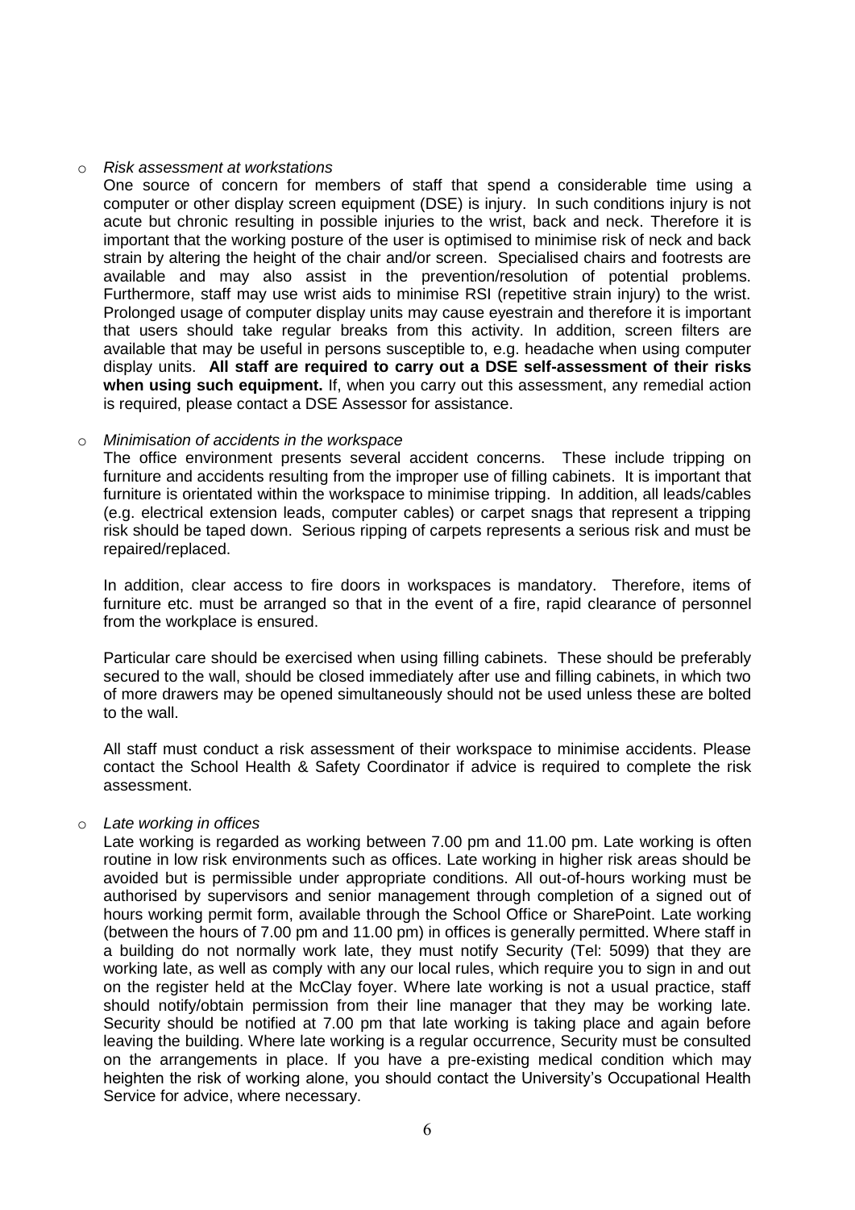- *Risk assessment at workstations*

  One source of concern for members of staff that spend a considerable time using a computer or other display screen equipment (DSE) is injury. In such conditions injury is not acute but chronic resulting in possible injuries to the wrist, back and neck. Therefore it is important that the working posture of the user is optimised to minimise risk of neck and back strain by altering the height of the chair and/or screen. Specialised chairs and footrests are available and may also assist in the prevention/resolution of potential problems. Furthermore, staff may use wrist aids to minimise RSI (repetitive strain injury) to the wrist. Prolonged usage of computer display units may cause eyestrain and therefore it is important that users should take regular breaks from this activity. In addition, screen filters are available that may be useful in persons susceptible to, e.g. headache when using computer display units. **All staff are required to carry out a DSE self-assessment of their risks when using such equipment.** If, when you carry out this assessment, any remedial action is required, please contact a DSE Assessor for assistance.

- *Minimisation of accidents in the workspace*

  The office environment presents several accident concerns. These include tripping on furniture and accidents resulting from the improper use of filling cabinets. It is important that furniture is orientated within the workspace to minimise tripping. In addition, all leads/cables (e.g. electrical extension leads, computer cables) or carpet snags that represent a tripping risk should be taped down. Serious ripping of carpets represents a serious risk and must be repaired/replaced.

  In addition, clear access to fire doors in workspaces is mandatory. Therefore, items of furniture etc. must be arranged so that in the event of a fire, rapid clearance of personnel from the workplace is ensured.

  Particular care should be exercised when using filling cabinets. These should be preferably secured to the wall, should be closed immediately after use and filling cabinets, in which two of more drawers may be opened simultaneously should not be used unless these are bolted to the wall.

  All staff must conduct a risk assessment of their workspace to minimise accidents. Please contact the School Health & Safety Coordinator if advice is required to complete the risk assessment.

- *Late working in offices*

  Late working is regarded as working between 7.00 pm and 11.00 pm. Late working is often routine in low risk environments such as offices. Late working in higher risk areas should be avoided but is permissible under appropriate conditions. All out-of-hours working must be authorised by supervisors and senior management through completion of a signed out of hours working permit form, available through the School Office or SharePoint. Late working (between the hours of 7.00 pm and 11.00 pm) in offices is generally permitted. Where staff in a building do not normally work late, they must notify Security (Tel: 5099) that they are working late, as well as comply with any our local rules, which require you to sign in and out on the register held at the McClay foyer. Where late working is not a usual practice, staff should notify/obtain permission from their line manager that they may be working late. Security should be notified at 7.00 pm that late working is taking place and again before leaving the building. Where late working is a regular occurrence, Security must be consulted on the arrangements in place. If you have a pre-existing medical condition which may heighten the risk of working alone, you should contact the University's Occupational Health Service for advice, where necessary.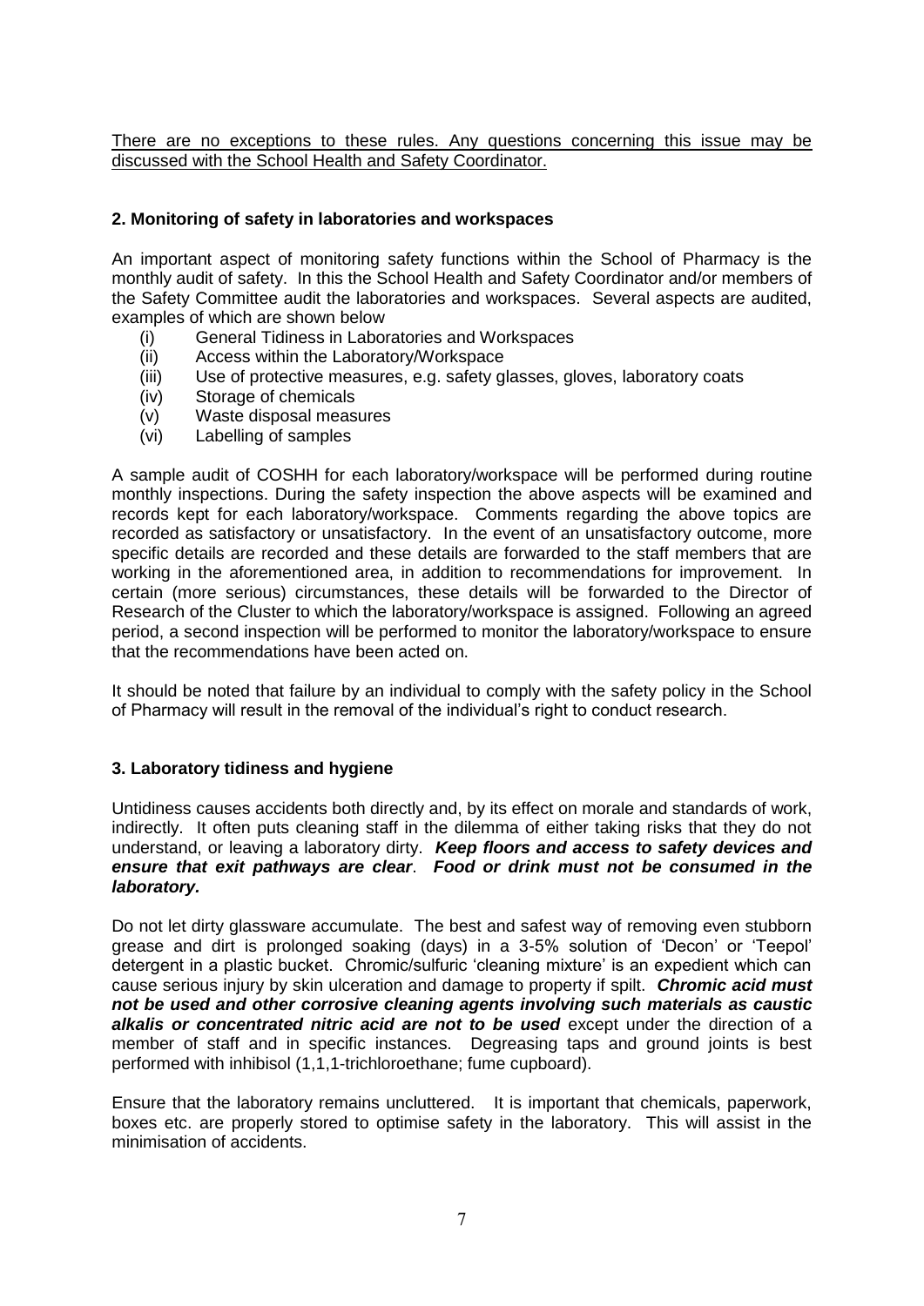<u>There are no exceptions to these rules. Any questions concerning this issue may be discussed with the School Health and Safety Coordinator.</u>

**2. Monitoring of safety in laboratories and workspaces**

An important aspect of monitoring safety functions within the School of Pharmacy is the monthly audit of safety. In this the School Health and Safety Coordinator and/or members of the Safety Committee audit the laboratories and workspaces. Several aspects are audited, examples of which are shown below

- (i) General Tidiness in Laboratories and Workspaces
- (ii) Access within the Laboratory/Workspace
- (iii) Use of protective measures, e.g. safety glasses, gloves, laboratory coats
- (iv) Storage of chemicals
- (v) Waste disposal measures
- (vi) Labelling of samples

A sample audit of COSHH for each laboratory/workspace will be performed during routine monthly inspections. During the safety inspection the above aspects will be examined and records kept for each laboratory/workspace. Comments regarding the above topics are recorded as satisfactory or unsatisfactory. In the event of an unsatisfactory outcome, more specific details are recorded and these details are forwarded to the staff members that are working in the aforementioned area, in addition to recommendations for improvement. In certain (more serious) circumstances, these details will be forwarded to the Director of Research of the Cluster to which the laboratory/workspace is assigned. Following an agreed period, a second inspection will be performed to monitor the laboratory/workspace to ensure that the recommendations have been acted on.

It should be noted that failure by an individual to comply with the safety policy in the School of Pharmacy will result in the removal of the individual's right to conduct research.

**3. Laboratory tidiness and hygiene**

Untidiness causes accidents both directly and, by its effect on morale and standards of work, indirectly. It often puts cleaning staff in the dilemma of either taking risks that they do not understand, or leaving a laboratory dirty. ***Keep floors and access to safety devices and ensure that exit pathways are clear***. ***Food or drink must not be consumed in the laboratory.***

Do not let dirty glassware accumulate. The best and safest way of removing even stubborn grease and dirt is prolonged soaking (days) in a 3-5% solution of 'Decon' or 'Teepol' detergent in a plastic bucket. Chromic/sulfuric 'cleaning mixture' is an expedient which can cause serious injury by skin ulceration and damage to property if spilt. ***Chromic acid must not be used and other corrosive cleaning agents involving such materials as caustic alkalis or concentrated nitric acid are not to be used*** except under the direction of a member of staff and in specific instances. Degreasing taps and ground joints is best performed with inhibisol (1,1,1-trichloroethane; fume cupboard).

Ensure that the laboratory remains uncluttered. It is important that chemicals, paperwork, boxes etc. are properly stored to optimise safety in the laboratory. This will assist in the minimisation of accidents.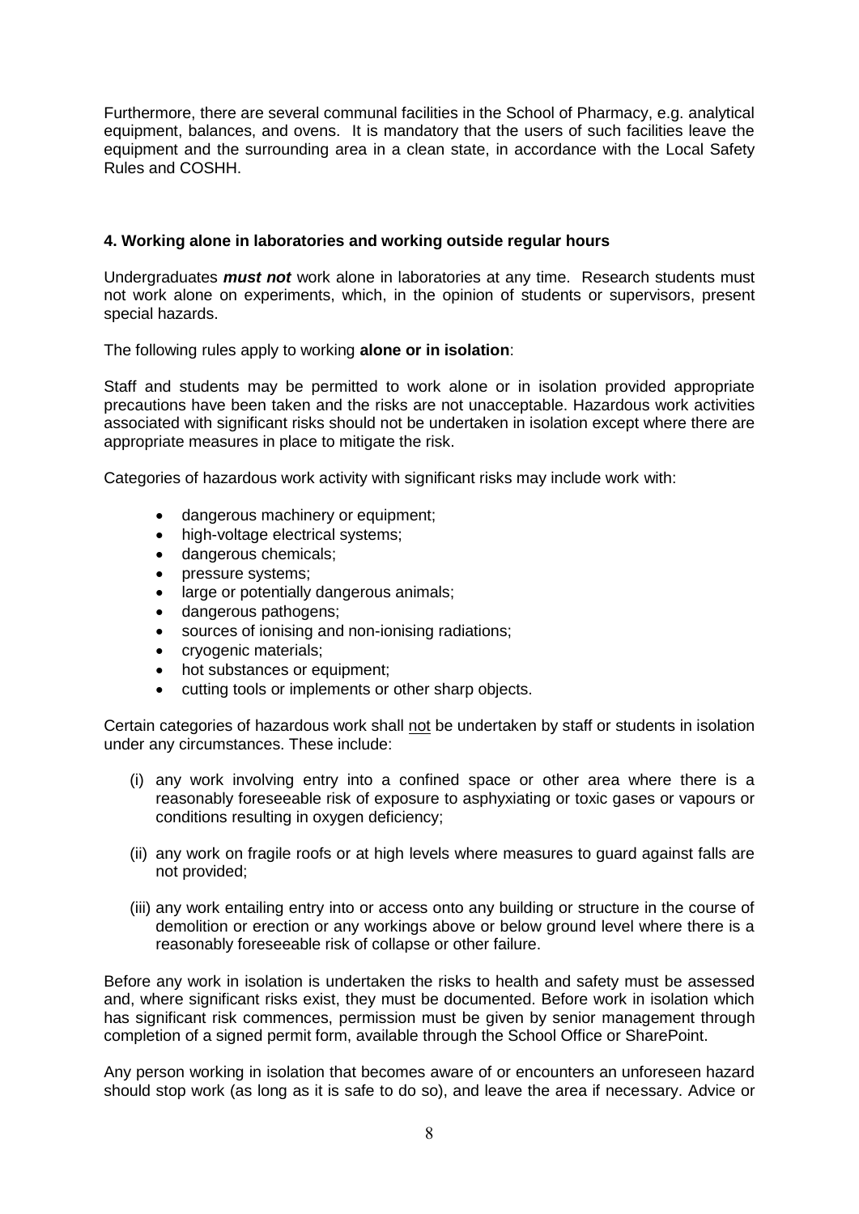Furthermore, there are several communal facilities in the School of Pharmacy, e.g. analytical equipment, balances, and ovens. It is mandatory that the users of such facilities leave the equipment and the surrounding area in a clean state, in accordance with the Local Safety Rules and COSHH.

### 4. Working alone in laboratories and working outside regular hours

Undergraduates ***must not*** work alone in laboratories at any time. Research students must not work alone on experiments, which, in the opinion of students or supervisors, present special hazards.

The following rules apply to working **alone or in isolation**:

Staff and students may be permitted to work alone or in isolation provided appropriate precautions have been taken and the risks are not unacceptable. Hazardous work activities associated with significant risks should not be undertaken in isolation except where there are appropriate measures in place to mitigate the risk.

Categories of hazardous work activity with significant risks may include work with:

- dangerous machinery or equipment;
- high-voltage electrical systems;
- dangerous chemicals;
- pressure systems;
- large or potentially dangerous animals;
- dangerous pathogens;
- sources of ionising and non-ionising radiations;
- cryogenic materials;
- hot substances or equipment;
- cutting tools or implements or other sharp objects.

Certain categories of hazardous work shall <u>not</u> be undertaken by staff or students in isolation under any circumstances. These include:

(i) any work involving entry into a confined space or other area where there is a reasonably foreseeable risk of exposure to asphyxiating or toxic gases or vapours or conditions resulting in oxygen deficiency;

(ii) any work on fragile roofs or at high levels where measures to guard against falls are not provided;

(iii) any work entailing entry into or access onto any building or structure in the course of demolition or erection or any workings above or below ground level where there is a reasonably foreseeable risk of collapse or other failure.

Before any work in isolation is undertaken the risks to health and safety must be assessed and, where significant risks exist, they must be documented. Before work in isolation which has significant risk commences, permission must be given by senior management through completion of a signed permit form, available through the School Office or SharePoint.

Any person working in isolation that becomes aware of or encounters an unforeseen hazard should stop work (as long as it is safe to do so), and leave the area if necessary. Advice or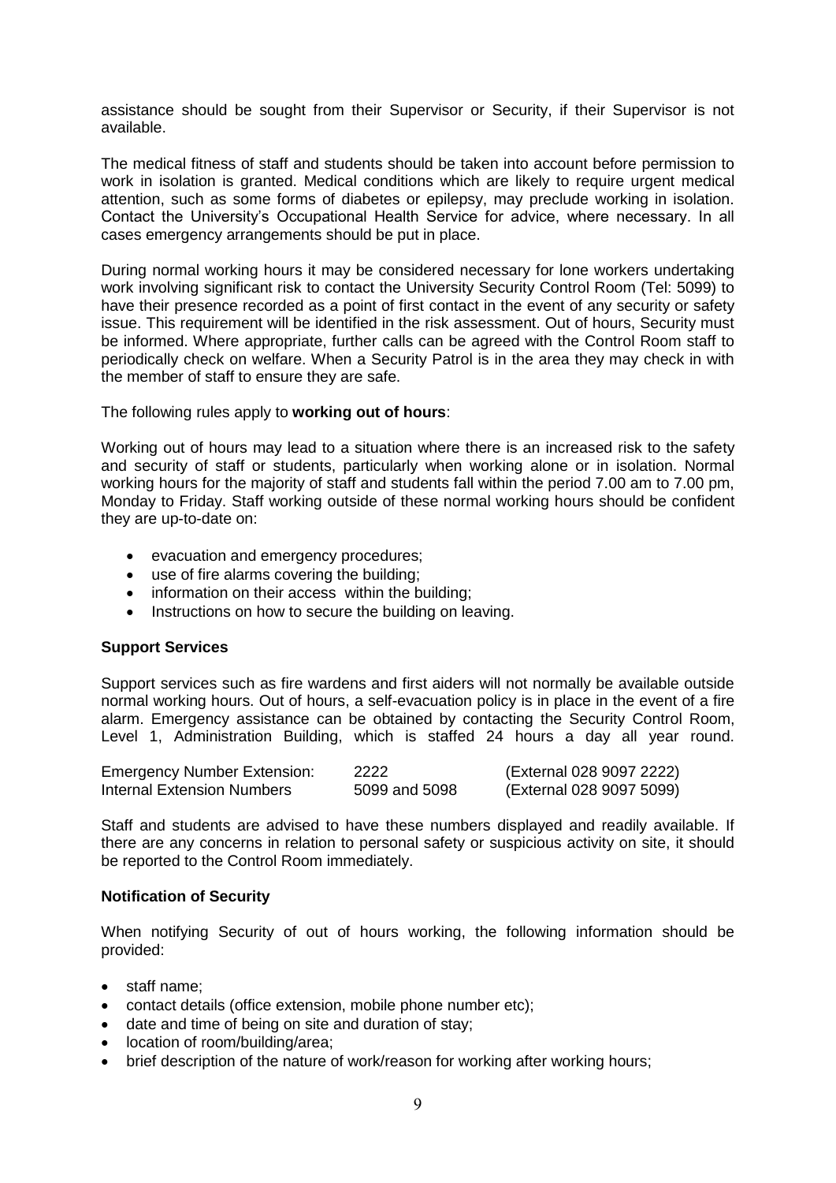assistance should be sought from their Supervisor or Security, if their Supervisor is not available.

The medical fitness of staff and students should be taken into account before permission to work in isolation is granted. Medical conditions which are likely to require urgent medical attention, such as some forms of diabetes or epilepsy, may preclude working in isolation. Contact the University's Occupational Health Service for advice, where necessary. In all cases emergency arrangements should be put in place.

During normal working hours it may be considered necessary for lone workers undertaking work involving significant risk to contact the University Security Control Room (Tel: 5099) to have their presence recorded as a point of first contact in the event of any security or safety issue. This requirement will be identified in the risk assessment. Out of hours, Security must be informed. Where appropriate, further calls can be agreed with the Control Room staff to periodically check on welfare. When a Security Patrol is in the area they may check in with the member of staff to ensure they are safe.

The following rules apply to **working out of hours**:

Working out of hours may lead to a situation where there is an increased risk to the safety and security of staff or students, particularly when working alone or in isolation. Normal working hours for the majority of staff and students fall within the period 7.00 am to 7.00 pm, Monday to Friday. Staff working outside of these normal working hours should be confident they are up-to-date on:

- evacuation and emergency procedures;
- use of fire alarms covering the building;
- information on their access within the building;
- Instructions on how to secure the building on leaving.

**Support Services**

Support services such as fire wardens and first aiders will not normally be available outside normal working hours. Out of hours, a self-evacuation policy is in place in the event of a fire alarm. Emergency assistance can be obtained by contacting the Security Control Room, Level 1, Administration Building, which is staffed 24 hours a day all year round.

| | | |
|---|---|---|
| Emergency Number Extension: | 2222 | (External 028 9097 2222) |
| Internal Extension Numbers | 5099 and 5098 | (External 028 9097 5099) |

Staff and students are advised to have these numbers displayed and readily available. If there are any concerns in relation to personal safety or suspicious activity on site, it should be reported to the Control Room immediately.

**Notification of Security**

When notifying Security of out of hours working, the following information should be provided:

- staff name;
- contact details (office extension, mobile phone number etc);
- date and time of being on site and duration of stay;
- location of room/building/area;
- brief description of the nature of work/reason for working after working hours;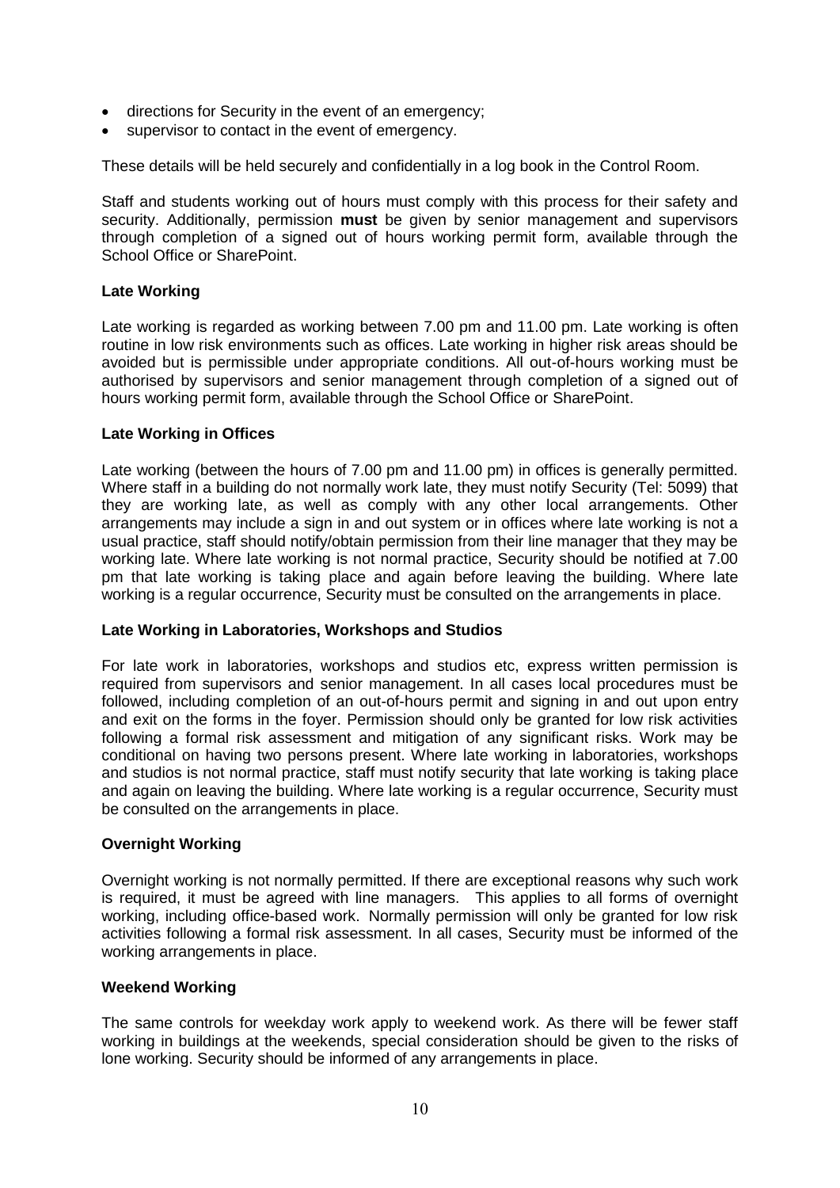- directions for Security in the event of an emergency;
- supervisor to contact in the event of emergency.

These details will be held securely and confidentially in a log book in the Control Room.

Staff and students working out of hours must comply with this process for their safety and security. Additionally, permission **must** be given by senior management and supervisors through completion of a signed out of hours working permit form, available through the School Office or SharePoint.

**Late Working**

Late working is regarded as working between 7.00 pm and 11.00 pm. Late working is often routine in low risk environments such as offices. Late working in higher risk areas should be avoided but is permissible under appropriate conditions. All out-of-hours working must be authorised by supervisors and senior management through completion of a signed out of hours working permit form, available through the School Office or SharePoint.

**Late Working in Offices**

Late working (between the hours of 7.00 pm and 11.00 pm) in offices is generally permitted. Where staff in a building do not normally work late, they must notify Security (Tel: 5099) that they are working late, as well as comply with any other local arrangements. Other arrangements may include a sign in and out system or in offices where late working is not a usual practice, staff should notify/obtain permission from their line manager that they may be working late. Where late working is not normal practice, Security should be notified at 7.00 pm that late working is taking place and again before leaving the building. Where late working is a regular occurrence, Security must be consulted on the arrangements in place.

**Late Working in Laboratories, Workshops and Studios**

For late work in laboratories, workshops and studios etc, express written permission is required from supervisors and senior management. In all cases local procedures must be followed, including completion of an out-of-hours permit and signing in and out upon entry and exit on the forms in the foyer. Permission should only be granted for low risk activities following a formal risk assessment and mitigation of any significant risks. Work may be conditional on having two persons present. Where late working in laboratories, workshops and studios is not normal practice, staff must notify security that late working is taking place and again on leaving the building. Where late working is a regular occurrence, Security must be consulted on the arrangements in place.

**Overnight Working**

Overnight working is not normally permitted. If there are exceptional reasons why such work is required, it must be agreed with line managers. This applies to all forms of overnight working, including office-based work. Normally permission will only be granted for low risk activities following a formal risk assessment. In all cases, Security must be informed of the working arrangements in place.

**Weekend Working**

The same controls for weekday work apply to weekend work. As there will be fewer staff working in buildings at the weekends, special consideration should be given to the risks of lone working. Security should be informed of any arrangements in place.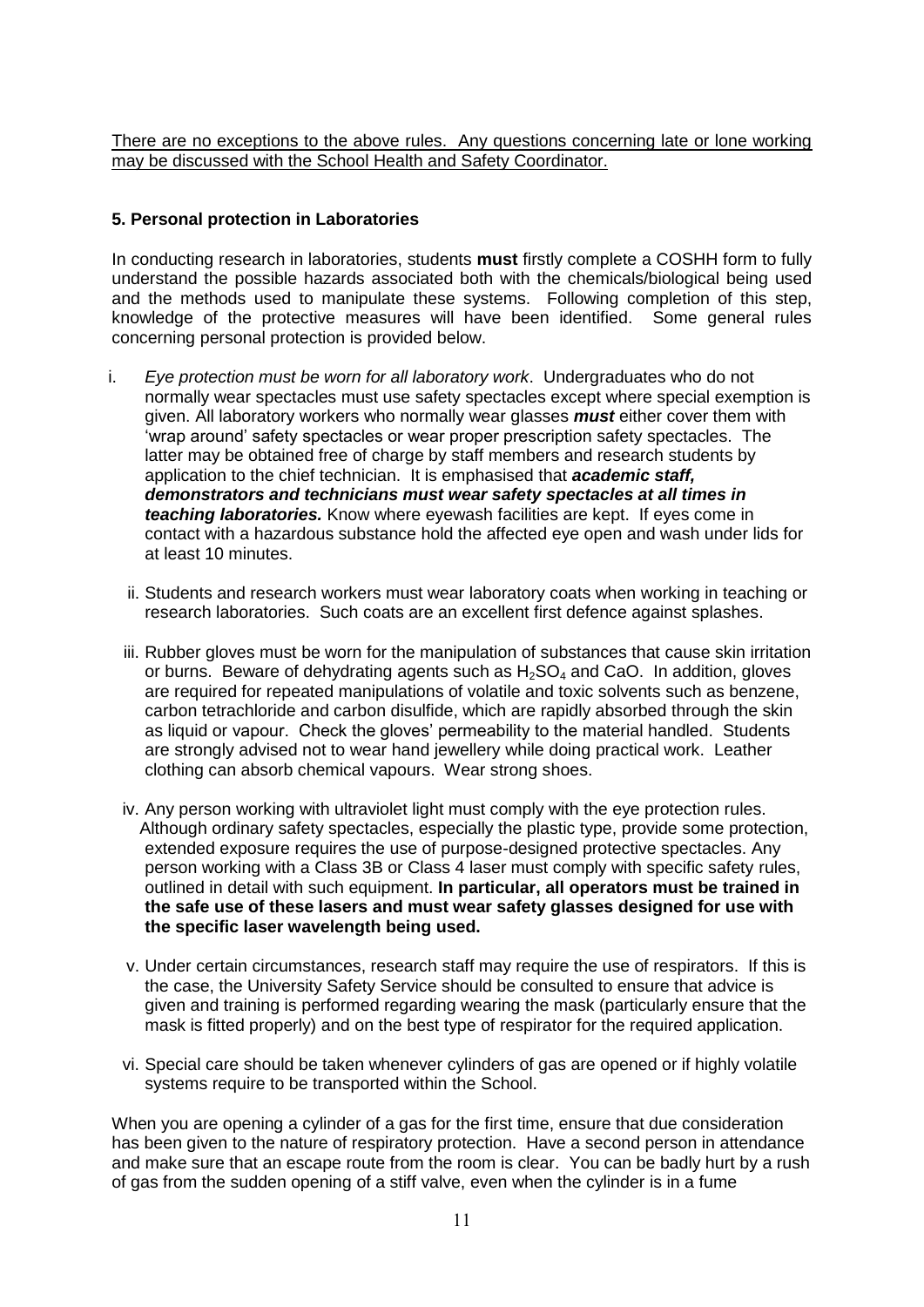<u>There are no exceptions to the above rules. Any questions concerning late or lone working may be discussed with the School Health and Safety Coordinator.</u>

### 5. Personal protection in Laboratories

In conducting research in laboratories, students **must** firstly complete a COSHH form to fully understand the possible hazards associated both with the chemicals/biological being used and the methods used to manipulate these systems. Following completion of this step, knowledge of the protective measures will have been identified. Some general rules concerning personal protection is provided below.

i. *Eye protection must be worn for all laboratory work*. Undergraduates who do not normally wear spectacles must use safety spectacles except where special exemption is given. All laboratory workers who normally wear glasses ***must*** either cover them with 'wrap around' safety spectacles or wear proper prescription safety spectacles. The latter may be obtained free of charge by staff members and research students by application to the chief technician. It is emphasised that ***academic staff, demonstrators and technicians must wear safety spectacles at all times in teaching laboratories.*** Know where eyewash facilities are kept. If eyes come in contact with a hazardous substance hold the affected eye open and wash under lids for at least 10 minutes.

ii. Students and research workers must wear laboratory coats when working in teaching or research laboratories. Such coats are an excellent first defence against splashes.

iii. Rubber gloves must be worn for the manipulation of substances that cause skin irritation or burns. Beware of dehydrating agents such as $H_2SO_4$ and CaO. In addition, gloves are required for repeated manipulations of volatile and toxic solvents such as benzene, carbon tetrachloride and carbon disulfide, which are rapidly absorbed through the skin as liquid or vapour. Check the gloves' permeability to the material handled. Students are strongly advised not to wear hand jewellery while doing practical work. Leather clothing can absorb chemical vapours. Wear strong shoes.

iv. Any person working with ultraviolet light must comply with the eye protection rules. Although ordinary safety spectacles, especially the plastic type, provide some protection, extended exposure requires the use of purpose-designed protective spectacles. Any person working with a Class 3B or Class 4 laser must comply with specific safety rules, outlined in detail with such equipment. **In particular, all operators must be trained in the safe use of these lasers and must wear safety glasses designed for use with the specific laser wavelength being used.**

v. Under certain circumstances, research staff may require the use of respirators. If this is the case, the University Safety Service should be consulted to ensure that advice is given and training is performed regarding wearing the mask (particularly ensure that the mask is fitted properly) and on the best type of respirator for the required application.

vi. Special care should be taken whenever cylinders of gas are opened or if highly volatile systems require to be transported within the School.

When you are opening a cylinder of a gas for the first time, ensure that due consideration has been given to the nature of respiratory protection. Have a second person in attendance and make sure that an escape route from the room is clear. You can be badly hurt by a rush of gas from the sudden opening of a stiff valve, even when the cylinder is in a fume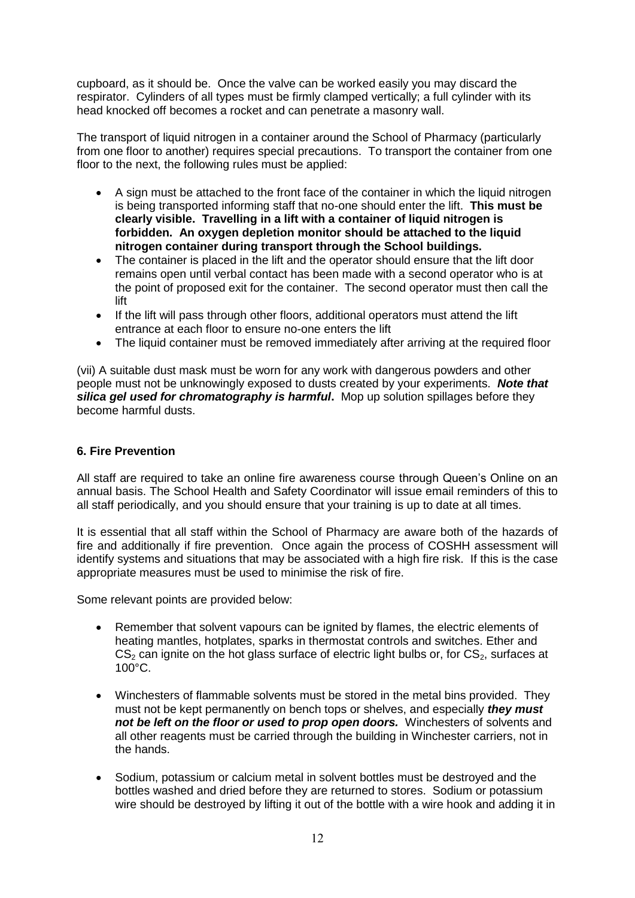cupboard, as it should be. Once the valve can be worked easily you may discard the respirator. Cylinders of all types must be firmly clamped vertically; a full cylinder with its head knocked off becomes a rocket and can penetrate a masonry wall.

The transport of liquid nitrogen in a container around the School of Pharmacy (particularly from one floor to another) requires special precautions. To transport the container from one floor to the next, the following rules must be applied:

- A sign must be attached to the front face of the container in which the liquid nitrogen is being transported informing staff that no-one should enter the lift. **This must be clearly visible. Travelling in a lift with a container of liquid nitrogen is forbidden. An oxygen depletion monitor should be attached to the liquid nitrogen container during transport through the School buildings.**
- The container is placed in the lift and the operator should ensure that the lift door remains open until verbal contact has been made with a second operator who is at the point of proposed exit for the container. The second operator must then call the lift
- If the lift will pass through other floors, additional operators must attend the lift entrance at each floor to ensure no-one enters the lift
- The liquid container must be removed immediately after arriving at the required floor

(vii) A suitable dust mask must be worn for any work with dangerous powders and other people must not be unknowingly exposed to dusts created by your experiments. ***Note that silica gel used for chromatography is harmful***. Mop up solution spillages before they become harmful dusts.

## 6. Fire Prevention

All staff are required to take an online fire awareness course through Queen's Online on an annual basis. The School Health and Safety Coordinator will issue email reminders of this to all staff periodically, and you should ensure that your training is up to date at all times.

It is essential that all staff within the School of Pharmacy are aware both of the hazards of fire and additionally if fire prevention. Once again the process of COSHH assessment will identify systems and situations that may be associated with a high fire risk. If this is the case appropriate measures must be used to minimise the risk of fire.

Some relevant points are provided below:

- Remember that solvent vapours can be ignited by flames, the electric elements of heating mantles, hotplates, sparks in thermostat controls and switches. Ether and $CS_2$ can ignite on the hot glass surface of electric light bulbs or, for $CS_2$, surfaces at 100°C.

- Winchesters of flammable solvents must be stored in the metal bins provided. They must not be kept permanently on bench tops or shelves, and especially ***they must not be left on the floor or used to prop open doors.*** Winchesters of solvents and all other reagents must be carried through the building in Winchester carriers, not in the hands.

- Sodium, potassium or calcium metal in solvent bottles must be destroyed and the bottles washed and dried before they are returned to stores. Sodium or potassium wire should be destroyed by lifting it out of the bottle with a wire hook and adding it in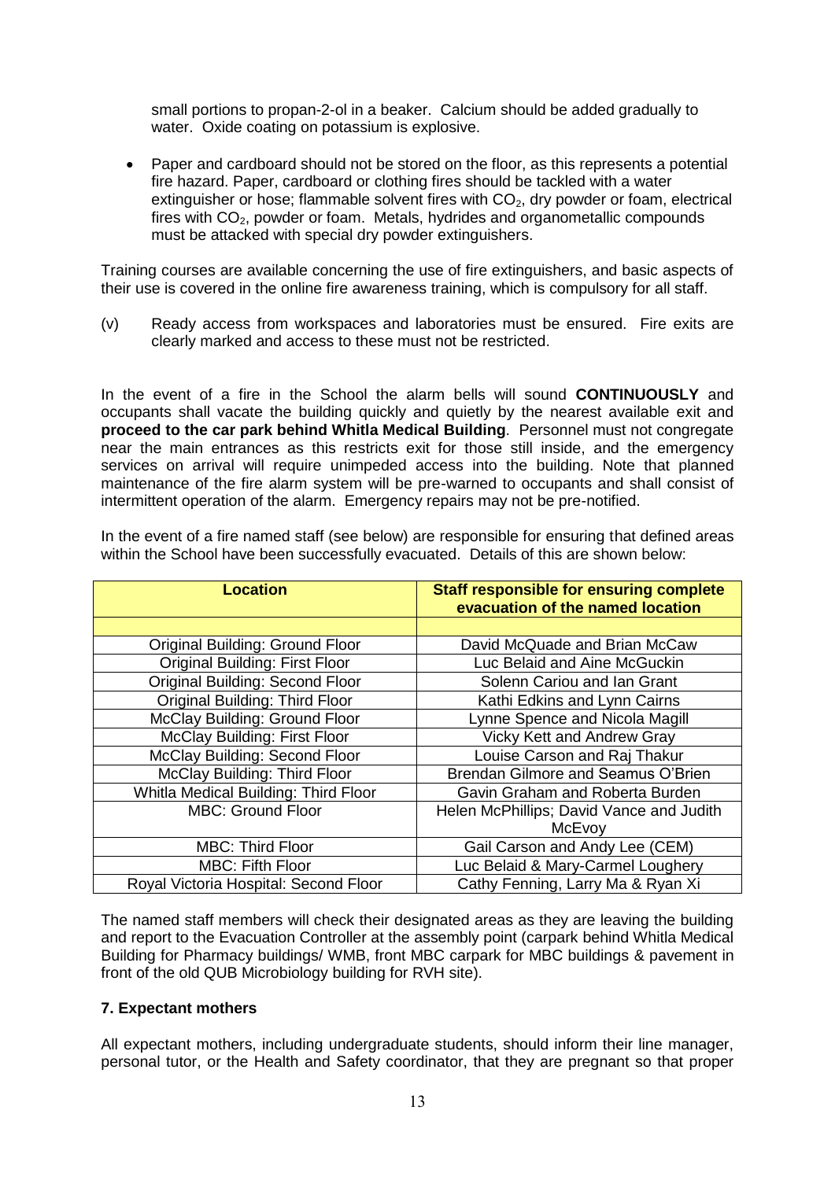small portions to propan-2-ol in a beaker. Calcium should be added gradually to water. Oxide coating on potassium is explosive.

- Paper and cardboard should not be stored on the floor, as this represents a potential fire hazard. Paper, cardboard or clothing fires should be tackled with a water extinguisher or hose; flammable solvent fires with $CO_2$, dry powder or foam, electrical fires with $CO_2$, powder or foam. Metals, hydrides and organometallic compounds must be attacked with special dry powder extinguishers.

Training courses are available concerning the use of fire extinguishers, and basic aspects of their use is covered in the online fire awareness training, which is compulsory for all staff.

(v) Ready access from workspaces and laboratories must be ensured. Fire exits are clearly marked and access to these must not be restricted.

In the event of a fire in the School the alarm bells will sound **CONTINUOUSLY** and occupants shall vacate the building quickly and quietly by the nearest available exit and **proceed to the car park behind Whitla Medical Building**. Personnel must not congregate near the main entrances as this restricts exit for those still inside, and the emergency services on arrival will require unimpeded access into the building. Note that planned maintenance of the fire alarm system will be pre-warned to occupants and shall consist of intermittent operation of the alarm. Emergency repairs may not be pre-notified.

In the event of a fire named staff (see below) are responsible for ensuring that defined areas within the School have been successfully evacuated. Details of this are shown below:

| Location | Staff responsible for ensuring complete evacuation of the named location |
|---|---|
| | |
| Original Building: Ground Floor | David McQuade and Brian McCaw |
| Original Building: First Floor | Luc Belaid and Aine McGuckin |
| Original Building: Second Floor | Solenn Cariou and Ian Grant |
| Original Building: Third Floor | Kathi Edkins and Lynn Cairns |
| McClay Building: Ground Floor | Lynne Spence and Nicola Magill |
| McClay Building: First Floor | Vicky Kett and Andrew Gray |
| McClay Building: Second Floor | Louise Carson and Raj Thakur |
| McClay Building: Third Floor | Brendan Gilmore and Seamus O'Brien |
| Whitla Medical Building: Third Floor | Gavin Graham and Roberta Burden |
| MBC: Ground Floor | Helen McPhillips; David Vance and Judith McEvoy |
| MBC: Third Floor | Gail Carson and Andy Lee (CEM) |
| MBC: Fifth Floor | Luc Belaid & Mary-Carmel Loughery |
| Royal Victoria Hospital: Second Floor | Cathy Fenning, Larry Ma & Ryan Xi |

The named staff members will check their designated areas as they are leaving the building and report to the Evacuation Controller at the assembly point (carpark behind Whitla Medical Building for Pharmacy buildings/ WMB, front MBC carpark for MBC buildings & pavement in front of the old QUB Microbiology building for RVH site).

### 7. Expectant mothers

All expectant mothers, including undergraduate students, should inform their line manager, personal tutor, or the Health and Safety coordinator, that they are pregnant so that proper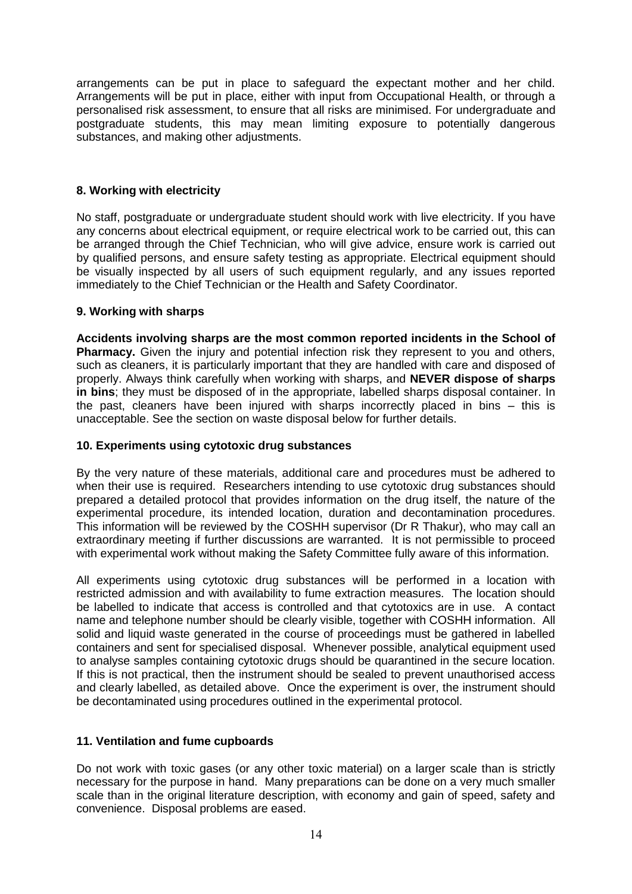arrangements can be put in place to safeguard the expectant mother and her child. Arrangements will be put in place, either with input from Occupational Health, or through a personalised risk assessment, to ensure that all risks are minimised. For undergraduate and postgraduate students, this may mean limiting exposure to potentially dangerous substances, and making other adjustments.

### 8. Working with electricity

No staff, postgraduate or undergraduate student should work with live electricity. If you have any concerns about electrical equipment, or require electrical work to be carried out, this can be arranged through the Chief Technician, who will give advice, ensure work is carried out by qualified persons, and ensure safety testing as appropriate. Electrical equipment should be visually inspected by all users of such equipment regularly, and any issues reported immediately to the Chief Technician or the Health and Safety Coordinator.

### 9. Working with sharps

**Accidents involving sharps are the most common reported incidents in the School of Pharmacy.** Given the injury and potential infection risk they represent to you and others, such as cleaners, it is particularly important that they are handled with care and disposed of properly. Always think carefully when working with sharps, and **NEVER dispose of sharps in bins**; they must be disposed of in the appropriate, labelled sharps disposal container. In the past, cleaners have been injured with sharps incorrectly placed in bins – this is unacceptable. See the section on waste disposal below for further details.

### 10. Experiments using cytotoxic drug substances

By the very nature of these materials, additional care and procedures must be adhered to when their use is required. Researchers intending to use cytotoxic drug substances should prepared a detailed protocol that provides information on the drug itself, the nature of the experimental procedure, its intended location, duration and decontamination procedures. This information will be reviewed by the COSHH supervisor (Dr R Thakur), who may call an extraordinary meeting if further discussions are warranted. It is not permissible to proceed with experimental work without making the Safety Committee fully aware of this information.

All experiments using cytotoxic drug substances will be performed in a location with restricted admission and with availability to fume extraction measures. The location should be labelled to indicate that access is controlled and that cytotoxics are in use. A contact name and telephone number should be clearly visible, together with COSHH information. All solid and liquid waste generated in the course of proceedings must be gathered in labelled containers and sent for specialised disposal. Whenever possible, analytical equipment used to analyse samples containing cytotoxic drugs should be quarantined in the secure location. If this is not practical, then the instrument should be sealed to prevent unauthorised access and clearly labelled, as detailed above. Once the experiment is over, the instrument should be decontaminated using procedures outlined in the experimental protocol.

### 11. Ventilation and fume cupboards

Do not work with toxic gases (or any other toxic material) on a larger scale than is strictly necessary for the purpose in hand. Many preparations can be done on a very much smaller scale than in the original literature description, with economy and gain of speed, safety and convenience. Disposal problems are eased.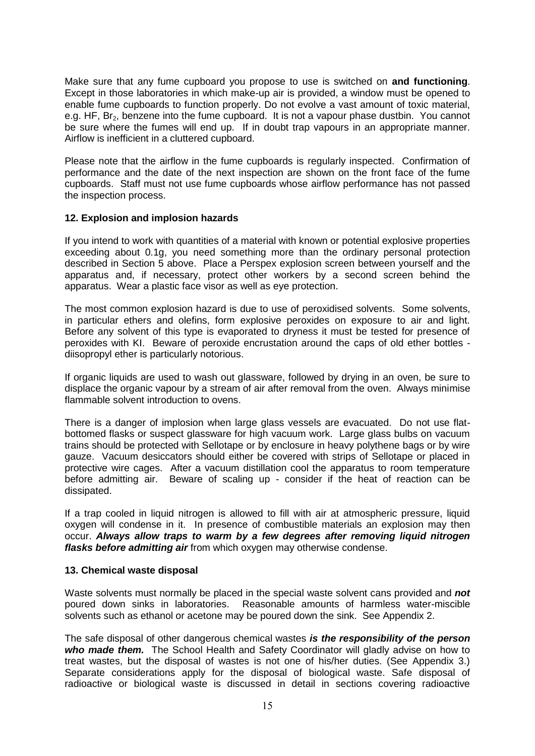Make sure that any fume cupboard you propose to use is switched on **and functioning**. Except in those laboratories in which make-up air is provided, a window must be opened to enable fume cupboards to function properly. Do not evolve a vast amount of toxic material, e.g. HF, $Br_2$, benzene into the fume cupboard. It is not a vapour phase dustbin. You cannot be sure where the fumes will end up. If in doubt trap vapours in an appropriate manner. Airflow is inefficient in a cluttered cupboard.

Please note that the airflow in the fume cupboards is regularly inspected. Confirmation of performance and the date of the next inspection are shown on the front face of the fume cupboards. Staff must not use fume cupboards whose airflow performance has not passed the inspection process.

### 12. Explosion and implosion hazards

If you intend to work with quantities of a material with known or potential explosive properties exceeding about 0.1g, you need something more than the ordinary personal protection described in Section 5 above. Place a Perspex explosion screen between yourself and the apparatus and, if necessary, protect other workers by a second screen behind the apparatus. Wear a plastic face visor as well as eye protection.

The most common explosion hazard is due to use of peroxidised solvents. Some solvents, in particular ethers and olefins, form explosive peroxides on exposure to air and light. Before any solvent of this type is evaporated to dryness it must be tested for presence of peroxides with KI. Beware of peroxide encrustation around the caps of old ether bottles - diisopropyl ether is particularly notorious.

If organic liquids are used to wash out glassware, followed by drying in an oven, be sure to displace the organic vapour by a stream of air after removal from the oven. Always minimise flammable solvent introduction to ovens.

There is a danger of implosion when large glass vessels are evacuated. Do not use flat-bottomed flasks or suspect glassware for high vacuum work. Large glass bulbs on vacuum trains should be protected with Sellotape or by enclosure in heavy polythene bags or by wire gauze. Vacuum desiccators should either be covered with strips of Sellotape or placed in protective wire cages. After a vacuum distillation cool the apparatus to room temperature before admitting air. Beware of scaling up - consider if the heat of reaction can be dissipated.

If a trap cooled in liquid nitrogen is allowed to fill with air at atmospheric pressure, liquid oxygen will condense in it. In presence of combustible materials an explosion may then occur. ***Always allow traps to warm by a few degrees after removing liquid nitrogen flasks before admitting air*** from which oxygen may otherwise condense.

### 13. Chemical waste disposal

Waste solvents must normally be placed in the special waste solvent cans provided and ***not*** poured down sinks in laboratories. Reasonable amounts of harmless water-miscible solvents such as ethanol or acetone may be poured down the sink. See Appendix 2.

The safe disposal of other dangerous chemical wastes ***is the responsibility of the person who made them.*** The School Health and Safety Coordinator will gladly advise on how to treat wastes, but the disposal of wastes is not one of his/her duties. (See Appendix 3.) Separate considerations apply for the disposal of biological waste. Safe disposal of radioactive or biological waste is discussed in detail in sections covering radioactive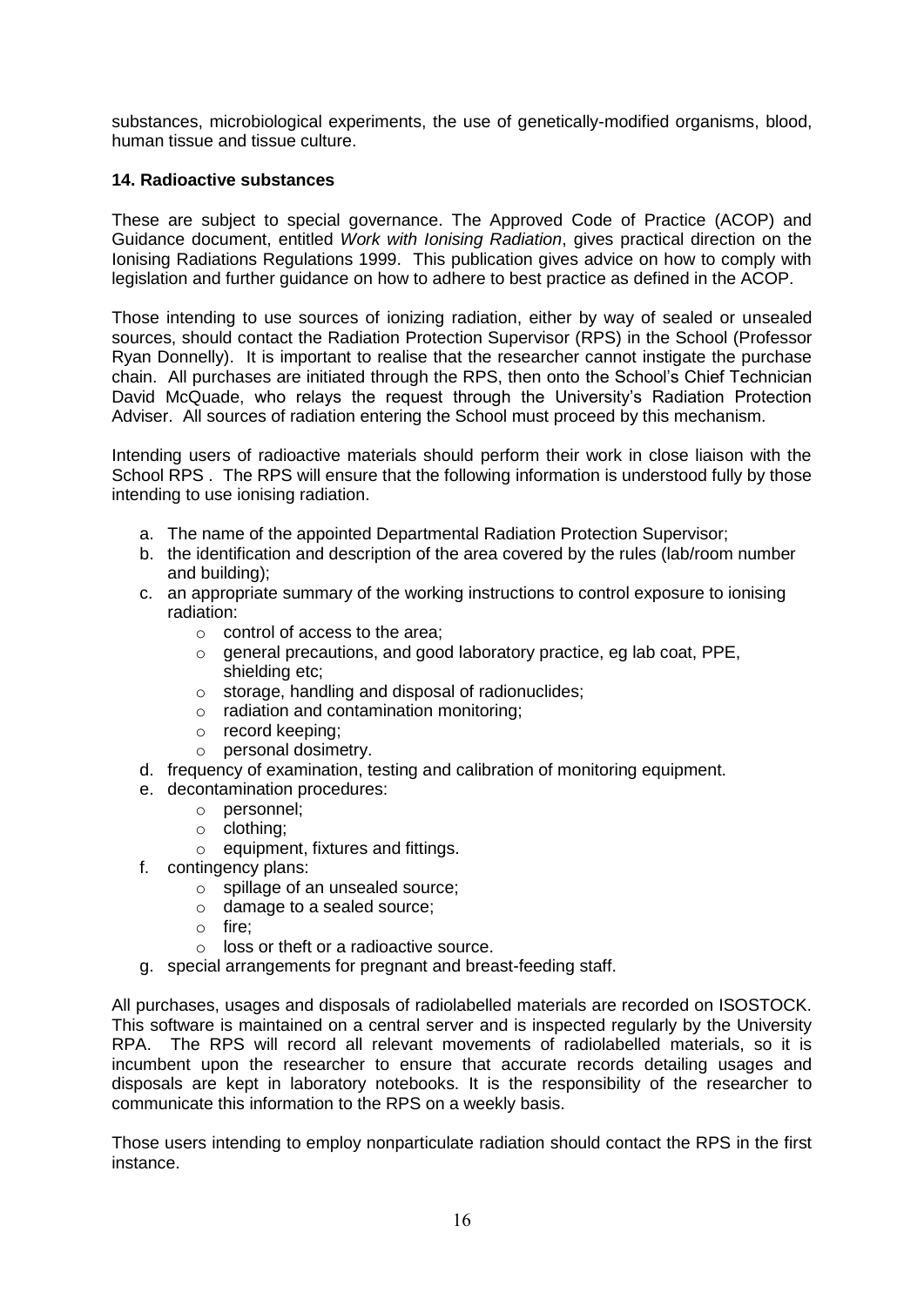substances, microbiological experiments, the use of genetically-modified organisms, blood, human tissue and tissue culture.

**14. Radioactive substances**

These are subject to special governance. The Approved Code of Practice (ACOP) and Guidance document, entitled *Work with Ionising Radiation*, gives practical direction on the Ionising Radiations Regulations 1999. This publication gives advice on how to comply with legislation and further guidance on how to adhere to best practice as defined in the ACOP.

Those intending to use sources of ionizing radiation, either by way of sealed or unsealed sources, should contact the Radiation Protection Supervisor (RPS) in the School (Professor Ryan Donnelly). It is important to realise that the researcher cannot instigate the purchase chain. All purchases are initiated through the RPS, then onto the School's Chief Technician David McQuade, who relays the request through the University's Radiation Protection Adviser. All sources of radiation entering the School must proceed by this mechanism.

Intending users of radioactive materials should perform their work in close liaison with the School RPS . The RPS will ensure that the following information is understood fully by those intending to use ionising radiation.

a. The name of the appointed Departmental Radiation Protection Supervisor;
b. the identification and description of the area covered by the rules (lab/room number and building);
c. an appropriate summary of the working instructions to control exposure to ionising radiation:
   - control of access to the area;
   - general precautions, and good laboratory practice, eg lab coat, PPE, shielding etc;
   - storage, handling and disposal of radionuclides;
   - radiation and contamination monitoring;
   - record keeping;
   - personal dosimetry.
d. frequency of examination, testing and calibration of monitoring equipment.
e. decontamination procedures:
   - personnel;
   - clothing;
   - equipment, fixtures and fittings.
f. contingency plans:
   - spillage of an unsealed source;
   - damage to a sealed source;
   - fire;
   - loss or theft or a radioactive source.
g. special arrangements for pregnant and breast-feeding staff.

All purchases, usages and disposals of radiolabelled materials are recorded on ISOSTOCK. This software is maintained on a central server and is inspected regularly by the University RPA. The RPS will record all relevant movements of radiolabelled materials, so it is incumbent upon the researcher to ensure that accurate records detailing usages and disposals are kept in laboratory notebooks. It is the responsibility of the researcher to communicate this information to the RPS on a weekly basis.

Those users intending to employ nonparticulate radiation should contact the RPS in the first instance.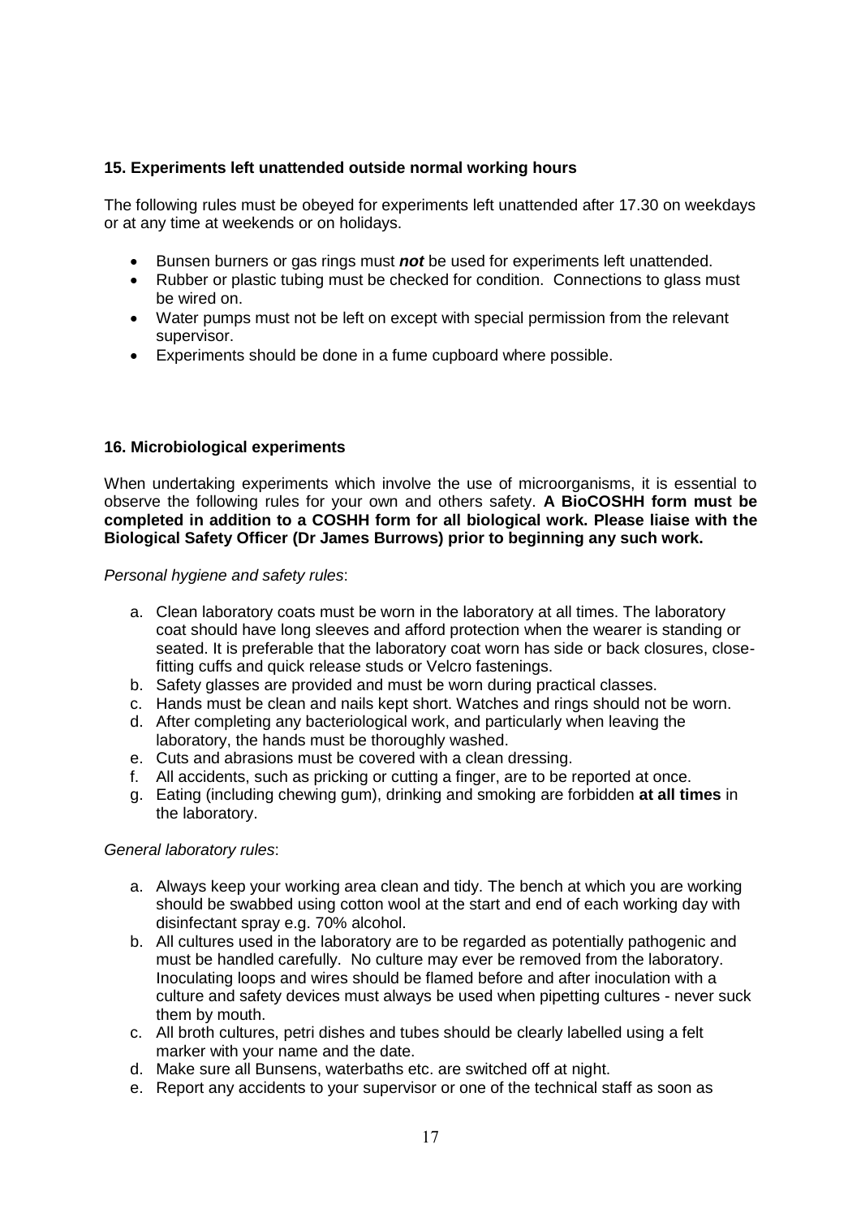### 15. Experiments left unattended outside normal working hours

The following rules must be obeyed for experiments left unattended after 17.30 on weekdays or at any time at weekends or on holidays.

- Bunsen burners or gas rings must ***not*** be used for experiments left unattended.
- Rubber or plastic tubing must be checked for condition. Connections to glass must be wired on.
- Water pumps must not be left on except with special permission from the relevant supervisor.
- Experiments should be done in a fume cupboard where possible.

### 16. Microbiological experiments

When undertaking experiments which involve the use of microorganisms, it is essential to observe the following rules for your own and others safety. **A BioCOSHH form must be completed in addition to a COSHH form for all biological work. Please liaise with the Biological Safety Officer (Dr James Burrows) prior to beginning any such work.**

*Personal hygiene and safety rules*:

a. Clean laboratory coats must be worn in the laboratory at all times. The laboratory coat should have long sleeves and afford protection when the wearer is standing or seated. It is preferable that the laboratory coat worn has side or back closures, close-fitting cuffs and quick release studs or Velcro fastenings.
b. Safety glasses are provided and must be worn during practical classes.
c. Hands must be clean and nails kept short. Watches and rings should not be worn.
d. After completing any bacteriological work, and particularly when leaving the laboratory, the hands must be thoroughly washed.
e. Cuts and abrasions must be covered with a clean dressing.
f. All accidents, such as pricking or cutting a finger, are to be reported at once.
g. Eating (including chewing gum), drinking and smoking are forbidden **at all times** in the laboratory.

*General laboratory rules*:

a. Always keep your working area clean and tidy. The bench at which you are working should be swabbed using cotton wool at the start and end of each working day with disinfectant spray e.g. 70% alcohol.
b. All cultures used in the laboratory are to be regarded as potentially pathogenic and must be handled carefully. No culture may ever be removed from the laboratory. Inoculating loops and wires should be flamed before and after inoculation with a culture and safety devices must always be used when pipetting cultures - never suck them by mouth.
c. All broth cultures, petri dishes and tubes should be clearly labelled using a felt marker with your name and the date.
d. Make sure all Bunsens, waterbaths etc. are switched off at night.
e. Report any accidents to your supervisor or one of the technical staff as soon as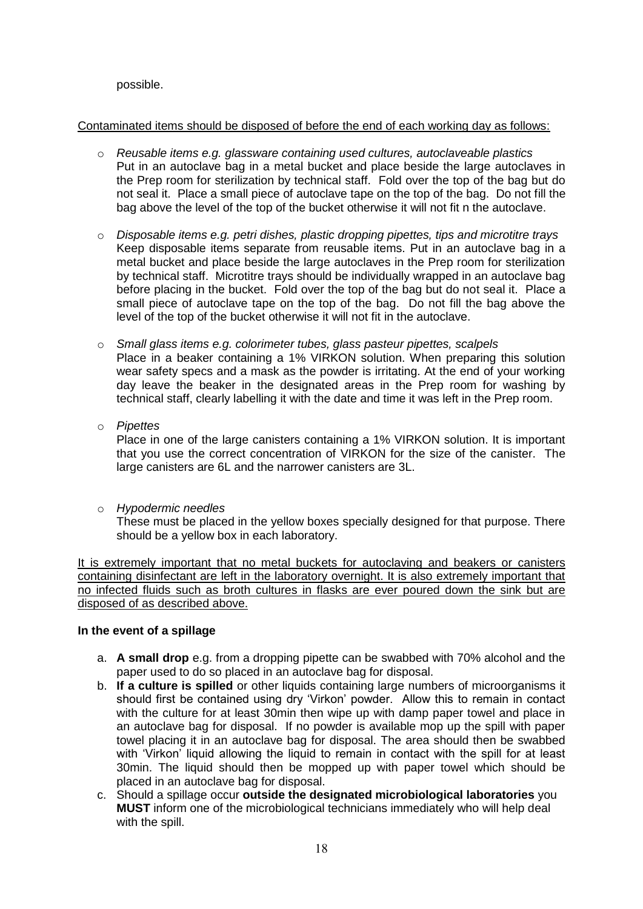possible.

Contaminated items should be disposed of before the end of each working day as follows:

- *Reusable items e.g. glassware containing used cultures, autoclaveable plastics*
  Put in an autoclave bag in a metal bucket and place beside the large autoclaves in the Prep room for sterilization by technical staff. Fold over the top of the bag but do not seal it. Place a small piece of autoclave tape on the top of the bag. Do not fill the bag above the level of the top of the bucket otherwise it will not fit n the autoclave.

- *Disposable items e.g. petri dishes, plastic dropping pipettes, tips and microtitre trays*
  Keep disposable items separate from reusable items. Put in an autoclave bag in a metal bucket and place beside the large autoclaves in the Prep room for sterilization by technical staff. Microtitre trays should be individually wrapped in an autoclave bag before placing in the bucket. Fold over the top of the bag but do not seal it. Place a small piece of autoclave tape on the top of the bag. Do not fill the bag above the level of the top of the bucket otherwise it will not fit in the autoclave.

- *Small glass items e.g. colorimeter tubes, glass pasteur pipettes, scalpels*
  Place in a beaker containing a 1% VIRKON solution. When preparing this solution wear safety specs and a mask as the powder is irritating. At the end of your working day leave the beaker in the designated areas in the Prep room for washing by technical staff, clearly labelling it with the date and time it was left in the Prep room.

- *Pipettes*
  Place in one of the large canisters containing a 1% VIRKON solution. It is important that you use the correct concentration of VIRKON for the size of the canister. The large canisters are 6L and the narrower canisters are 3L.

- *Hypodermic needles*
  These must be placed in the yellow boxes specially designed for that purpose. There should be a yellow box in each laboratory.

It is extremely important that no metal buckets for autoclaving and beakers or canisters containing disinfectant are left in the laboratory overnight. It is also extremely important that no infected fluids such as broth cultures in flasks are ever poured down the sink but are disposed of as described above.

**In the event of a spillage**

a. **A small drop** e.g. from a dropping pipette can be swabbed with 70% alcohol and the paper used to do so placed in an autoclave bag for disposal.
b. **If a culture is spilled** or other liquids containing large numbers of microorganisms it should first be contained using dry 'Virkon' powder. Allow this to remain in contact with the culture for at least 30min then wipe up with damp paper towel and place in an autoclave bag for disposal. If no powder is available mop up the spill with paper towel placing it in an autoclave bag for disposal. The area should then be swabbed with 'Virkon' liquid allowing the liquid to remain in contact with the spill for at least 30min. The liquid should then be mopped up with paper towel which should be placed in an autoclave bag for disposal.
c. Should a spillage occur **outside the designated microbiological laboratories** you **MUST** inform one of the microbiological technicians immediately who will help deal with the spill.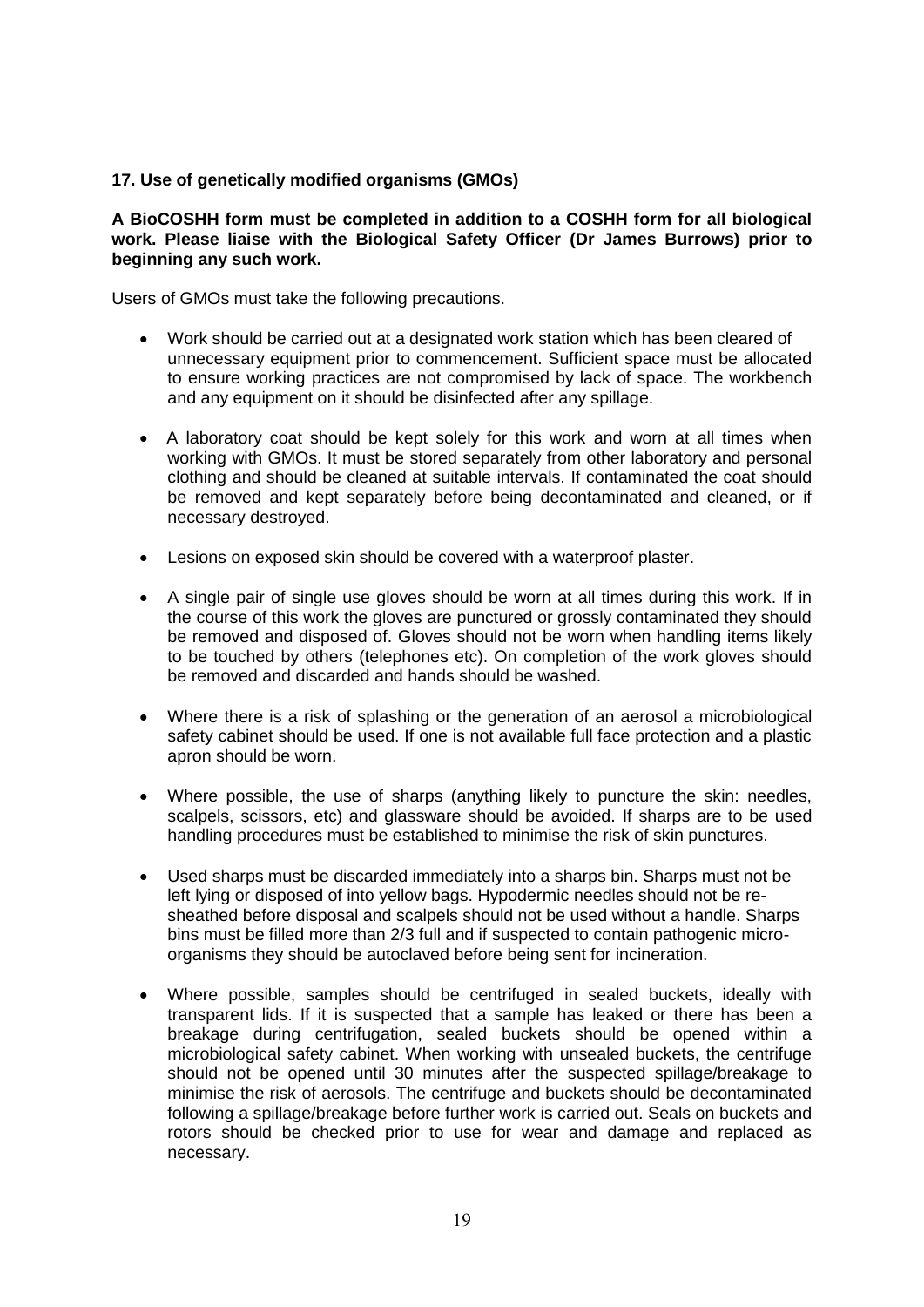**17. Use of genetically modified organisms (GMOs)**

**A BioCOSHH form must be completed in addition to a COSHH form for all biological work. Please liaise with the Biological Safety Officer (Dr James Burrows) prior to beginning any such work.**

Users of GMOs must take the following precautions.

- Work should be carried out at a designated work station which has been cleared of unnecessary equipment prior to commencement. Sufficient space must be allocated to ensure working practices are not compromised by lack of space. The workbench and any equipment on it should be disinfected after any spillage.
- A laboratory coat should be kept solely for this work and worn at all times when working with GMOs. It must be stored separately from other laboratory and personal clothing and should be cleaned at suitable intervals. If contaminated the coat should be removed and kept separately before being decontaminated and cleaned, or if necessary destroyed.
- Lesions on exposed skin should be covered with a waterproof plaster.
- A single pair of single use gloves should be worn at all times during this work. If in the course of this work the gloves are punctured or grossly contaminated they should be removed and disposed of. Gloves should not be worn when handling items likely to be touched by others (telephones etc). On completion of the work gloves should be removed and discarded and hands should be washed.
- Where there is a risk of splashing or the generation of an aerosol a microbiological safety cabinet should be used. If one is not available full face protection and a plastic apron should be worn.
- Where possible, the use of sharps (anything likely to puncture the skin: needles, scalpels, scissors, etc) and glassware should be avoided. If sharps are to be used handling procedures must be established to minimise the risk of skin punctures.
- Used sharps must be discarded immediately into a sharps bin. Sharps must not be left lying or disposed of into yellow bags. Hypodermic needles should not be re-sheathed before disposal and scalpels should not be used without a handle. Sharps bins must be filled more than 2/3 full and if suspected to contain pathogenic micro-organisms they should be autoclaved before being sent for incineration.
- Where possible, samples should be centrifuged in sealed buckets, ideally with transparent lids. If it is suspected that a sample has leaked or there has been a breakage during centrifugation, sealed buckets should be opened within a microbiological safety cabinet. When working with unsealed buckets, the centrifuge should not be opened until 30 minutes after the suspected spillage/breakage to minimise the risk of aerosols. The centrifuge and buckets should be decontaminated following a spillage/breakage before further work is carried out. Seals on buckets and rotors should be checked prior to use for wear and damage and replaced as necessary.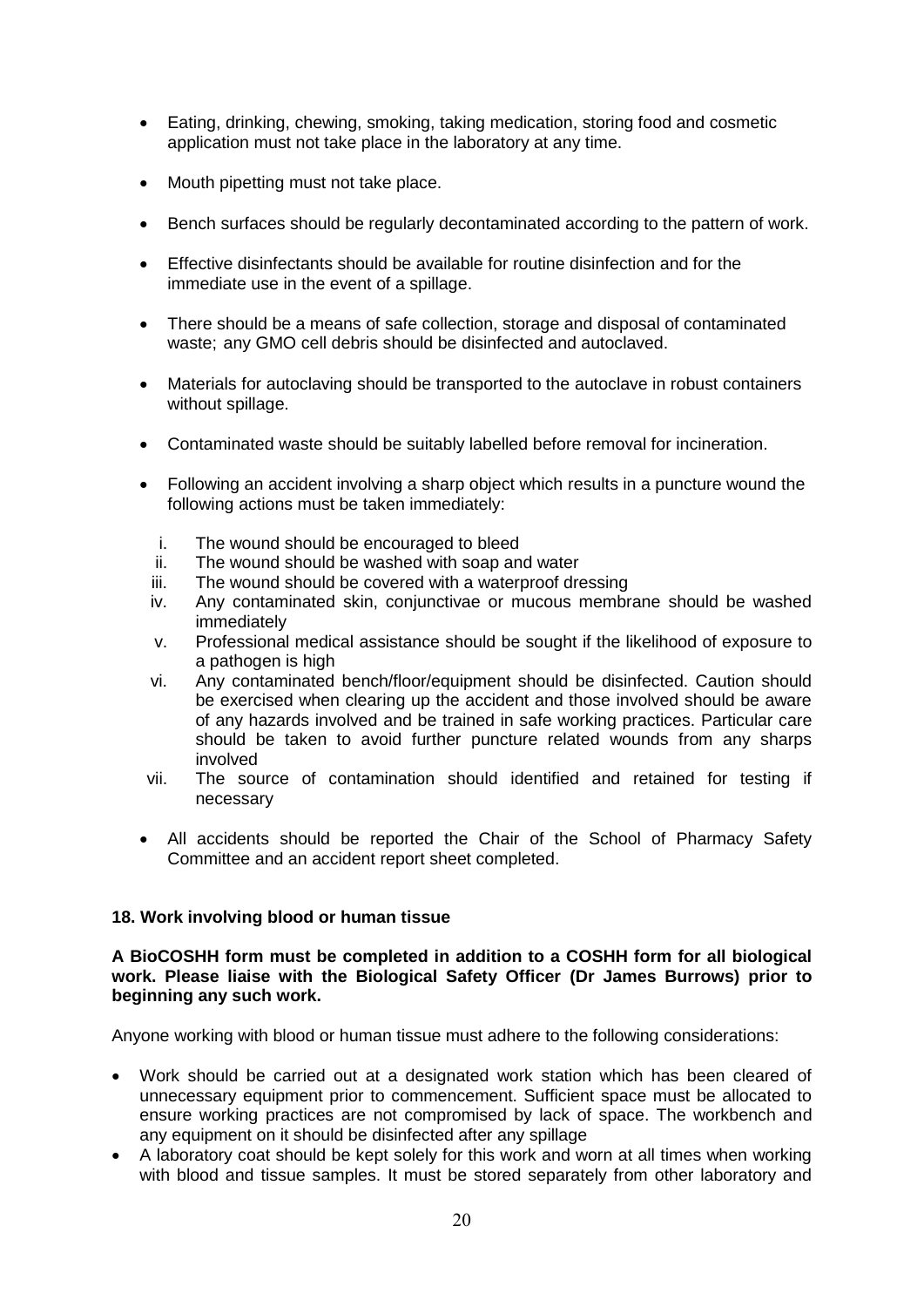- Eating, drinking, chewing, smoking, taking medication, storing food and cosmetic application must not take place in the laboratory at any time.
- Mouth pipetting must not take place.
- Bench surfaces should be regularly decontaminated according to the pattern of work.
- Effective disinfectants should be available for routine disinfection and for the immediate use in the event of a spillage.
- There should be a means of safe collection, storage and disposal of contaminated waste; any GMO cell debris should be disinfected and autoclaved.
- Materials for autoclaving should be transported to the autoclave in robust containers without spillage.
- Contaminated waste should be suitably labelled before removal for incineration.
- Following an accident involving a sharp object which results in a puncture wound the following actions must be taken immediately:
  i. The wound should be encouraged to bleed
  ii. The wound should be washed with soap and water
  iii. The wound should be covered with a waterproof dressing
  iv. Any contaminated skin, conjunctivae or mucous membrane should be washed immediately
  v. Professional medical assistance should be sought if the likelihood of exposure to a pathogen is high
  vi. Any contaminated bench/floor/equipment should be disinfected. Caution should be exercised when clearing up the accident and those involved should be aware of any hazards involved and be trained in safe working practices. Particular care should be taken to avoid further puncture related wounds from any sharps involved
  vii. The source of contamination should identified and retained for testing if necessary
- All accidents should be reported the Chair of the School of Pharmacy Safety Committee and an accident report sheet completed.

**18. Work involving blood or human tissue**

**A BioCOSHH form must be completed in addition to a COSHH form for all biological work. Please liaise with the Biological Safety Officer (Dr James Burrows) prior to beginning any such work.**

Anyone working with blood or human tissue must adhere to the following considerations:

- Work should be carried out at a designated work station which has been cleared of unnecessary equipment prior to commencement. Sufficient space must be allocated to ensure working practices are not compromised by lack of space. The workbench and any equipment on it should be disinfected after any spillage
- A laboratory coat should be kept solely for this work and worn at all times when working with blood and tissue samples. It must be stored separately from other laboratory and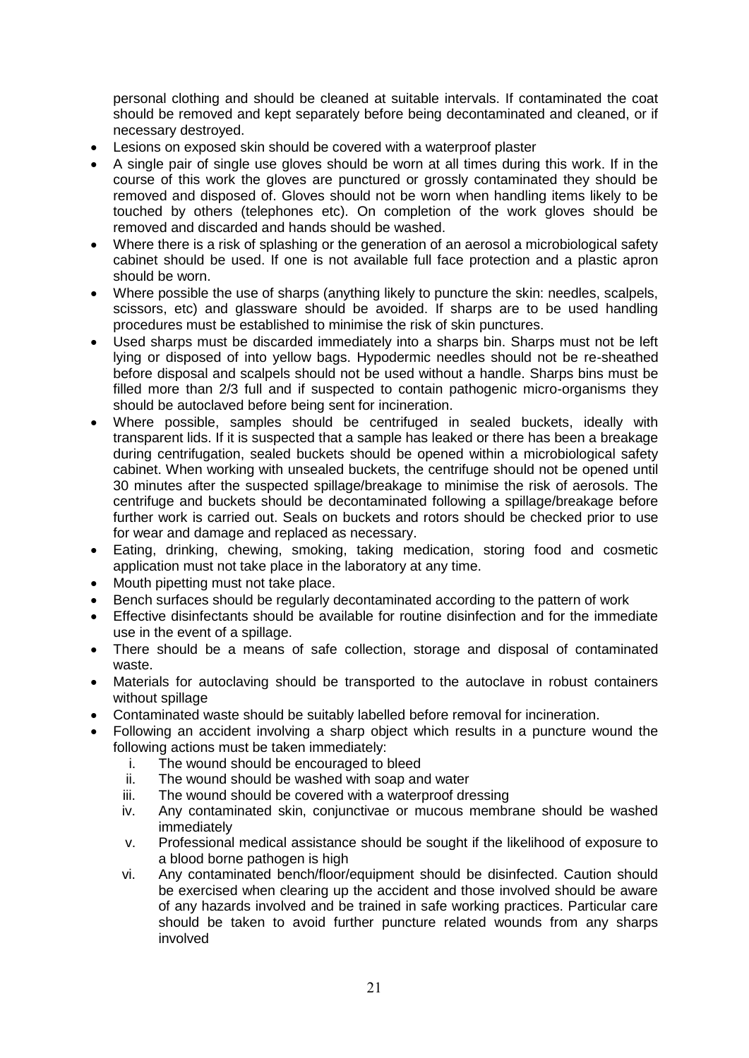personal clothing and should be cleaned at suitable intervals. If contaminated the coat should be removed and kept separately before being decontaminated and cleaned, or if necessary destroyed.

- Lesions on exposed skin should be covered with a waterproof plaster
- A single pair of single use gloves should be worn at all times during this work. If in the course of this work the gloves are punctured or grossly contaminated they should be removed and disposed of. Gloves should not be worn when handling items likely to be touched by others (telephones etc). On completion of the work gloves should be removed and discarded and hands should be washed.
- Where there is a risk of splashing or the generation of an aerosol a microbiological safety cabinet should be used. If one is not available full face protection and a plastic apron should be worn.
- Where possible the use of sharps (anything likely to puncture the skin: needles, scalpels, scissors, etc) and glassware should be avoided. If sharps are to be used handling procedures must be established to minimise the risk of skin punctures.
- Used sharps must be discarded immediately into a sharps bin. Sharps must not be left lying or disposed of into yellow bags. Hypodermic needles should not be re-sheathed before disposal and scalpels should not be used without a handle. Sharps bins must be filled more than 2/3 full and if suspected to contain pathogenic micro-organisms they should be autoclaved before being sent for incineration.
- Where possible, samples should be centrifuged in sealed buckets, ideally with transparent lids. If it is suspected that a sample has leaked or there has been a breakage during centrifugation, sealed buckets should be opened within a microbiological safety cabinet. When working with unsealed buckets, the centrifuge should not be opened until 30 minutes after the suspected spillage/breakage to minimise the risk of aerosols. The centrifuge and buckets should be decontaminated following a spillage/breakage before further work is carried out. Seals on buckets and rotors should be checked prior to use for wear and damage and replaced as necessary.
- Eating, drinking, chewing, smoking, taking medication, storing food and cosmetic application must not take place in the laboratory at any time.
- Mouth pipetting must not take place.
- Bench surfaces should be regularly decontaminated according to the pattern of work
- Effective disinfectants should be available for routine disinfection and for the immediate use in the event of a spillage.
- There should be a means of safe collection, storage and disposal of contaminated waste.
- Materials for autoclaving should be transported to the autoclave in robust containers without spillage
- Contaminated waste should be suitably labelled before removal for incineration.
- Following an accident involving a sharp object which results in a puncture wound the following actions must be taken immediately:
   i. The wound should be encouraged to bleed
   ii. The wound should be washed with soap and water
   iii. The wound should be covered with a waterproof dressing
   iv. Any contaminated skin, conjunctivae or mucous membrane should be washed immediately
   v. Professional medical assistance should be sought if the likelihood of exposure to a blood borne pathogen is high
   vi. Any contaminated bench/floor/equipment should be disinfected. Caution should be exercised when clearing up the accident and those involved should be aware of any hazards involved and be trained in safe working practices. Particular care should be taken to avoid further puncture related wounds from any sharps involved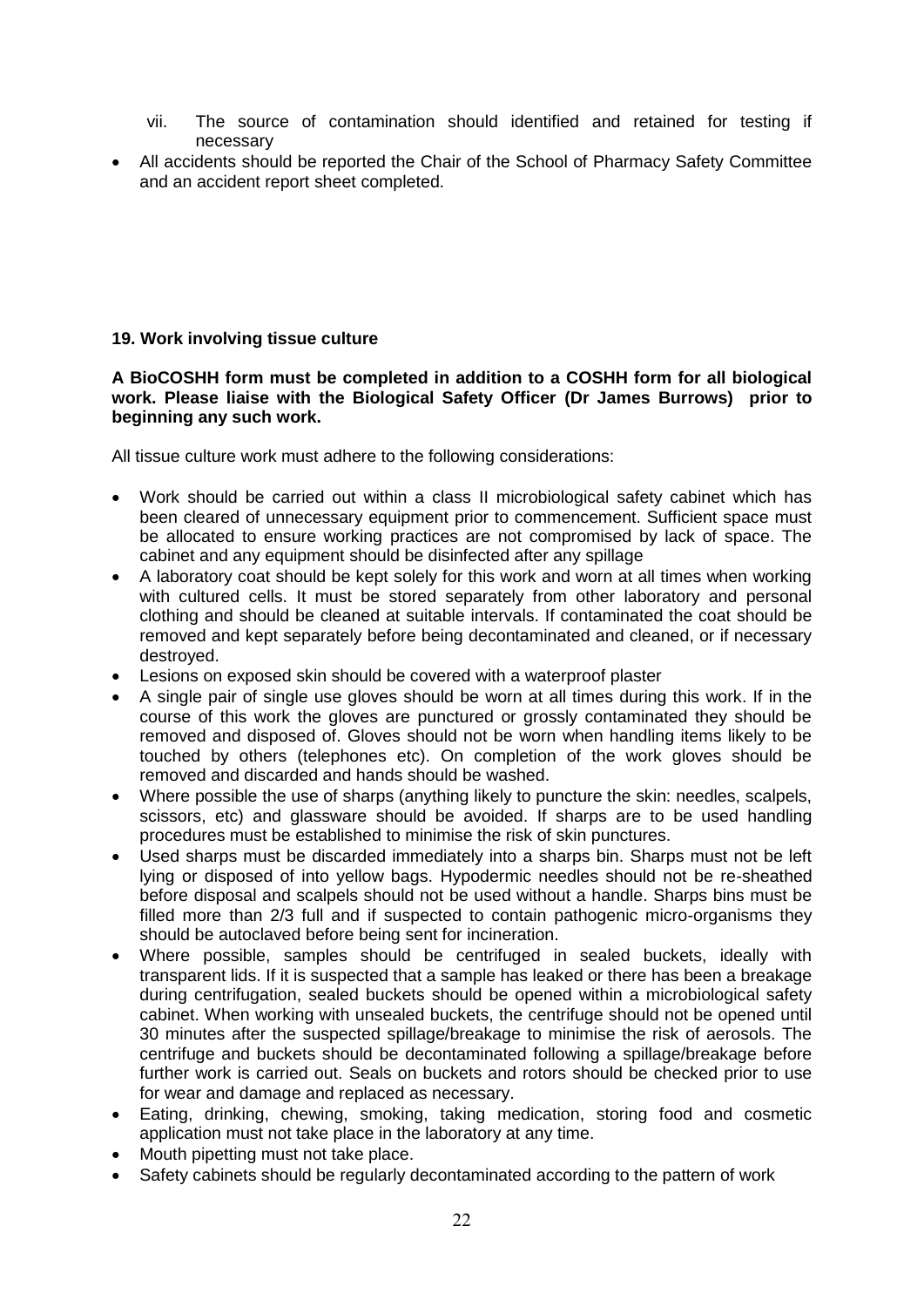vii. The source of contamination should identified and retained for testing if necessary

- All accidents should be reported the Chair of the School of Pharmacy Safety Committee and an accident report sheet completed.

## 19. Work involving tissue culture

**A BioCOSHH form must be completed in addition to a COSHH form for all biological work. Please liaise with the Biological Safety Officer (Dr James Burrows) prior to beginning any such work.**

All tissue culture work must adhere to the following considerations:

- Work should be carried out within a class II microbiological safety cabinet which has been cleared of unnecessary equipment prior to commencement. Sufficient space must be allocated to ensure working practices are not compromised by lack of space. The cabinet and any equipment should be disinfected after any spillage
- A laboratory coat should be kept solely for this work and worn at all times when working with cultured cells. It must be stored separately from other laboratory and personal clothing and should be cleaned at suitable intervals. If contaminated the coat should be removed and kept separately before being decontaminated and cleaned, or if necessary destroyed.
- Lesions on exposed skin should be covered with a waterproof plaster
- A single pair of single use gloves should be worn at all times during this work. If in the course of this work the gloves are punctured or grossly contaminated they should be removed and disposed of. Gloves should not be worn when handling items likely to be touched by others (telephones etc). On completion of the work gloves should be removed and discarded and hands should be washed.
- Where possible the use of sharps (anything likely to puncture the skin: needles, scalpels, scissors, etc) and glassware should be avoided. If sharps are to be used handling procedures must be established to minimise the risk of skin punctures.
- Used sharps must be discarded immediately into a sharps bin. Sharps must not be left lying or disposed of into yellow bags. Hypodermic needles should not be re-sheathed before disposal and scalpels should not be used without a handle. Sharps bins must be filled more than 2/3 full and if suspected to contain pathogenic micro-organisms they should be autoclaved before being sent for incineration.
- Where possible, samples should be centrifuged in sealed buckets, ideally with transparent lids. If it is suspected that a sample has leaked or there has been a breakage during centrifugation, sealed buckets should be opened within a microbiological safety cabinet. When working with unsealed buckets, the centrifuge should not be opened until 30 minutes after the suspected spillage/breakage to minimise the risk of aerosols. The centrifuge and buckets should be decontaminated following a spillage/breakage before further work is carried out. Seals on buckets and rotors should be checked prior to use for wear and damage and replaced as necessary.
- Eating, drinking, chewing, smoking, taking medication, storing food and cosmetic application must not take place in the laboratory at any time.
- Mouth pipetting must not take place.
- Safety cabinets should be regularly decontaminated according to the pattern of work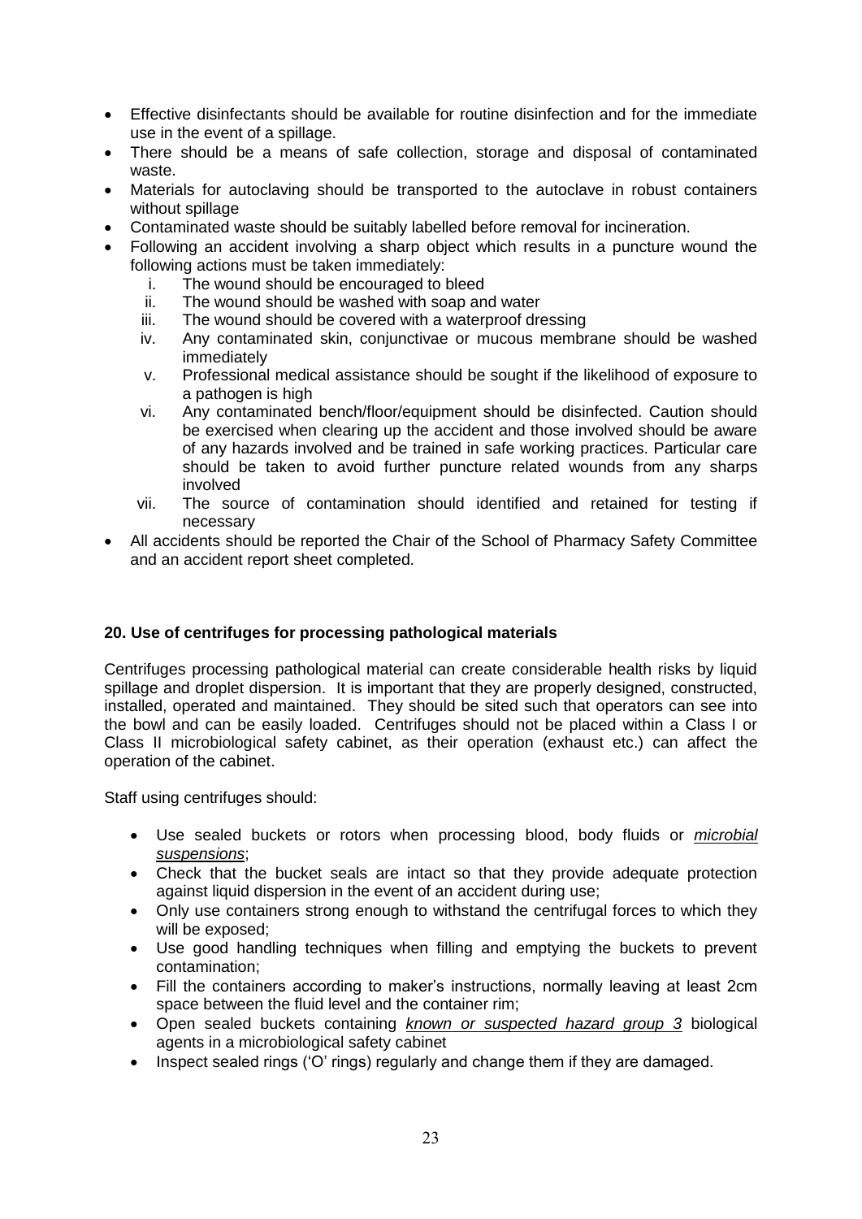- Effective disinfectants should be available for routine disinfection and for the immediate use in the event of a spillage.
- There should be a means of safe collection, storage and disposal of contaminated waste.
- Materials for autoclaving should be transported to the autoclave in robust containers without spillage
- Contaminated waste should be suitably labelled before removal for incineration.
- Following an accident involving a sharp object which results in a puncture wound the following actions must be taken immediately:
  1. The wound should be encouraged to bleed
  2. The wound should be washed with soap and water
  3. The wound should be covered with a waterproof dressing
  4. Any contaminated skin, conjunctivae or mucous membrane should be washed immediately
  5. Professional medical assistance should be sought if the likelihood of exposure to a pathogen is high
  6. Any contaminated bench/floor/equipment should be disinfected. Caution should be exercised when clearing up the accident and those involved should be aware of any hazards involved and be trained in safe working practices. Particular care should be taken to avoid further puncture related wounds from any sharps involved
  7. The source of contamination should identified and retained for testing if necessary
- All accidents should be reported the Chair of the School of Pharmacy Safety Committee and an accident report sheet completed.

### 20. Use of centrifuges for processing pathological materials

Centrifuges processing pathological material can create considerable health risks by liquid spillage and droplet dispersion. It is important that they are properly designed, constructed, installed, operated and maintained. They should be sited such that operators can see into the bowl and can be easily loaded. Centrifuges should not be placed within a Class I or Class II microbiological safety cabinet, as their operation (exhaust etc.) can affect the operation of the cabinet.

Staff using centrifuges should:

- Use sealed buckets or rotors when processing blood, body fluids or *microbial suspensions*;
- Check that the bucket seals are intact so that they provide adequate protection against liquid dispersion in the event of an accident during use;
- Only use containers strong enough to withstand the centrifugal forces to which they will be exposed;
- Use good handling techniques when filling and emptying the buckets to prevent contamination;
- Fill the containers according to maker's instructions, normally leaving at least 2cm space between the fluid level and the container rim;
- Open sealed buckets containing *known or suspected hazard group 3* biological agents in a microbiological safety cabinet
- Inspect sealed rings ('O' rings) regularly and change them if they are damaged.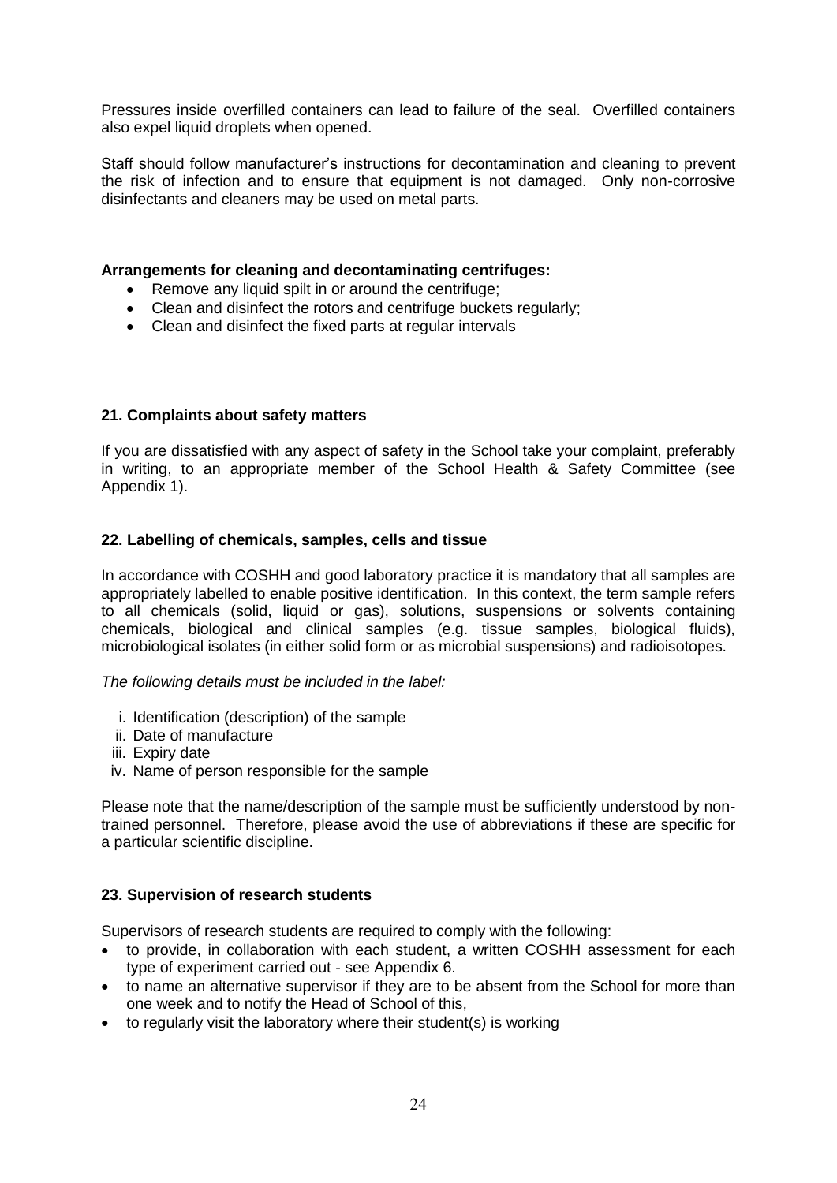Pressures inside overfilled containers can lead to failure of the seal. Overfilled containers also expel liquid droplets when opened.

Staff should follow manufacturer's instructions for decontamination and cleaning to prevent the risk of infection and to ensure that equipment is not damaged. Only non-corrosive disinfectants and cleaners may be used on metal parts.

**Arrangements for cleaning and decontaminating centrifuges:**

- Remove any liquid spilt in or around the centrifuge;
- Clean and disinfect the rotors and centrifuge buckets regularly;
- Clean and disinfect the fixed parts at regular intervals

## 21. Complaints about safety matters

If you are dissatisfied with any aspect of safety in the School take your complaint, preferably in writing, to an appropriate member of the School Health & Safety Committee (see Appendix 1).

## 22. Labelling of chemicals, samples, cells and tissue

In accordance with COSHH and good laboratory practice it is mandatory that all samples are appropriately labelled to enable positive identification. In this context, the term sample refers to all chemicals (solid, liquid or gas), solutions, suspensions or solvents containing chemicals, biological and clinical samples (e.g. tissue samples, biological fluids), microbiological isolates (in either solid form or as microbial suspensions) and radioisotopes.

*The following details must be included in the label:*

i. Identification (description) of the sample
ii. Date of manufacture
iii. Expiry date
iv. Name of person responsible for the sample

Please note that the name/description of the sample must be sufficiently understood by non-trained personnel. Therefore, please avoid the use of abbreviations if these are specific for a particular scientific discipline.

## 23. Supervision of research students

Supervisors of research students are required to comply with the following:

- to provide, in collaboration with each student, a written COSHH assessment for each type of experiment carried out - see Appendix 6.
- to name an alternative supervisor if they are to be absent from the School for more than one week and to notify the Head of School of this,
- to regularly visit the laboratory where their student(s) is working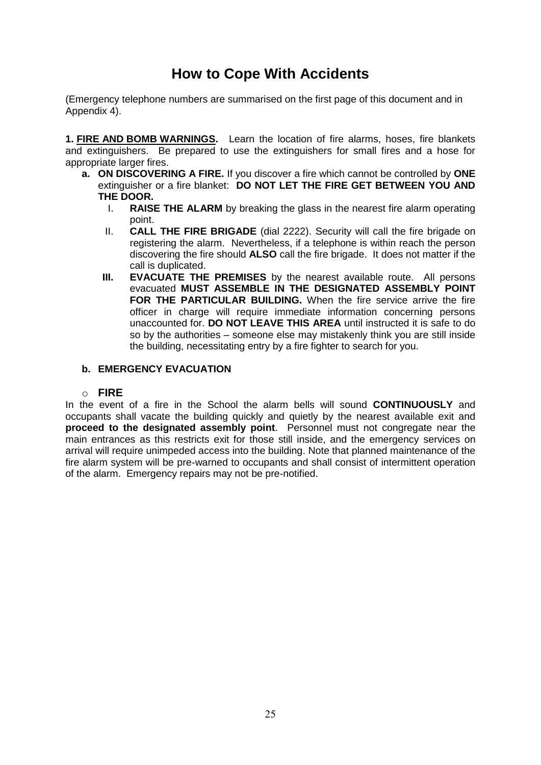# How to Cope With Accidents

(Emergency telephone numbers are summarised on the first page of this document and in Appendix 4).

**1. <u>FIRE AND BOMB WARNINGS</u>.** Learn the location of fire alarms, hoses, fire blankets and extinguishers. Be prepared to use the extinguishers for small fires and a hose for appropriate larger fires.

**a. ON DISCOVERING A FIRE.** If you discover a fire which cannot be controlled by **ONE** extinguisher or a fire blanket: **DO NOT LET THE FIRE GET BETWEEN YOU AND THE DOOR.**

I. **RAISE THE ALARM** by breaking the glass in the nearest fire alarm operating point.

II. **CALL THE FIRE BRIGADE** (dial 2222). Security will call the fire brigade on registering the alarm. Nevertheless, if a telephone is within reach the person discovering the fire should **ALSO** call the fire brigade. It does not matter if the call is duplicated.

**III.** **EVACUATE THE PREMISES** by the nearest available route. All persons evacuated **MUST ASSEMBLE IN THE DESIGNATED ASSEMBLY POINT FOR THE PARTICULAR BUILDING.** When the fire service arrive the fire officer in charge will require immediate information concerning persons unaccounted for. **DO NOT LEAVE THIS AREA** until instructed it is safe to do so by the authorities – someone else may mistakenly think you are still inside the building, necessitating entry by a fire fighter to search for you.

**b. EMERGENCY EVACUATION**

- **FIRE**

In the event of a fire in the School the alarm bells will sound **CONTINUOUSLY** and occupants shall vacate the building quickly and quietly by the nearest available exit and **proceed to the designated assembly point**. Personnel must not congregate near the main entrances as this restricts exit for those still inside, and the emergency services on arrival will require unimpeded access into the building. Note that planned maintenance of the fire alarm system will be pre-warned to occupants and shall consist of intermittent operation of the alarm. Emergency repairs may not be pre-notified.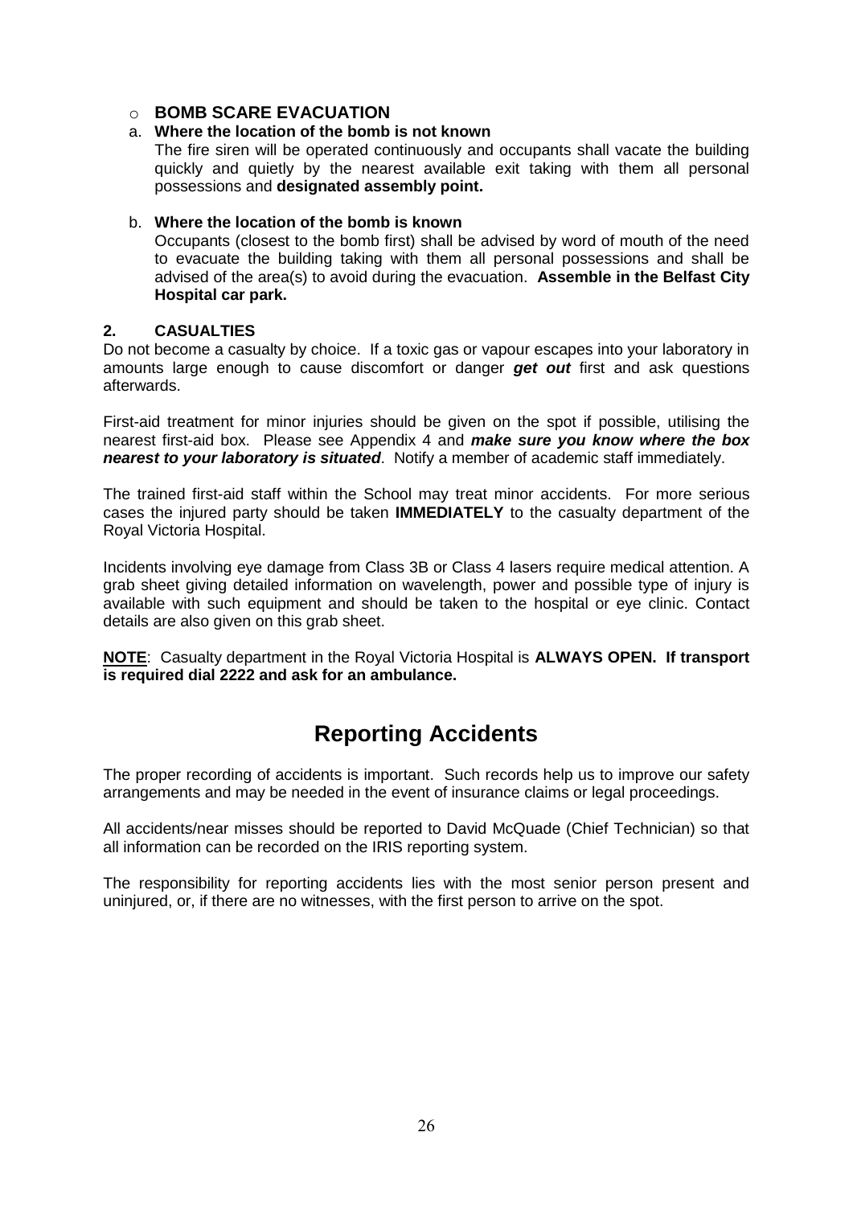- **BOMB SCARE EVACUATION**

a. **Where the location of the bomb is not known**
   The fire siren will be operated continuously and occupants shall vacate the building quickly and quietly by the nearest available exit taking with them all personal possessions and **designated assembly point.**

b. **Where the location of the bomb is known**
   Occupants (closest to the bomb first) shall be advised by word of mouth of the need to evacuate the building taking with them all personal possessions and shall be advised of the area(s) to avoid during the evacuation. **Assemble in the Belfast City Hospital car park.**

**2. CASUALTIES**

Do not become a casualty by choice. If a toxic gas or vapour escapes into your laboratory in amounts large enough to cause discomfort or danger ***get out*** first and ask questions afterwards.

First-aid treatment for minor injuries should be given on the spot if possible, utilising the nearest first-aid box. Please see Appendix 4 and ***make sure you know where the box nearest to your laboratory is situated***. Notify a member of academic staff immediately.

The trained first-aid staff within the School may treat minor accidents. For more serious cases the injured party should be taken **IMMEDIATELY** to the casualty department of the Royal Victoria Hospital.

Incidents involving eye damage from Class 3B or Class 4 lasers require medical attention. A grab sheet giving detailed information on wavelength, power and possible type of injury is available with such equipment and should be taken to the hospital or eye clinic. Contact details are also given on this grab sheet.

**NOTE**: Casualty department in the Royal Victoria Hospital is **ALWAYS OPEN. If transport is required dial 2222 and ask for an ambulance.**

# Reporting Accidents

The proper recording of accidents is important. Such records help us to improve our safety arrangements and may be needed in the event of insurance claims or legal proceedings.

All accidents/near misses should be reported to David McQuade (Chief Technician) so that all information can be recorded on the IRIS reporting system.

The responsibility for reporting accidents lies with the most senior person present and uninjured, or, if there are no witnesses, with the first person to arrive on the spot.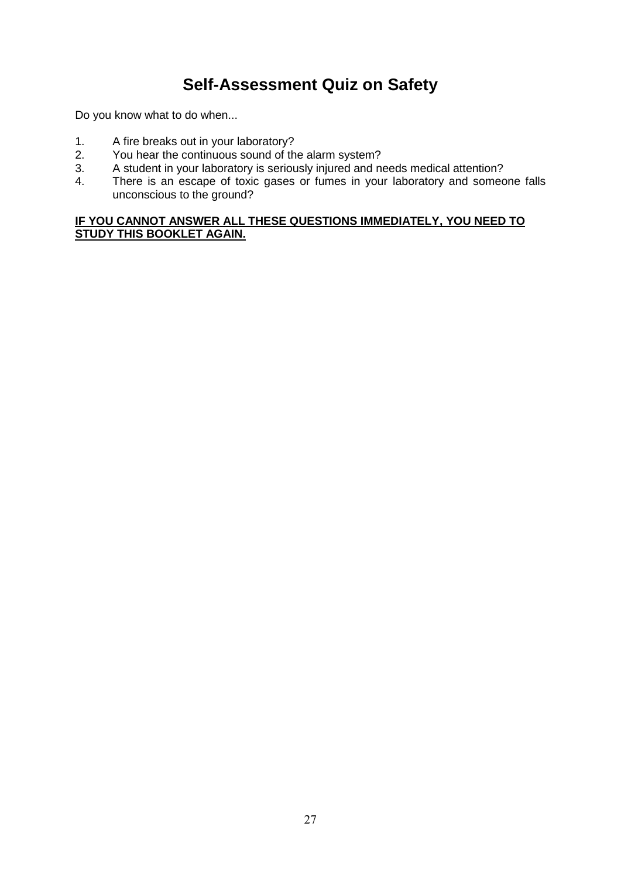# Self-Assessment Quiz on Safety

Do you know what to do when...

1. A fire breaks out in your laboratory?
2. You hear the continuous sound of the alarm system?
3. A student in your laboratory is seriously injured and needs medical attention?
4. There is an escape of toxic gases or fumes in your laboratory and someone falls unconscious to the ground?

**<u>IF YOU CANNOT ANSWER ALL THESE QUESTIONS IMMEDIATELY, YOU NEED TO STUDY THIS BOOKLET AGAIN.</u>**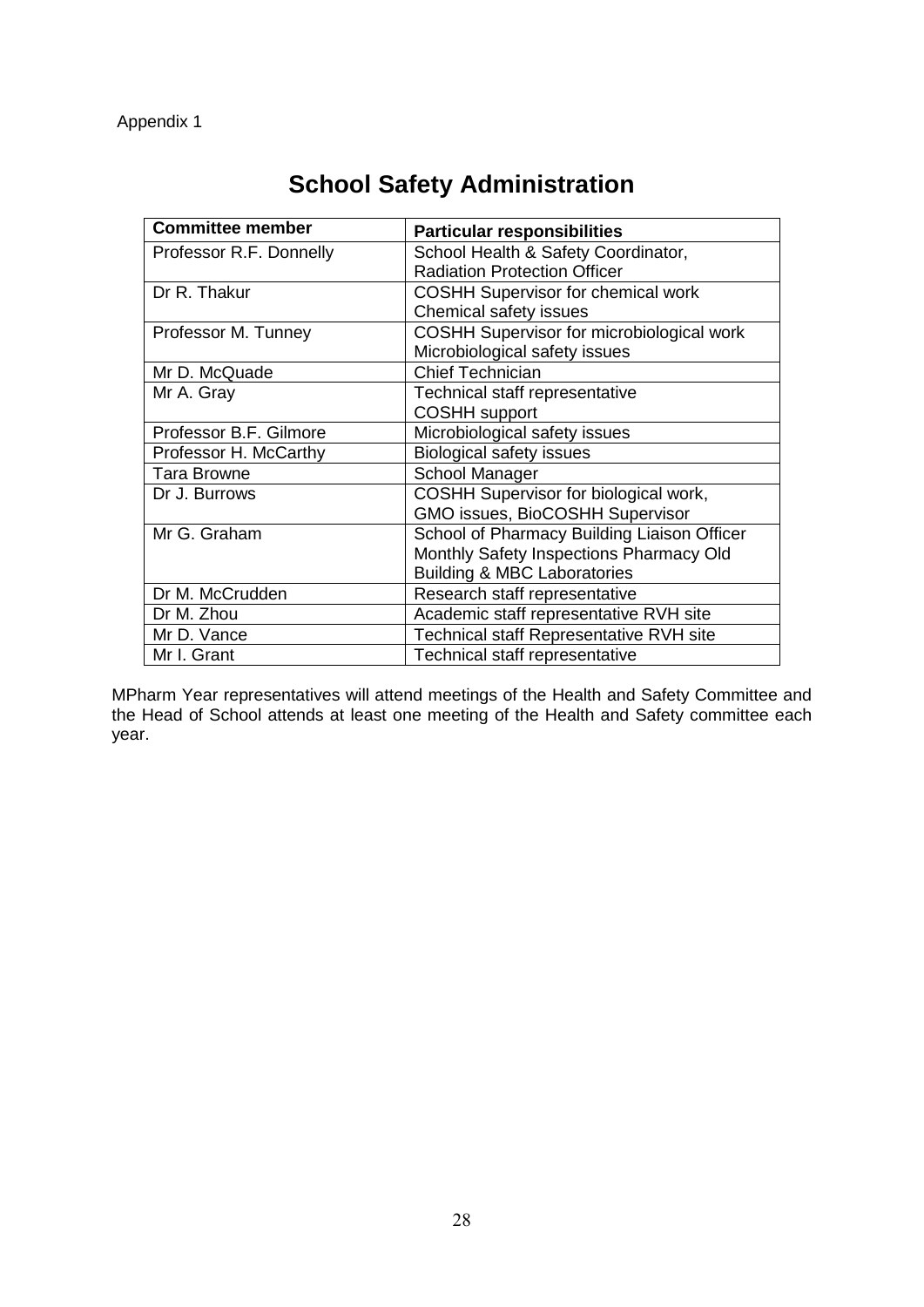Appendix 1

# School Safety Administration

| Committee member | Particular responsibilities |
|---|---|
| Professor R.F. Donnelly | School Health & Safety Coordinator, Radiation Protection Officer |
| Dr R. Thakur | COSHH Supervisor for chemical work Chemical safety issues |
| Professor M. Tunney | COSHH Supervisor for microbiological work Microbiological safety issues |
| Mr D. McQuade | Chief Technician |
| Mr A. Gray | Technical staff representative COSHH support |
| Professor B.F. Gilmore | Microbiological safety issues |
| Professor H. McCarthy | Biological safety issues |
| Tara Browne | School Manager |
| Dr J. Burrows | COSHH Supervisor for biological work, GMO issues, BioCOSHH Supervisor |
| Mr G. Graham | School of Pharmacy Building Liaison Officer Monthly Safety Inspections Pharmacy Old Building & MBC Laboratories |
| Dr M. McCrudden | Research staff representative |
| Dr M. Zhou | Academic staff representative RVH site |
| Mr D. Vance | Technical staff Representative RVH site |
| Mr I. Grant | Technical staff representative |

MPharm Year representatives will attend meetings of the Health and Safety Committee and the Head of School attends at least one meeting of the Health and Safety committee each year.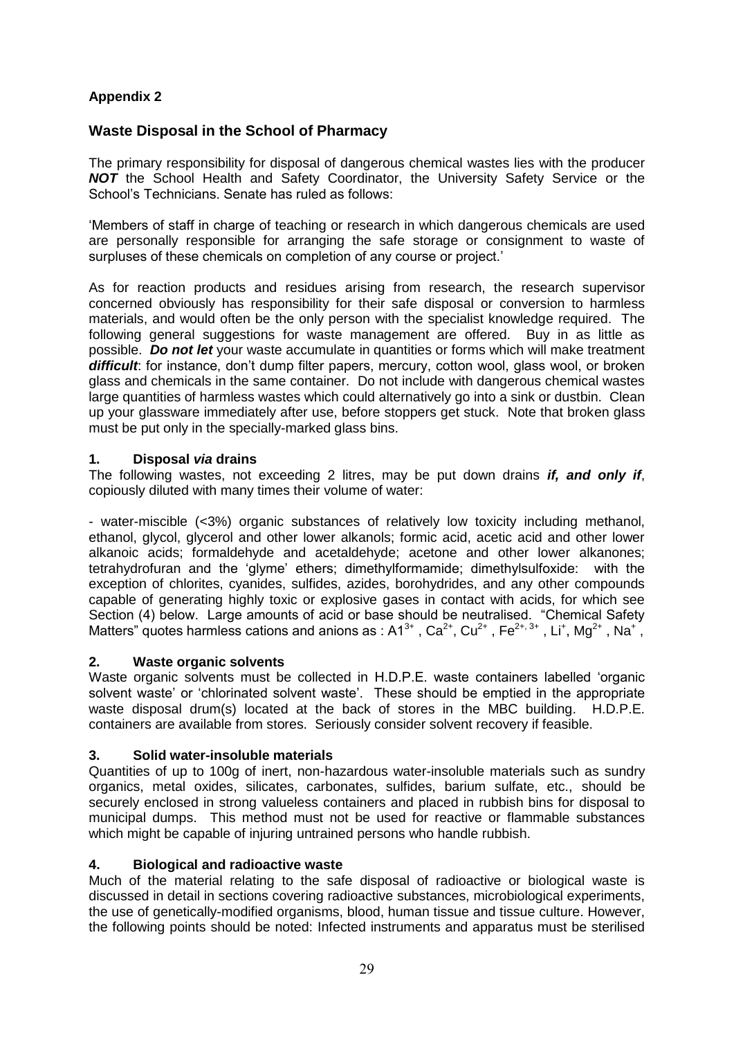**Appendix 2**

## Waste Disposal in the School of Pharmacy

The primary responsibility for disposal of dangerous chemical wastes lies with the producer ***NOT*** the School Health and Safety Coordinator, the University Safety Service or the School's Technicians. Senate has ruled as follows:

'Members of staff in charge of teaching or research in which dangerous chemicals are used are personally responsible for arranging the safe storage or consignment to waste of surpluses of these chemicals on completion of any course or project.'

As for reaction products and residues arising from research, the research supervisor concerned obviously has responsibility for their safe disposal or conversion to harmless materials, and would often be the only person with the specialist knowledge required. The following general suggestions for waste management are offered. Buy in as little as possible. ***Do not let*** your waste accumulate in quantities or forms which will make treatment ***difficult***: for instance, don't dump filter papers, mercury, cotton wool, glass wool, or broken glass and chemicals in the same container. Do not include with dangerous chemical wastes large quantities of harmless wastes which could alternatively go into a sink or dustbin. Clean up your glassware immediately after use, before stoppers get stuck. Note that broken glass must be put only in the specially-marked glass bins.

### 1. Disposal *via* drains

The following wastes, not exceeding 2 litres, may be put down drains ***if, and only if***, copiously diluted with many times their volume of water:

- water-miscible (<3%) organic substances of relatively low toxicity including methanol, ethanol, glycol, glycerol and other lower alkanols; formic acid, acetic acid and other lower alkanoic acids; formaldehyde and acetaldehyde; acetone and other lower alkanones; tetrahydrofuran and the 'glyme' ethers; dimethylformamide; dimethylsulfoxide: with the exception of chlorites, cyanides, sulfides, azides, borohydrides, and any other compounds capable of generating highly toxic or explosive gases in contact with acids, for which see Section (4) below. Large amounts of acid or base should be neutralised. "Chemical Safety Matters" quotes harmless cations and anions as : $A1^{3+}$ , $Ca^{2+}$, $Cu^{2+}$ , $Fe^{2+, 3+}$ , $Li^{+}$, $Mg^{2+}$ , $Na^{+}$ ,

### 2. Waste organic solvents

Waste organic solvents must be collected in H.D.P.E. waste containers labelled 'organic solvent waste' or 'chlorinated solvent waste'. These should be emptied in the appropriate waste disposal drum(s) located at the back of stores in the MBC building. H.D.P.E. containers are available from stores. Seriously consider solvent recovery if feasible.

### 3. Solid water-insoluble materials

Quantities of up to 100g of inert, non-hazardous water-insoluble materials such as sundry organics, metal oxides, silicates, carbonates, sulfides, barium sulfate, etc., should be securely enclosed in strong valueless containers and placed in rubbish bins for disposal to municipal dumps. This method must not be used for reactive or flammable substances which might be capable of injuring untrained persons who handle rubbish.

### 4. Biological and radioactive waste

Much of the material relating to the safe disposal of radioactive or biological waste is discussed in detail in sections covering radioactive substances, microbiological experiments, the use of genetically-modified organisms, blood, human tissue and tissue culture. However, the following points should be noted: Infected instruments and apparatus must be sterilised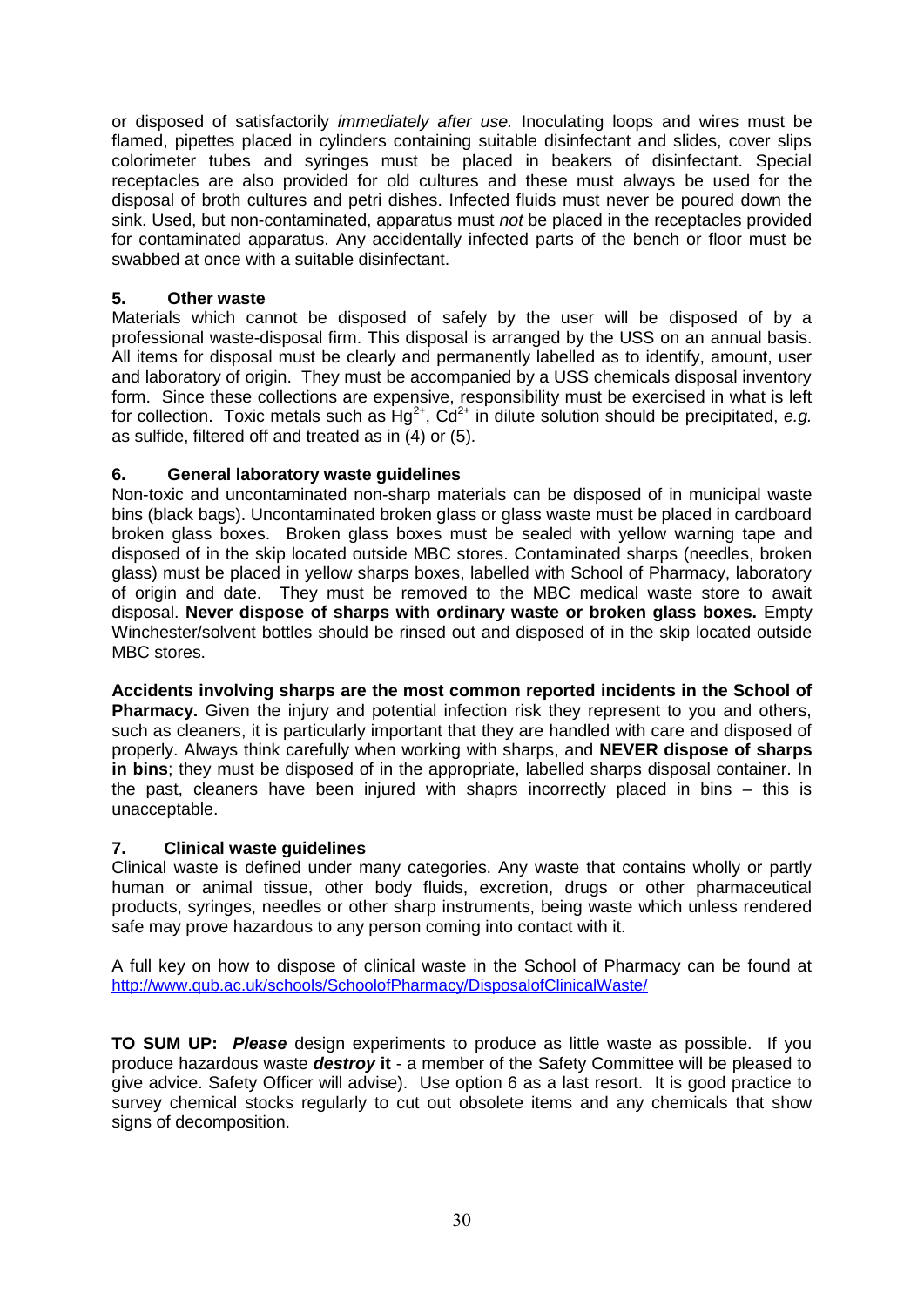or disposed of satisfactorily *immediately after use.* Inoculating loops and wires must be flamed, pipettes placed in cylinders containing suitable disinfectant and slides, cover slips colorimeter tubes and syringes must be placed in beakers of disinfectant. Special receptacles are also provided for old cultures and these must always be used for the disposal of broth cultures and petri dishes. Infected fluids must never be poured down the sink. Used, but non-contaminated, apparatus must *not* be placed in the receptacles provided for contaminated apparatus. Any accidentally infected parts of the bench or floor must be swabbed at once with a suitable disinfectant.

**5. Other waste**

Materials which cannot be disposed of safely by the user will be disposed of by a professional waste-disposal firm. This disposal is arranged by the USS on an annual basis. All items for disposal must be clearly and permanently labelled as to identify, amount, user and laboratory of origin. They must be accompanied by a USS chemicals disposal inventory form. Since these collections are expensive, responsibility must be exercised in what is left for collection. Toxic metals such as $Hg^{2+}$, $Cd^{2+}$ in dilute solution should be precipitated, *e.g.* as sulfide, filtered off and treated as in (4) or (5).

**6. General laboratory waste guidelines**

Non-toxic and uncontaminated non-sharp materials can be disposed of in municipal waste bins (black bags). Uncontaminated broken glass or glass waste must be placed in cardboard broken glass boxes. Broken glass boxes must be sealed with yellow warning tape and disposed of in the skip located outside MBC stores. Contaminated sharps (needles, broken glass) must be placed in yellow sharps boxes, labelled with School of Pharmacy, laboratory of origin and date. They must be removed to the MBC medical waste store to await disposal. **Never dispose of sharps with ordinary waste or broken glass boxes.** Empty Winchester/solvent bottles should be rinsed out and disposed of in the skip located outside MBC stores.

**Accidents involving sharps are the most common reported incidents in the School of Pharmacy.** Given the injury and potential infection risk they represent to you and others, such as cleaners, it is particularly important that they are handled with care and disposed of properly. Always think carefully when working with sharps, and **NEVER dispose of sharps in bins**; they must be disposed of in the appropriate, labelled sharps disposal container. In the past, cleaners have been injured with shaprs incorrectly placed in bins – this is unacceptable.

**7. Clinical waste guidelines**

Clinical waste is defined under many categories. Any waste that contains wholly or partly human or animal tissue, other body fluids, excretion, drugs or other pharmaceutical products, syringes, needles or other sharp instruments, being waste which unless rendered safe may prove hazardous to any person coming into contact with it.

A full key on how to dispose of clinical waste in the School of Pharmacy can be found at http://www.qub.ac.uk/schools/SchoolofPharmacy/DisposalofClinicalWaste/

**TO SUM UP:** ***Please*** design experiments to produce as little waste as possible. If you produce hazardous waste ***destroy* it** - a member of the Safety Committee will be pleased to give advice. Safety Officer will advise). Use option 6 as a last resort. It is good practice to survey chemical stocks regularly to cut out obsolete items and any chemicals that show signs of decomposition.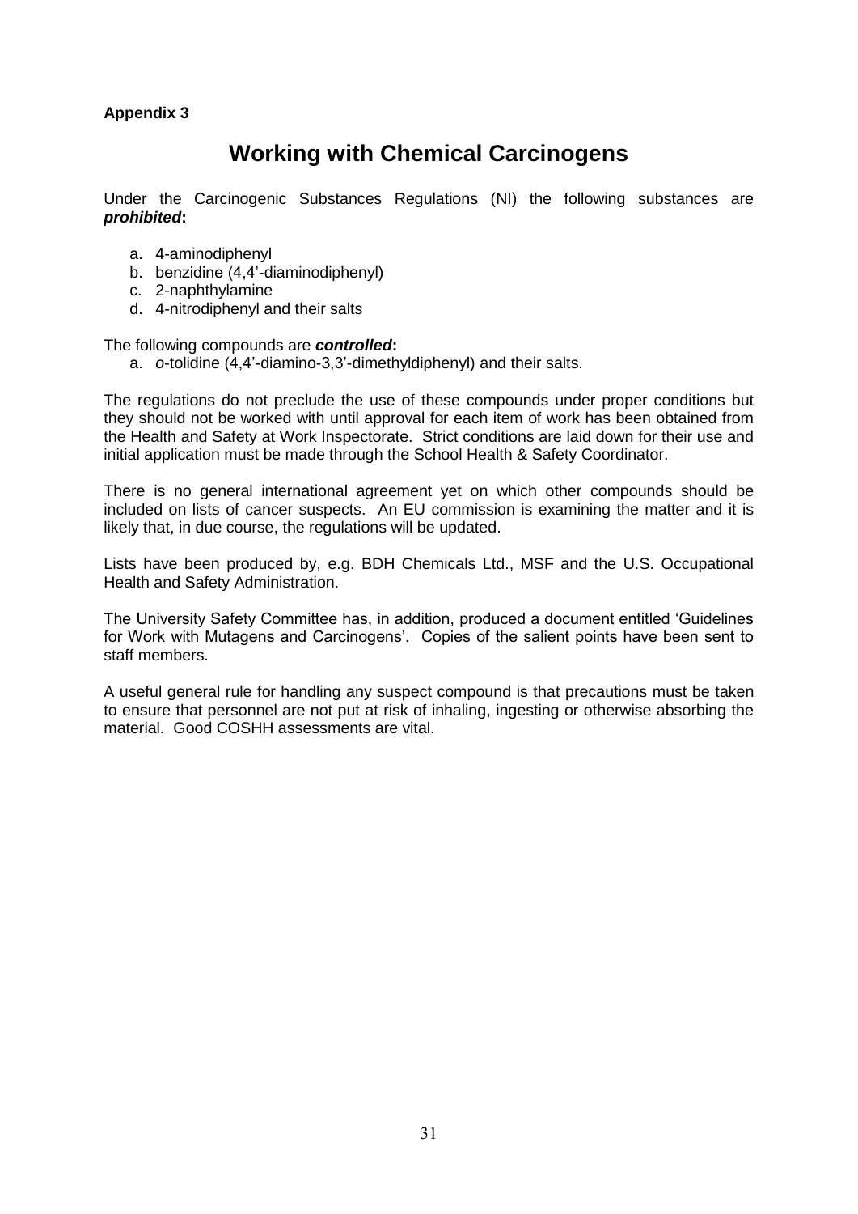**Appendix 3**

# Working with Chemical Carcinogens

Under the Carcinogenic Substances Regulations (NI) the following substances are ***prohibited*****:**

a. 4-aminodiphenyl
b. benzidine (4,4'-diaminodiphenyl)
c. 2-naphthylamine
d. 4-nitrodiphenyl and their salts

The following compounds are ***controlled*****:**

a. *o*-tolidine (4,4'-diamino-3,3'-dimethyldiphenyl) and their salts.

The regulations do not preclude the use of these compounds under proper conditions but they should not be worked with until approval for each item of work has been obtained from the Health and Safety at Work Inspectorate. Strict conditions are laid down for their use and initial application must be made through the School Health & Safety Coordinator.

There is no general international agreement yet on which other compounds should be included on lists of cancer suspects. An EU commission is examining the matter and it is likely that, in due course, the regulations will be updated.

Lists have been produced by, e.g. BDH Chemicals Ltd., MSF and the U.S. Occupational Health and Safety Administration.

The University Safety Committee has, in addition, produced a document entitled 'Guidelines for Work with Mutagens and Carcinogens'. Copies of the salient points have been sent to staff members.

A useful general rule for handling any suspect compound is that precautions must be taken to ensure that personnel are not put at risk of inhaling, ingesting or otherwise absorbing the material. Good COSHH assessments are vital.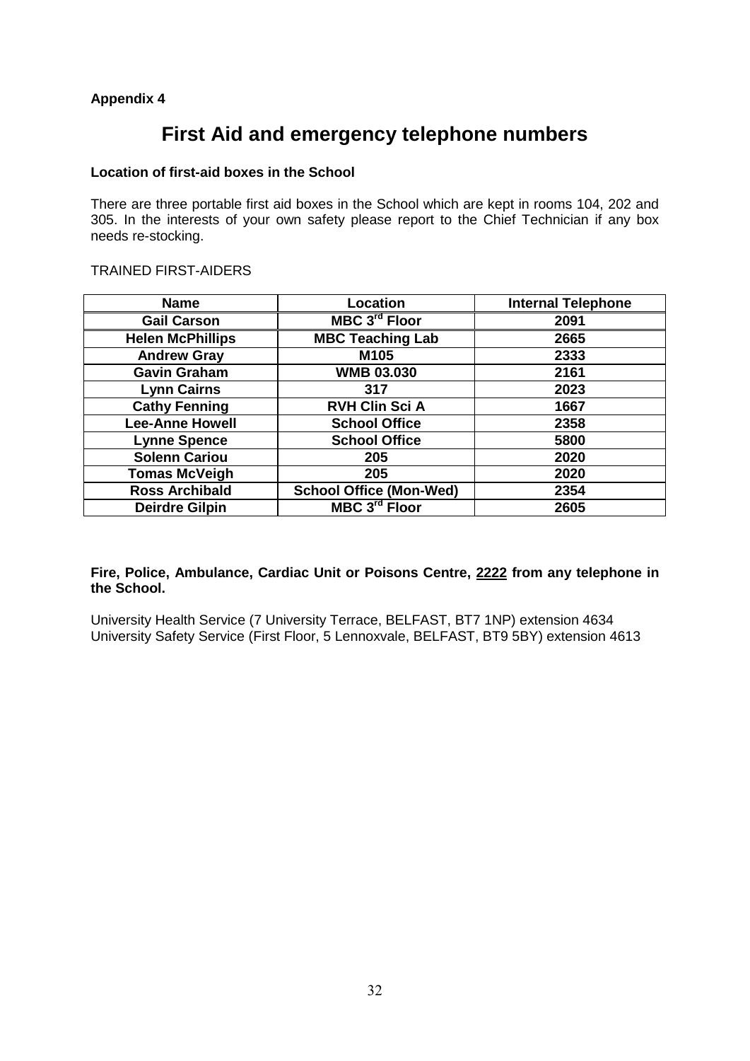**Appendix 4**

# First Aid and emergency telephone numbers

**Location of first-aid boxes in the School**

There are three portable first aid boxes in the School which are kept in rooms 104, 202 and 305. In the interests of your own safety please report to the Chief Technician if any box needs re-stocking.

TRAINED FIRST-AIDERS

| Name | Location | Internal Telephone |
|---|---|---|
| **Gail Carson** | **MBC 3rd Floor** | **2091** |
| **Helen McPhillips** | **MBC Teaching Lab** | **2665** |
| **Andrew Gray** | **M105** | **2333** |
| **Gavin Graham** | **WMB 03.030** | **2161** |
| **Lynn Cairns** | **317** | **2023** |
| **Cathy Fenning** | **RVH Clin Sci A** | **1667** |
| **Lee-Anne Howell** | **School Office** | **2358** |
| **Lynne Spence** | **School Office** | **5800** |
| **Solenn Cariou** | **205** | **2020** |
| **Tomas McVeigh** | **205** | **2020** |
| **Ross Archibald** | **School Office (Mon-Wed)** | **2354** |
| **Deirdre Gilpin** | **MBC 3rd Floor** | **2605** |

**Fire, Police, Ambulance, Cardiac Unit or Poisons Centre, 2222 from any telephone in the School.**

University Health Service (7 University Terrace, BELFAST, BT7 1NP) extension 4634
University Safety Service (First Floor, 5 Lennoxvale, BELFAST, BT9 5BY) extension 4613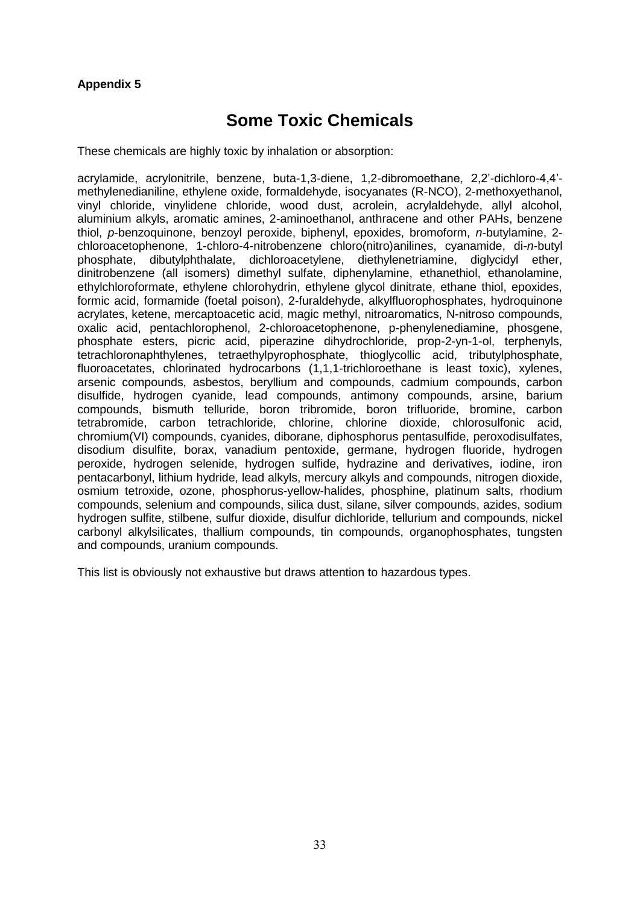**Appendix 5**

# Some Toxic Chemicals

These chemicals are highly toxic by inhalation or absorption:

acrylamide, acrylonitrile, benzene, buta-1,3-diene, 1,2-dibromoethane, 2,2'-dichloro-4,4'-methylenedianiline, ethylene oxide, formaldehyde, isocyanates (R-NCO), 2-methoxyethanol, vinyl chloride, vinylidene chloride, wood dust, acrolein, acrylaldehyde, allyl alcohol, aluminium alkyls, aromatic amines, 2-aminoethanol, anthracene and other PAHs, benzene thiol, *p*-benzoquinone, benzoyl peroxide, biphenyl, epoxides, bromoform, *n*-butylamine, 2-chloroacetophenone, 1-chloro-4-nitrobenzene chloro(nitro)anilines, cyanamide, di-*n*-butyl phosphate, dibutylphthalate, dichloroacetylene, diethylenetriamine, diglycidyl ether, dinitrobenzene (all isomers) dimethyl sulfate, diphenylamine, ethanethiol, ethanolamine, ethylchloroformate, ethylene chlorohydrin, ethylene glycol dinitrate, ethane thiol, epoxides, formic acid, formamide (foetal poison), 2-furaldehyde, alkylfluorophosphates, hydroquinone acrylates, ketene, mercaptoacetic acid, magic methyl, nitroaromatics, N-nitroso compounds, oxalic acid, pentachlorophenol, 2-chloroacetophenone, p-phenylenediamine, phosgene, phosphate esters, picric acid, piperazine dihydrochloride, prop-2-yn-1-ol, terphenyls, tetrachloronaphthylenes, tetraethylpyrophosphate, thioglycollic acid, tributylphosphate, fluoroacetates, chlorinated hydrocarbons (1,1,1-trichloroethane is least toxic), xylenes, arsenic compounds, asbestos, beryllium and compounds, cadmium compounds, carbon disulfide, hydrogen cyanide, lead compounds, antimony compounds, arsine, barium compounds, bismuth telluride, boron tribromide, boron trifluoride, bromine, carbon tetrabromide, carbon tetrachloride, chlorine, chlorine dioxide, chlorosulfonic acid, chromium(VI) compounds, cyanides, diborane, diphosphorus pentasulfide, peroxodisulfates, disodium disulfite, borax, vanadium pentoxide, germane, hydrogen fluoride, hydrogen peroxide, hydrogen selenide, hydrogen sulfide, hydrazine and derivatives, iodine, iron pentacarbonyl, lithium hydride, lead alkyls, mercury alkyls and compounds, nitrogen dioxide, osmium tetroxide, ozone, phosphorus-yellow-halides, phosphine, platinum salts, rhodium compounds, selenium and compounds, silica dust, silane, silver compounds, azides, sodium hydrogen sulfite, stilbene, sulfur dioxide, disulfur dichloride, tellurium and compounds, nickel carbonyl alkylsilicates, thallium compounds, tin compounds, organophosphates, tungsten and compounds, uranium compounds.

This list is obviously not exhaustive but draws attention to hazardous types.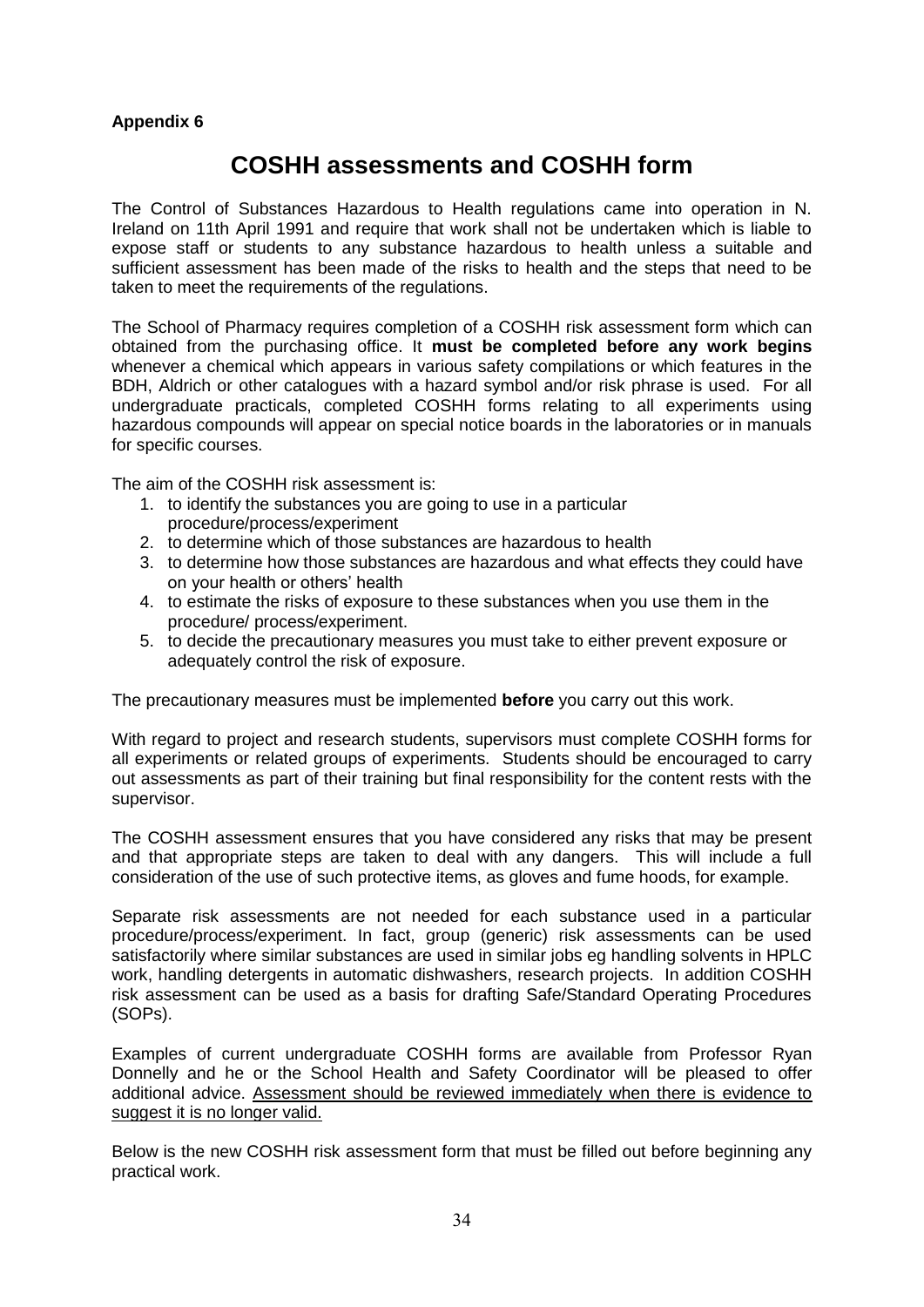**Appendix 6**

# COSHH assessments and COSHH form

The Control of Substances Hazardous to Health regulations came into operation in N. Ireland on 11th April 1991 and require that work shall not be undertaken which is liable to expose staff or students to any substance hazardous to health unless a suitable and sufficient assessment has been made of the risks to health and the steps that need to be taken to meet the requirements of the regulations.

The School of Pharmacy requires completion of a COSHH risk assessment form which can obtained from the purchasing office. It **must be completed before any work begins** whenever a chemical which appears in various safety compilations or which features in the BDH, Aldrich or other catalogues with a hazard symbol and/or risk phrase is used. For all undergraduate practicals, completed COSHH forms relating to all experiments using hazardous compounds will appear on special notice boards in the laboratories or in manuals for specific courses.

The aim of the COSHH risk assessment is:

1. to identify the substances you are going to use in a particular procedure/process/experiment
2. to determine which of those substances are hazardous to health
3. to determine how those substances are hazardous and what effects they could have on your health or others' health
4. to estimate the risks of exposure to these substances when you use them in the procedure/ process/experiment.
5. to decide the precautionary measures you must take to either prevent exposure or adequately control the risk of exposure.

The precautionary measures must be implemented **before** you carry out this work.

With regard to project and research students, supervisors must complete COSHH forms for all experiments or related groups of experiments. Students should be encouraged to carry out assessments as part of their training but final responsibility for the content rests with the supervisor.

The COSHH assessment ensures that you have considered any risks that may be present and that appropriate steps are taken to deal with any dangers. This will include a full consideration of the use of such protective items, as gloves and fume hoods, for example.

Separate risk assessments are not needed for each substance used in a particular procedure/process/experiment. In fact, group (generic) risk assessments can be used satisfactorily where similar substances are used in similar jobs eg handling solvents in HPLC work, handling detergents in automatic dishwashers, research projects. In addition COSHH risk assessment can be used as a basis for drafting Safe/Standard Operating Procedures (SOPs).

Examples of current undergraduate COSHH forms are available from Professor Ryan Donnelly and he or the School Health and Safety Coordinator will be pleased to offer additional advice. <u>Assessment should be reviewed immediately when there is evidence to suggest it is no longer valid.</u>

Below is the new COSHH risk assessment form that must be filled out before beginning any practical work.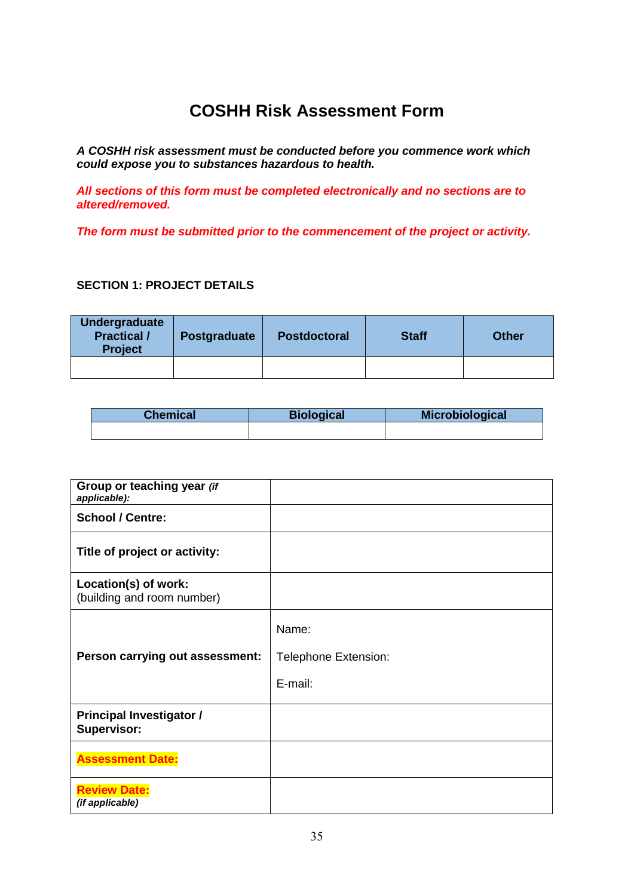# COSHH Risk Assessment Form

***A COSHH risk assessment must be conducted before you commence work which could expose you to substances hazardous to health.***

***All sections of this form must be completed electronically and no sections are to be altered/removed.***

***The form must be submitted prior to the commencement of the project or activity.***

## SECTION 1: PROJECT DETAILS

| Undergraduate Practical / Project | Postgraduate | Postdoctoral | Staff | Other |
|---|---|---|---|---|
| | | | | |

| Chemical | Biological | Microbiological |
|---|---|---|
| | | |

| | |
|---|---|
| **Group or teaching year** ***(if applicable):*** | |
| **School / Centre:** | |
| **Title of project or activity:** | |
| **Location(s) of work:** (building and room number) | |
| **Person carrying out assessment:** | Name:<br>Telephone Extension:<br>E-mail: |
| **Principal Investigator / Supervisor:** | |
| **Assessment Date:** | |
| **Review Date:** ***(if applicable)*** | |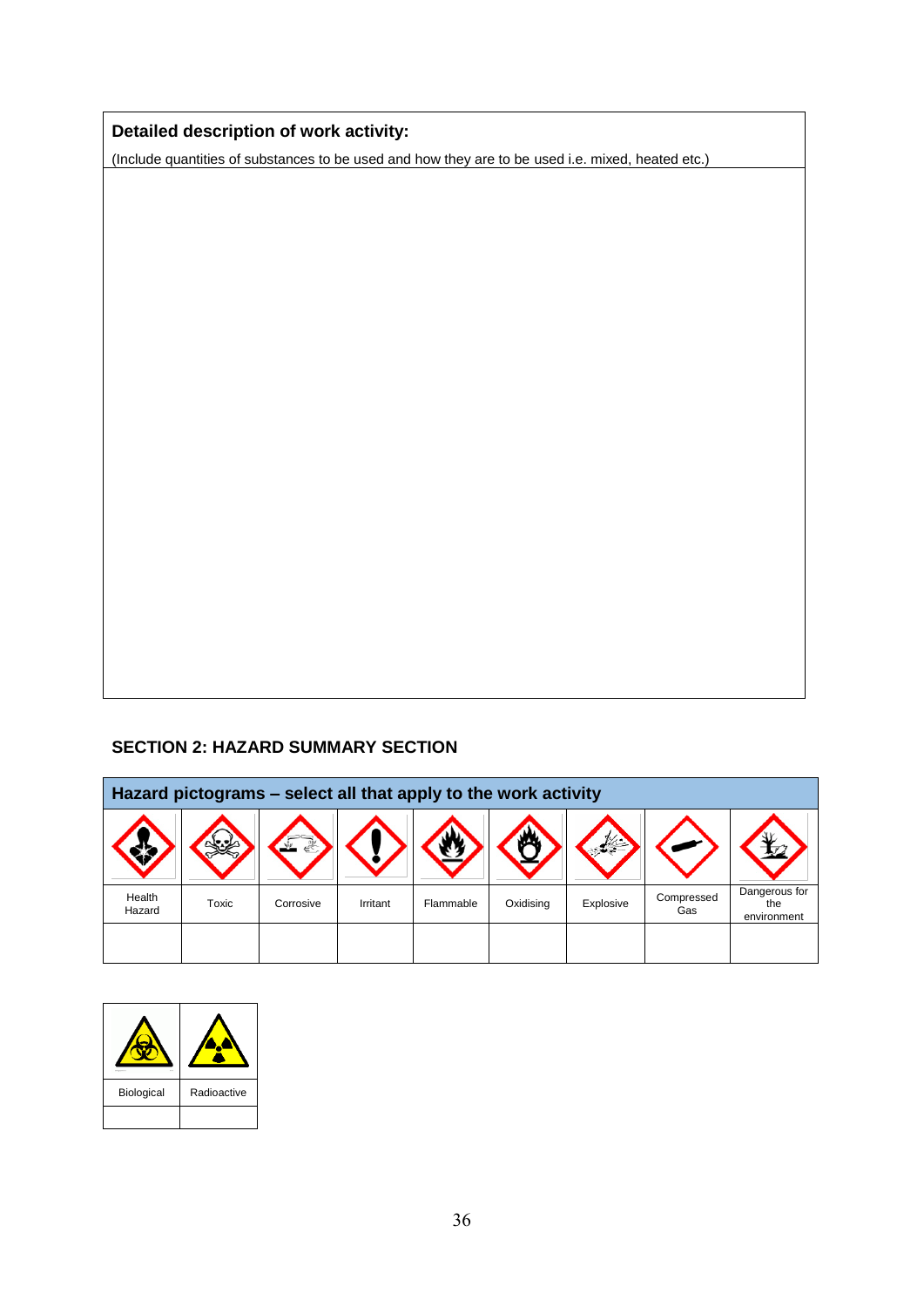| **Detailed description of work activity:** |
| --- |
| (Include quantities of substances to be used and how they are to be used i.e. mixed, heated etc.) |
| |

## SECTION 2: HAZARD SUMMARY SECTION

| **Hazard pictograms – select all that apply to the work activity** | | | | | | | | |
| --- | --- | --- | --- | --- | --- | --- | --- | --- |
| | | | | | | | | |
| Health Hazard | Toxic | Corrosive | Irritant | Flammable | Oxidising | Explosive | Compressed Gas | Dangerous for the environment |
| | | | | | | | | |

| | |
| --- | --- |
| Biological | Radioactive |
| | |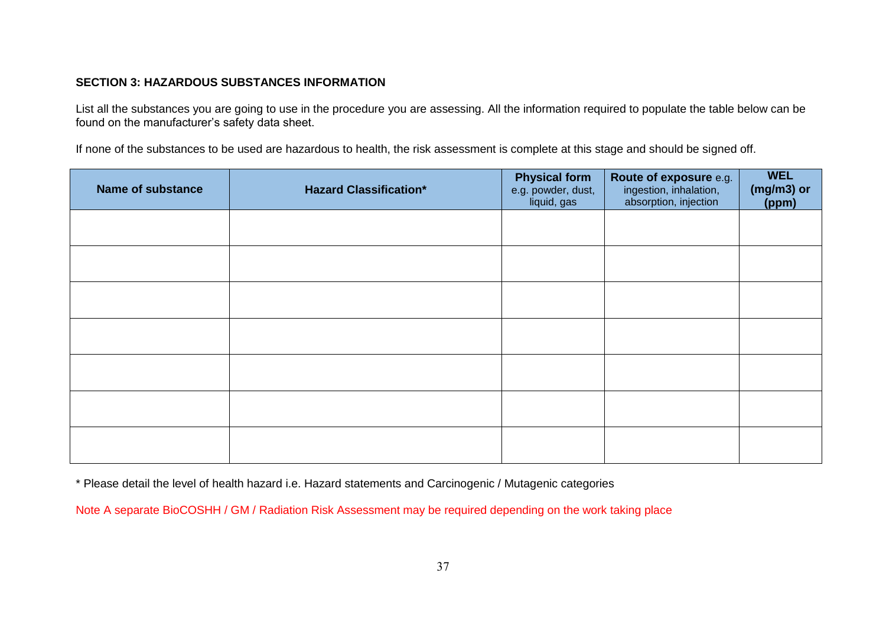## SECTION 3: HAZARDOUS SUBSTANCES INFORMATION

List all the substances you are going to use in the procedure you are assessing. All the information required to populate the table below can be found on the manufacturer's safety data sheet.

If none of the substances to be used are hazardous to health, the risk assessment is complete at this stage and should be signed off.

| **Name of substance** | **Hazard Classification*** | **Physical form** e.g. powder, dust, liquid, gas | **Route of exposure** e.g. ingestion, inhalation, absorption, injection | **WEL (mg/m3) or (ppm)** |
|---|---|---|---|---|
| | | | | |
| | | | | |
| | | | | |
| | | | | |
| | | | | |
| | | | | |
| | | | | |

* Please detail the level of health hazard i.e. Hazard statements and Carcinogenic / Mutagenic categories

Note A separate BioCOSHH / GM / Radiation Risk Assessment may be required depending on the work taking place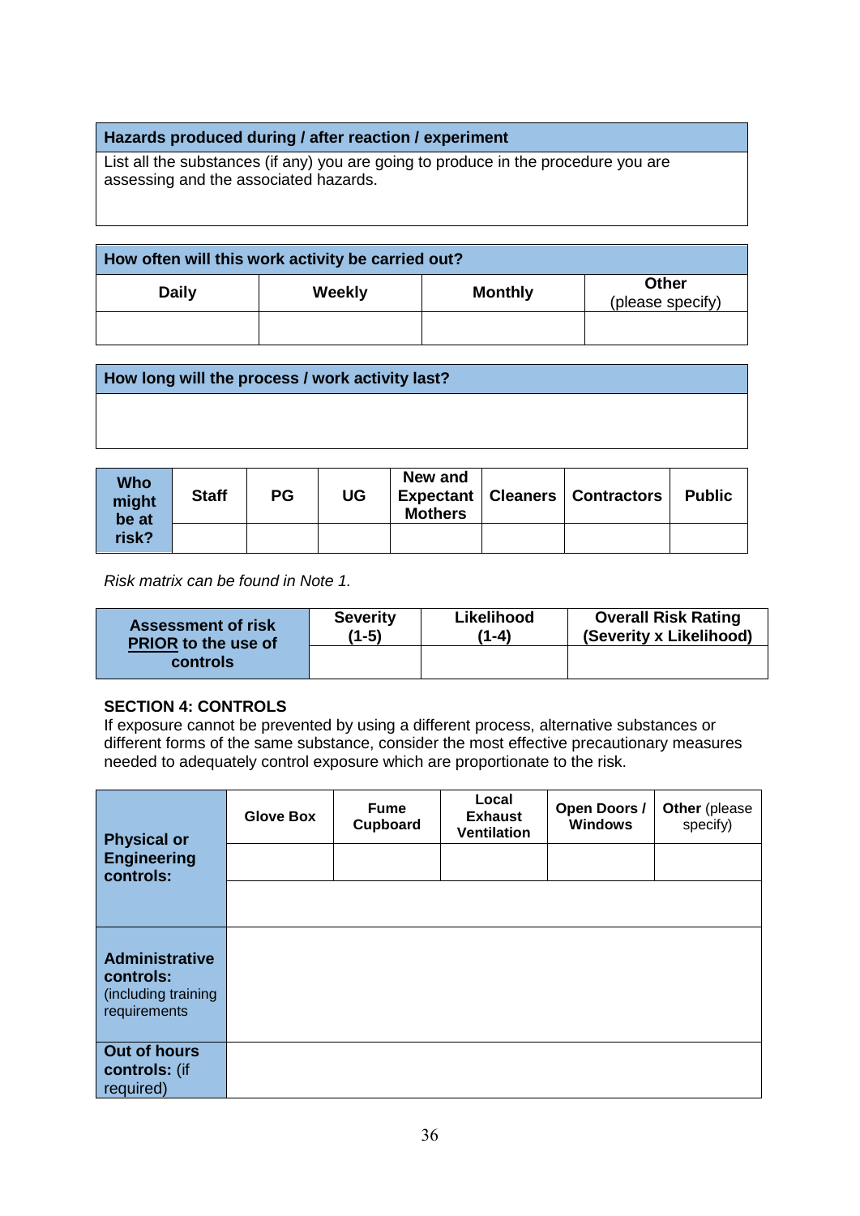| Hazards produced during / after reaction / experiment |
|---|
| List all the substances (if any) you are going to produce in the procedure you are assessing and the associated hazards. |

| How often will this work activity be carried out? | | | |
|---|---|---|---|
| **Daily** | **Weekly** | **Monthly** | **Other** (please specify) |
| | | | |

| How long will the process / work activity last? |
|---|
| |

| Who might be at risk? | Staff | PG | UG | New and Expectant Mothers | Cleaners | Contractors | Public |
|---|---|---|---|---|---|---|---|
| | | | | | | | |

*Risk matrix can be found in Note 1.*

| Assessment of risk PRIOR to the use of controls | Severity (1-5) | Likelihood (1-4) | Overall Risk Rating (Severity x Likelihood) |
|---|---|---|---|
| | | | |

**SECTION 4: CONTROLS**

If exposure cannot be prevented by using a different process, alternative substances or different forms of the same substance, consider the most effective precautionary measures needed to adequately control exposure which are proportionate to the risk.

| | Glove Box | Fume Cupboard | Local Exhaust Ventilation | Open Doors / Windows | Other (please specify) |
|---|---|---|---|---|---|
| **Physical or Engineering controls:** | | | | | |
| | | | | | |
| **Administrative controls:** (including training requirements | | | | | |
| **Out of hours controls:** (if required) | | | | | |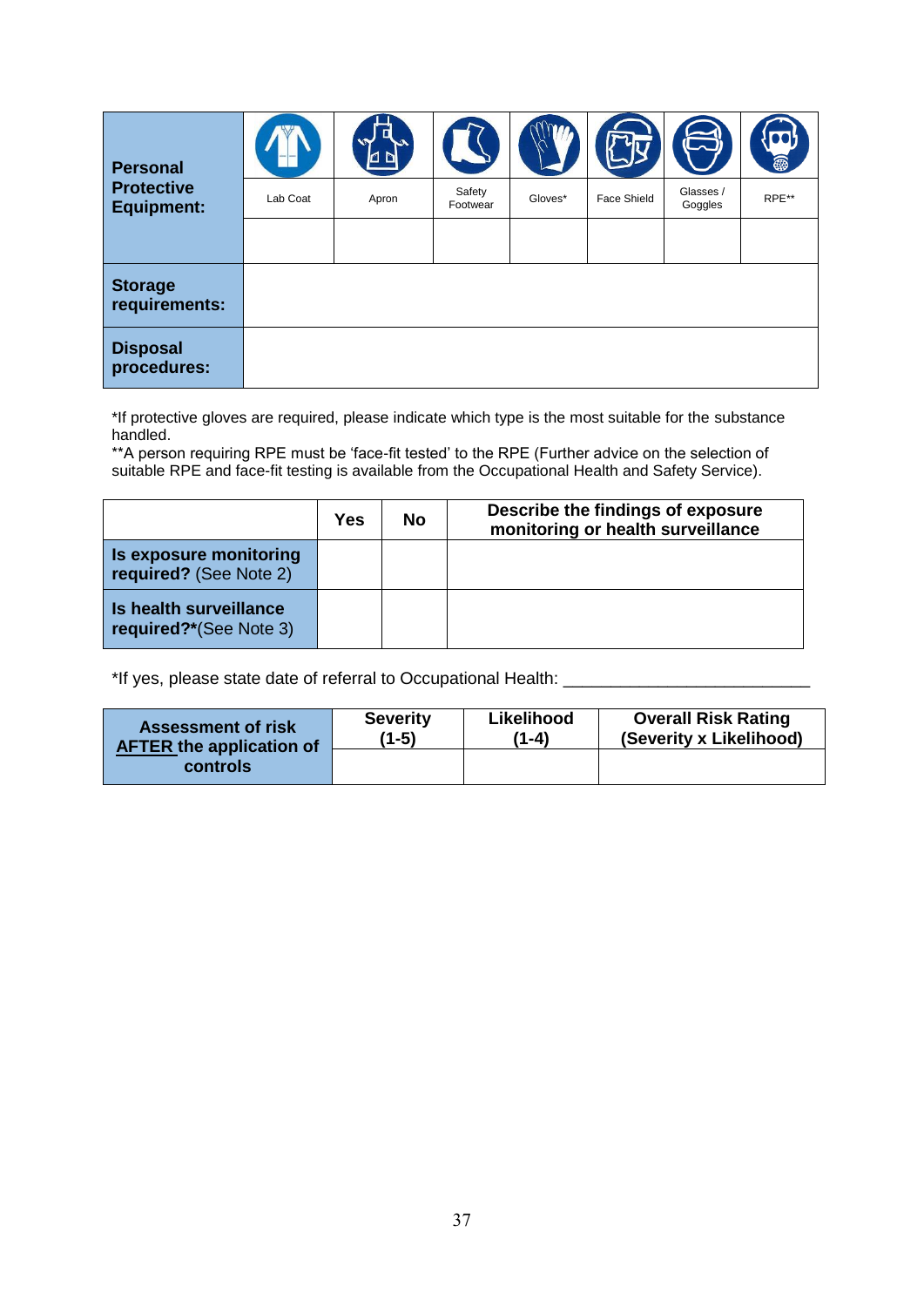| **Personal Protective Equipment:** | Lab Coat | Apron | Safety Footwear | Gloves* | Face Shield | Glasses / Goggles | RPE** |
|---|---|---|---|---|---|---|---|
| | | | | | | | |
| **Storage requirements:** | | | | | | | |
| **Disposal procedures:** | | | | | | | |

*If protective gloves are required, please indicate which type is the most suitable for the substance handled.
**A person requiring RPE must be 'face-fit tested' to the RPE (Further advice on the selection of suitable RPE and face-fit testing is available from the Occupational Health and Safety Service).

| | **Yes** | **No** | **Describe the findings of exposure monitoring or health surveillance** |
|---|---|---|---|
| **Is exposure monitoring required?** (See Note 2) | | | |
| **Is health surveillance required?*** (See Note 3) | | | |

*If yes, please state date of referral to Occupational Health: ___________________________

| **Assessment of risk <u>AFTER</u> the application of controls** | **Severity (1-5)** | **Likelihood (1-4)** | **Overall Risk Rating (Severity x Likelihood)** |
|---|---|---|---|
| | | | |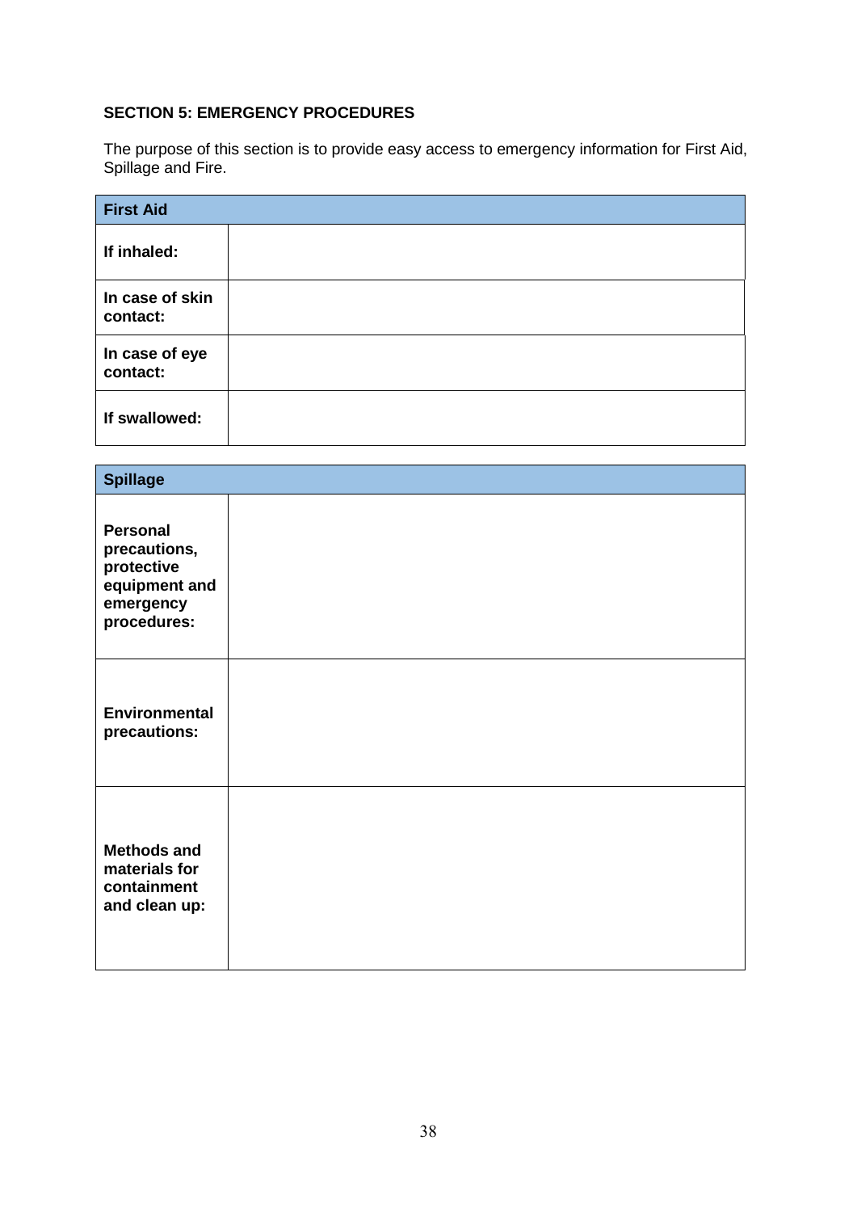**SECTION 5: EMERGENCY PROCEDURES**

The purpose of this section is to provide easy access to emergency information for First Aid, Spillage and Fire.

| **First Aid** | |
|---|---|
| **If inhaled:** | |
| **In case of skin contact:** | |
| **In case of eye contact:** | |
| **If swallowed:** | |

| **Spillage** | |
|---|---|
| **Personal precautions, protective equipment and emergency procedures:** | |
| **Environmental precautions:** | |
| **Methods and materials for containment and clean up:** | |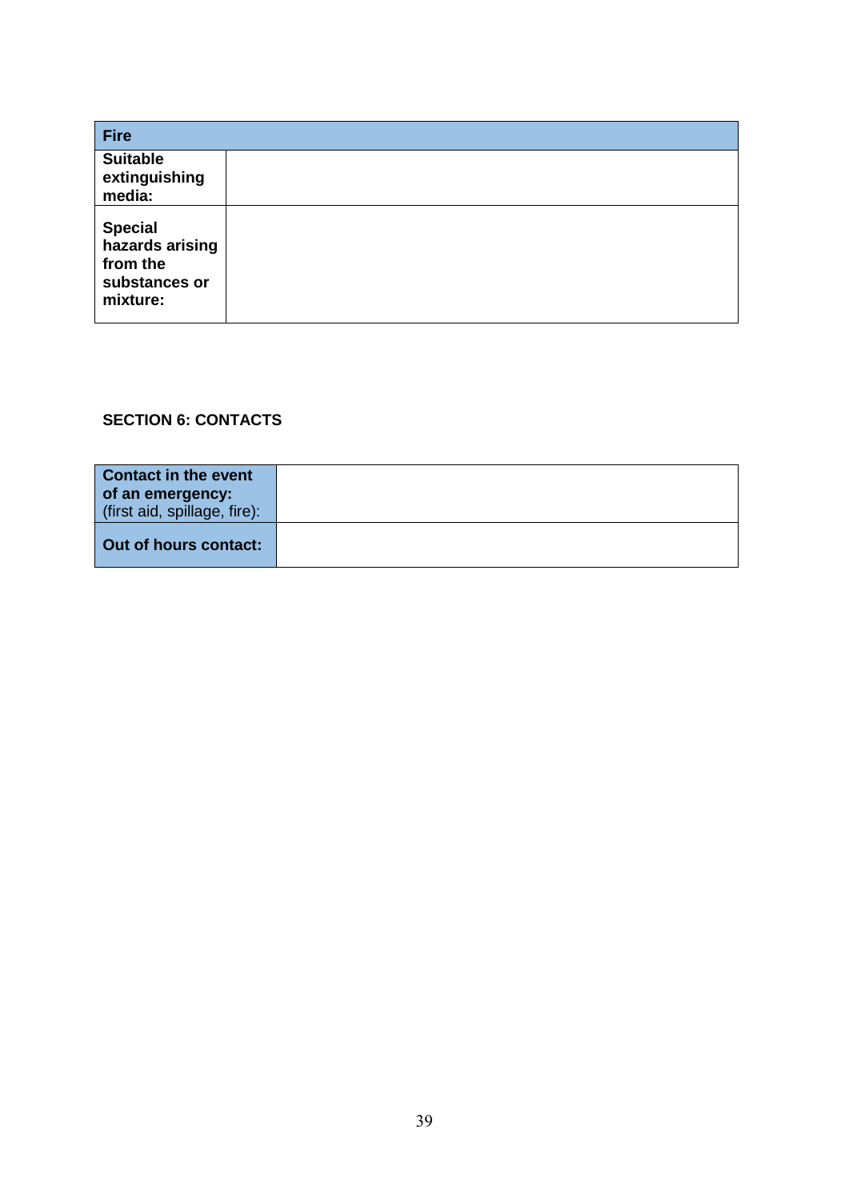| Fire | |
|---|---|
| **Suitable extinguishing media:** | |
| **Special hazards arising from the substances or mixture:** | |

**SECTION 6: CONTACTS**

| | |
|---|---|
| **Contact in the event of an emergency:** (first aid, spillage, fire): | |
| **Out of hours contact:** | |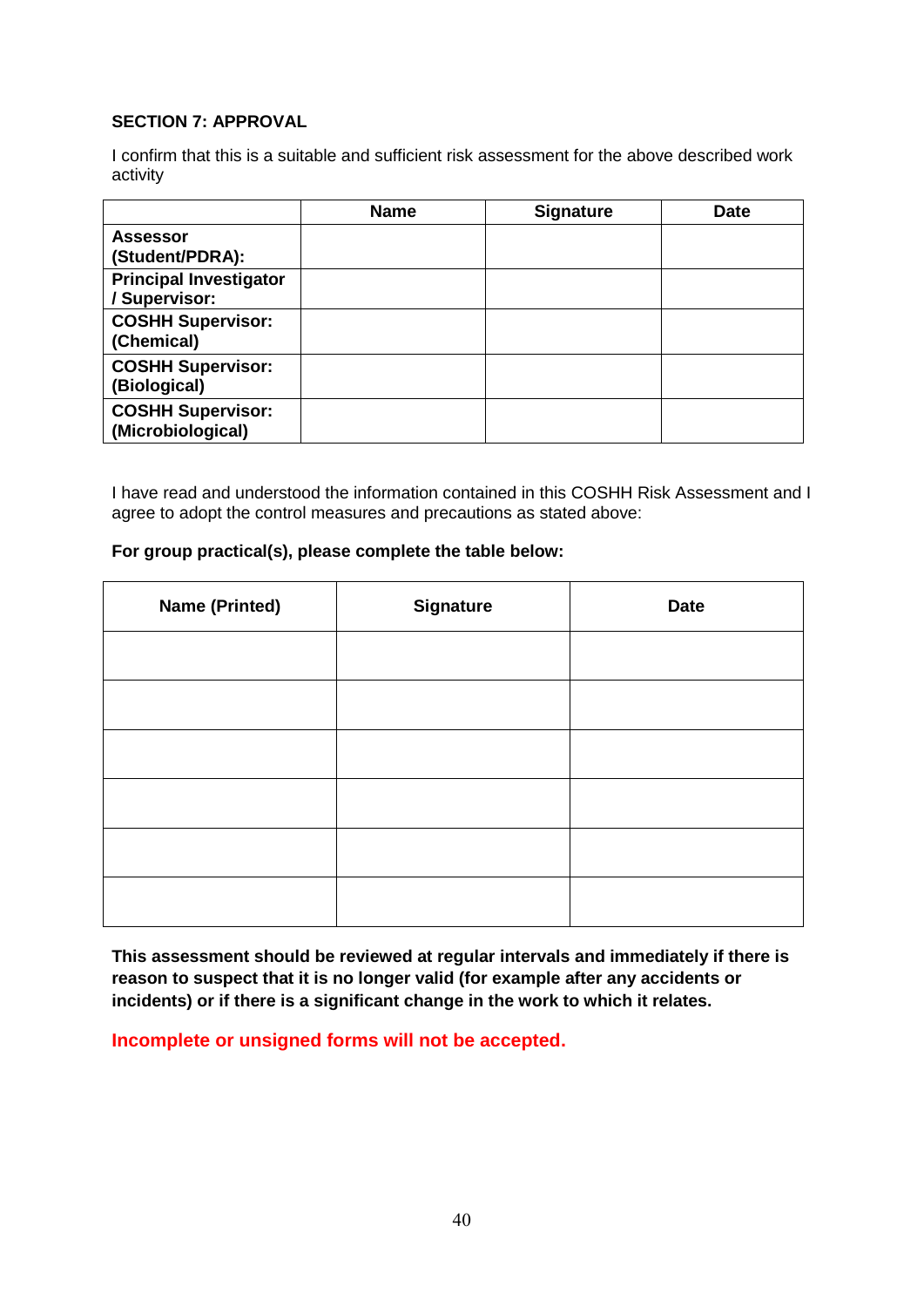**SECTION 7: APPROVAL**

I confirm that this is a suitable and sufficient risk assessment for the above described work activity

| | Name | Signature | Date |
|---|---|---|---|
| **Assessor (Student/PDRA):** | | | |
| **Principal Investigator / Supervisor:** | | | |
| **COSHH Supervisor: (Chemical)** | | | |
| **COSHH Supervisor: (Biological)** | | | |
| **COSHH Supervisor: (Microbiological)** | | | |

I have read and understood the information contained in this COSHH Risk Assessment and I agree to adopt the control measures and precautions as stated above:

**For group practical(s), please complete the table below:**

| Name (Printed) | Signature | Date |
|---|---|---|
| | | |
| | | |
| | | |
| | | |
| | | |
| | | |

**This assessment should be reviewed at regular intervals and immediately if there is reason to suspect that it is no longer valid (for example after any accidents or incidents) or if there is a significant change in the work to which it relates.**

**Incomplete or unsigned forms will not be accepted.**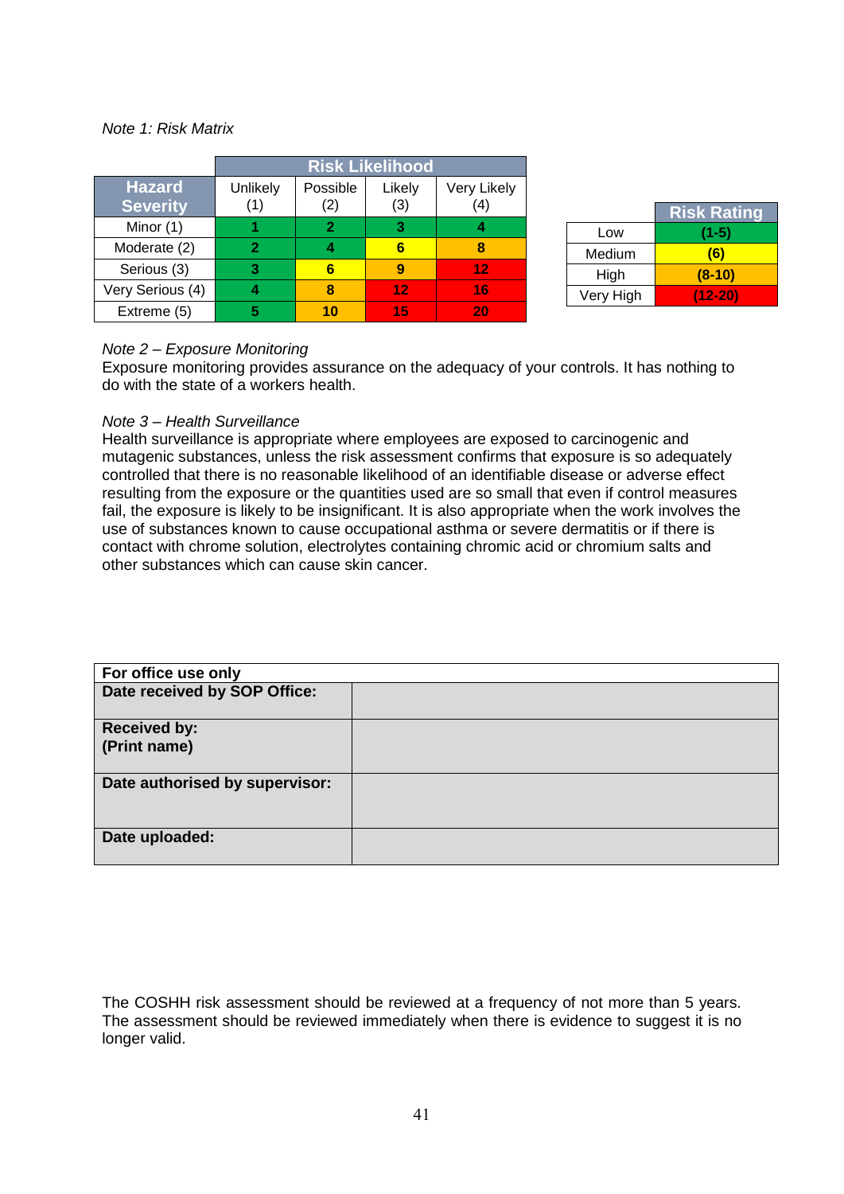*Note 1: Risk Matrix*

| Hazard Severity | Risk Likelihood | | | |
|---|---|---|---|---|
| | Unlikely (1) | Possible (2) | Likely (3) | Very Likely (4) |
| Minor (1) | 1 | 2 | 3 | 4 |
| Moderate (2) | 2 | 4 | 6 | 8 |
| Serious (3) | 3 | 6 | 9 | 12 |
| Very Serious (4) | 4 | 8 | 12 | 16 |
| Extreme (5) | 5 | 10 | 15 | 20 |

| | Risk Rating |
|---|---|
| Low | (1-5) |
| Medium | (6) |
| High | (8-10) |
| Very High | (12-20) |

*Note 2 – Exposure Monitoring*

Exposure monitoring provides assurance on the adequacy of your controls. It has nothing to do with the state of a workers health.

*Note 3 – Health Surveillance*

Health surveillance is appropriate where employees are exposed to carcinogenic and mutagenic substances, unless the risk assessment confirms that exposure is so adequately controlled that there is no reasonable likelihood of an identifiable disease or adverse effect resulting from the exposure or the quantities used are so small that even if control measures fail, the exposure is likely to be insignificant. It is also appropriate when the work involves the use of substances known to cause occupational asthma or severe dermatitis or if there is contact with chrome solution, electrolytes containing chromic acid or chromium salts and other substances which can cause skin cancer.

| **For office use only** | |
|---|---|
| **Date received by SOP Office:** | |
| **Received by: (Print name)** | |
| **Date authorised by supervisor:** | |
| **Date uploaded:** | |

The COSHH risk assessment should be reviewed at a frequency of not more than 5 years. The assessment should be reviewed immediately when there is evidence to suggest it is no longer valid.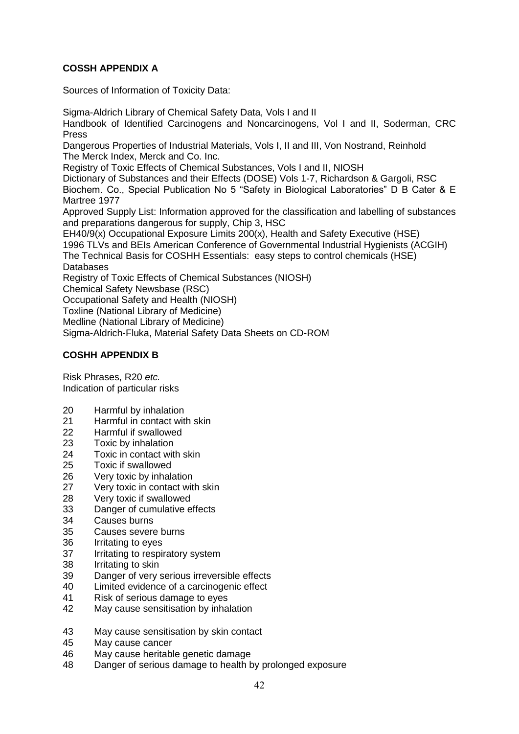**COSSH APPENDIX A**

Sources of Information of Toxicity Data:

Sigma-Aldrich Library of Chemical Safety Data, Vols I and II
Handbook of Identified Carcinogens and Noncarcinogens, Vol I and II, Soderman, CRC Press
Dangerous Properties of Industrial Materials, Vols I, II and III, Von Nostrand, Reinhold
The Merck Index, Merck and Co. Inc.
Registry of Toxic Effects of Chemical Substances, Vols I and II, NIOSH
Dictionary of Substances and their Effects (DOSE) Vols 1-7, Richardson & Gargoli, RSC
Biochem. Co., Special Publication No 5 "Safety in Biological Laboratories" D B Cater & E Martree 1977
Approved Supply List: Information approved for the classification and labelling of substances and preparations dangerous for supply, Chip 3, HSC
EH40/9(x) Occupational Exposure Limits 200(x), Health and Safety Executive (HSE)
1996 TLVs and BEIs American Conference of Governmental Industrial Hygienists (ACGIH)
The Technical Basis for COSHH Essentials: easy steps to control chemicals (HSE)
Databases
Registry of Toxic Effects of Chemical Substances (NIOSH)
Chemical Safety Newsbase (RSC)
Occupational Safety and Health (NIOSH)
Toxline (National Library of Medicine)
Medline (National Library of Medicine)
Sigma-Aldrich-Fluka, Material Safety Data Sheets on CD-ROM

**COSHH APPENDIX B**

Risk Phrases, R20 *etc.*
Indication of particular risks

20 Harmful by inhalation
21 Harmful in contact with skin
22 Harmful if swallowed
23 Toxic by inhalation
24 Toxic in contact with skin
25 Toxic if swallowed
26 Very toxic by inhalation
27 Very toxic in contact with skin
28 Very toxic if swallowed
33 Danger of cumulative effects
34 Causes burns
35 Causes severe burns
36 Irritating to eyes
37 Irritating to respiratory system
38 Irritating to skin
39 Danger of very serious irreversible effects
40 Limited evidence of a carcinogenic effect
41 Risk of serious damage to eyes
42 May cause sensitisation by inhalation

43 May cause sensitisation by skin contact
45 May cause cancer
46 May cause heritable genetic damage
48 Danger of serious damage to health by prolonged exposure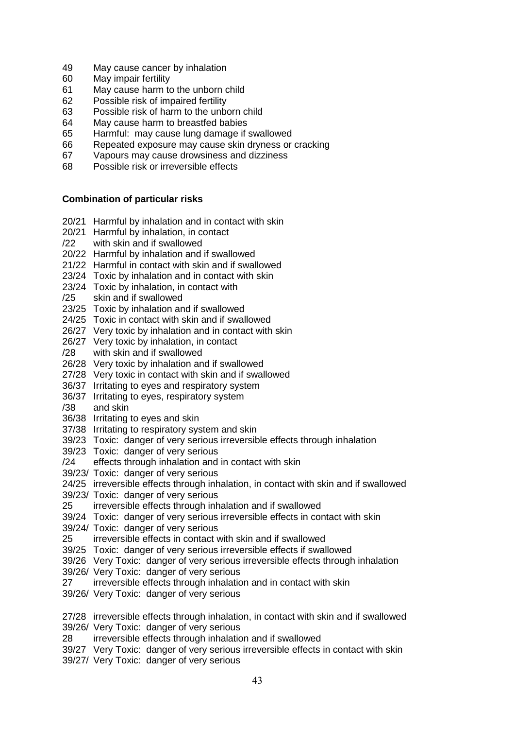49 May cause cancer by inhalation
60 May impair fertility
61 May cause harm to the unborn child
62 Possible risk of impaired fertility
63 Possible risk of harm to the unborn child
64 May cause harm to breastfed babies
65 Harmful: may cause lung damage if swallowed
66 Repeated exposure may cause skin dryness or cracking
67 Vapours may cause drowsiness and dizziness
68 Possible risk or irreversible effects

**Combination of particular risks**

20/21 Harmful by inhalation and in contact with skin
20/21/22 Harmful by inhalation, in contact with skin and if swallowed
20/22 Harmful by inhalation and if swallowed
21/22 Harmful in contact with skin and if swallowed
23/24 Toxic by inhalation and in contact with skin
23/24/25 Toxic by inhalation, in contact with skin and if swallowed
23/25 Toxic by inhalation and if swallowed
24/25 Toxic in contact with skin and if swallowed
26/27 Very toxic by inhalation and in contact with skin
26/27/28 Very toxic by inhalation, in contact with skin and if swallowed
26/28 Very toxic by inhalation and if swallowed
27/28 Very toxic in contact with skin and if swallowed
36/37 Irritating to eyes and respiratory system
36/37/38 Irritating to eyes, respiratory system and skin
36/38 Irritating to eyes and skin
37/38 Irritating to respiratory system and skin
39/23 Toxic: danger of very serious irreversible effects through inhalation
39/23/24 Toxic: danger of very serious effects through inhalation and in contact with skin
39/23/24/25 Toxic: danger of very serious irreversible effects through inhalation, in contact with skin and if swallowed
39/23/25 Toxic: danger of very serious irreversible effects through inhalation and if swallowed
39/24 Toxic: danger of very serious irreversible effects in contact with skin
39/24/25 Toxic: danger of very serious irreversible effects in contact with skin and if swallowed
39/25 Toxic: danger of very serious irreversible effects if swallowed
39/26 Very Toxic: danger of very serious irreversible effects through inhalation
39/26/27 Very Toxic: danger of very serious irreversible effects through inhalation and in contact with skin
39/26/27/28 Very Toxic: danger of very serious irreversible effects through inhalation, in contact with skin and if swallowed
39/26/28 Very Toxic: danger of very serious irreversible effects through inhalation and if swallowed
39/27 Very Toxic: danger of very serious irreversible effects in contact with skin
39/27/ Very Toxic: danger of very serious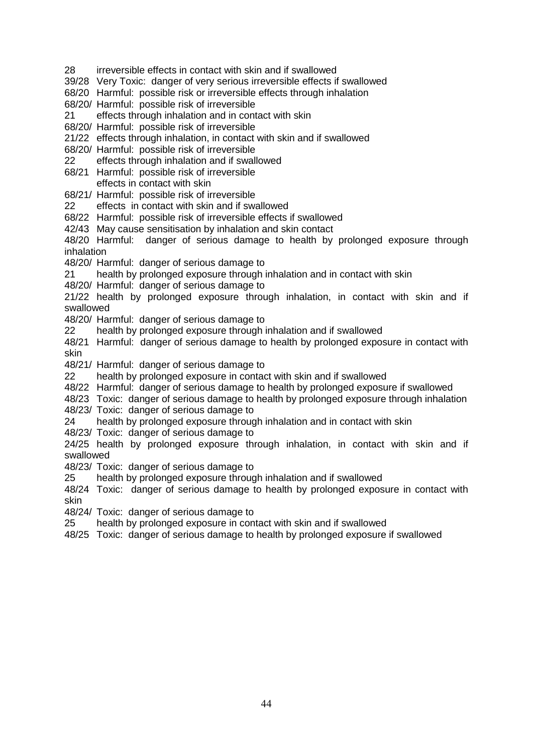28 irreversible effects in contact with skin and if swallowed

39/28 Very Toxic: danger of very serious irreversible effects if swallowed

68/20 Harmful: possible risk or irreversible effects through inhalation

68/20/ Harmful: possible risk of irreversible
21 effects through inhalation and in contact with skin

68/20/ Harmful: possible risk of irreversible
21/22 effects through inhalation, in contact with skin and if swallowed

68/20/ Harmful: possible risk of irreversible
22 effects through inhalation and if swallowed

68/21 Harmful: possible risk of irreversible
effects in contact with skin

68/21/ Harmful: possible risk of irreversible
22 effects in contact with skin and if swallowed

68/22 Harmful: possible risk of irreversible effects if swallowed

42/43 May cause sensitisation by inhalation and skin contact

48/20 Harmful: danger of serious damage to health by prolonged exposure through inhalation

48/20/ Harmful: danger of serious damage to
21 health by prolonged exposure through inhalation and in contact with skin

48/20/ Harmful: danger of serious damage to
21/22 health by prolonged exposure through inhalation, in contact with skin and if swallowed

48/20/ Harmful: danger of serious damage to
22 health by prolonged exposure through inhalation and if swallowed

48/21 Harmful: danger of serious damage to health by prolonged exposure in contact with skin

48/21/ Harmful: danger of serious damage to
22 health by prolonged exposure in contact with skin and if swallowed

48/22 Harmful: danger of serious damage to health by prolonged exposure if swallowed

48/23 Toxic: danger of serious damage to health by prolonged exposure through inhalation

48/23/ Toxic: danger of serious damage to
24 health by prolonged exposure through inhalation and in contact with skin

48/23/ Toxic: danger of serious damage to
24/25 health by prolonged exposure through inhalation, in contact with skin and if swallowed

48/23/ Toxic: danger of serious damage to
25 health by prolonged exposure through inhalation and if swallowed

48/24 Toxic: danger of serious damage to health by prolonged exposure in contact with skin

48/24/ Toxic: danger of serious damage to
25 health by prolonged exposure in contact with skin and if swallowed

48/25 Toxic: danger of serious damage to health by prolonged exposure if swallowed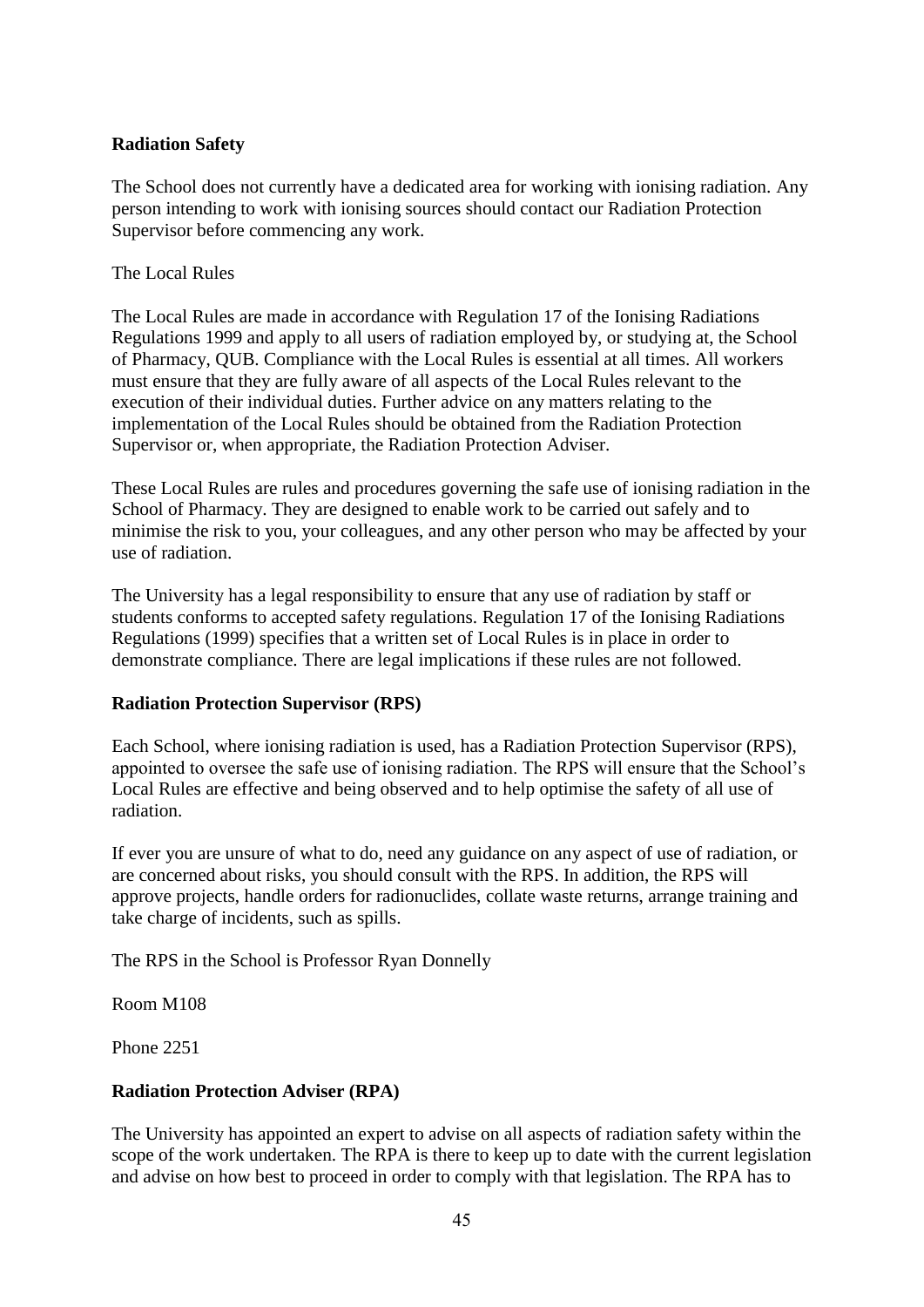## Radiation Safety

The School does not currently have a dedicated area for working with ionising radiation. Any person intending to work with ionising sources should contact our Radiation Protection Supervisor before commencing any work.

The Local Rules

The Local Rules are made in accordance with Regulation 17 of the Ionising Radiations Regulations 1999 and apply to all users of radiation employed by, or studying at, the School of Pharmacy, QUB. Compliance with the Local Rules is essential at all times. All workers must ensure that they are fully aware of all aspects of the Local Rules relevant to the execution of their individual duties. Further advice on any matters relating to the implementation of the Local Rules should be obtained from the Radiation Protection Supervisor or, when appropriate, the Radiation Protection Adviser.

These Local Rules are rules and procedures governing the safe use of ionising radiation in the School of Pharmacy. They are designed to enable work to be carried out safely and to minimise the risk to you, your colleagues, and any other person who may be affected by your use of radiation.

The University has a legal responsibility to ensure that any use of radiation by staff or students conforms to accepted safety regulations. Regulation 17 of the Ionising Radiations Regulations (1999) specifies that a written set of Local Rules is in place in order to demonstrate compliance. There are legal implications if these rules are not followed.

## Radiation Protection Supervisor (RPS)

Each School, where ionising radiation is used, has a Radiation Protection Supervisor (RPS), appointed to oversee the safe use of ionising radiation. The RPS will ensure that the School's Local Rules are effective and being observed and to help optimise the safety of all use of radiation.

If ever you are unsure of what to do, need any guidance on any aspect of use of radiation, or are concerned about risks, you should consult with the RPS. In addition, the RPS will approve projects, handle orders for radionuclides, collate waste returns, arrange training and take charge of incidents, such as spills.

The RPS in the School is Professor Ryan Donnelly

Room M108

Phone 2251

## Radiation Protection Adviser (RPA)

The University has appointed an expert to advise on all aspects of radiation safety within the scope of the work undertaken. The RPA is there to keep up to date with the current legislation and advise on how best to proceed in order to comply with that legislation. The RPA has to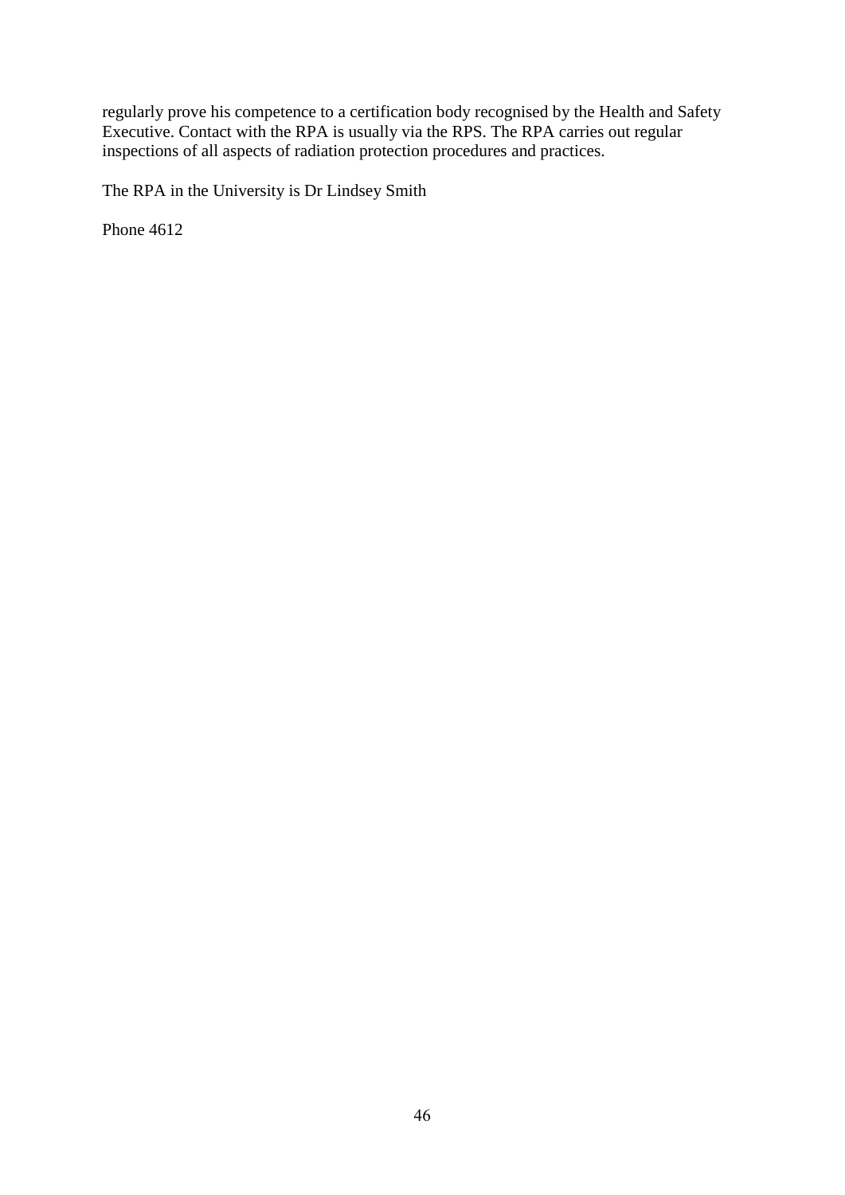regularly prove his competence to a certification body recognised by the Health and Safety Executive. Contact with the RPA is usually via the RPS. The RPA carries out regular inspections of all aspects of radiation protection procedures and practices.

The RPA in the University is Dr Lindsey Smith

Phone 4612